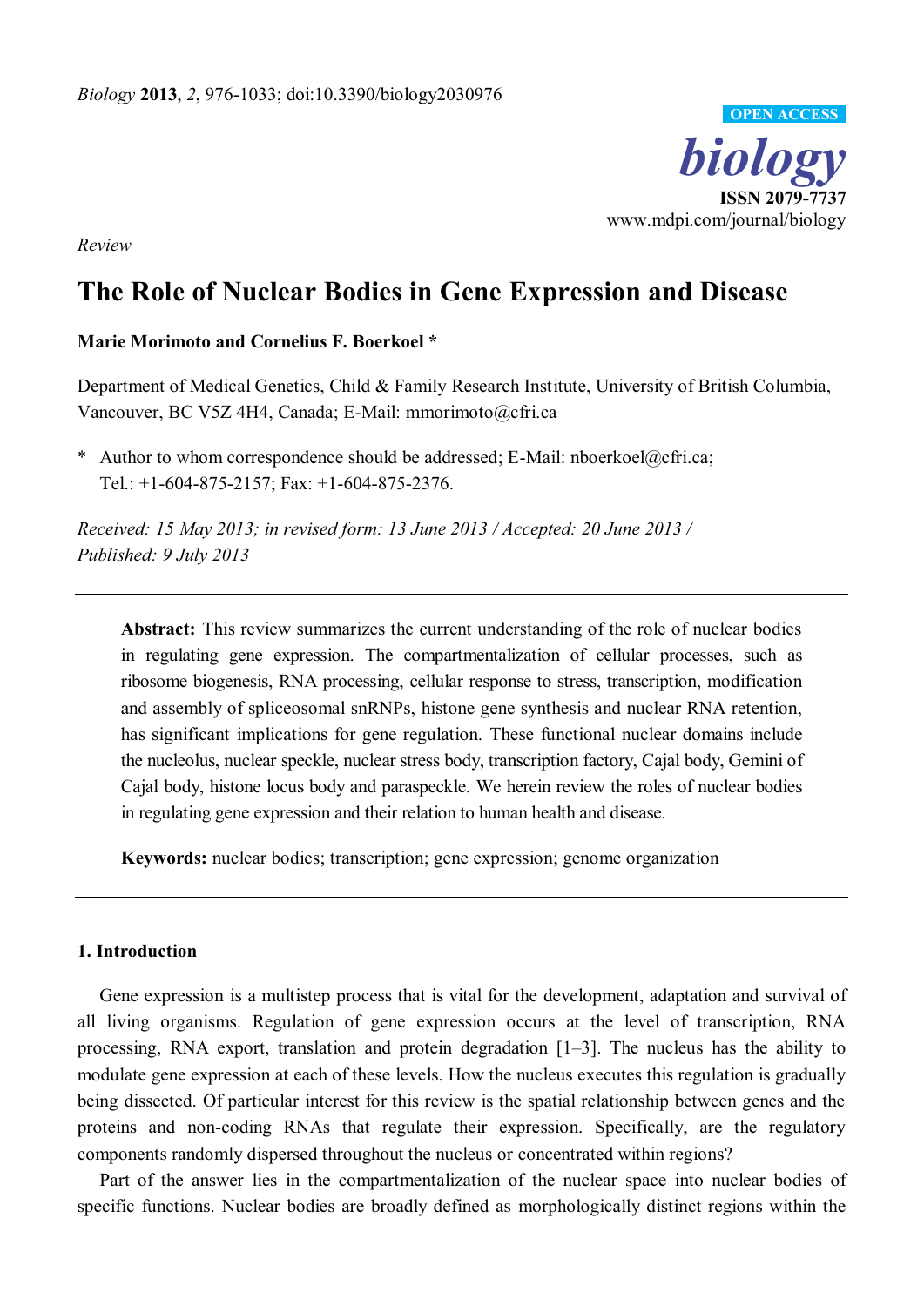OPEN ACCESS

***biology***

**ISSN 2079-7737**
www.mdpi.com/journal/biology

*Review*

# The Role of Nuclear Bodies in Gene Expression and Disease

**Marie Morimoto and Cornelius F. Boerkoel ***

Department of Medical Genetics, Child & Family Research Institute, University of British Columbia, Vancouver, BC V5Z 4H4, Canada; E-Mail: mmorimoto@cfri.ca

\* Author to whom correspondence should be addressed; E-Mail: nboerkoel@cfri.ca; Tel.: +1-604-875-2157; Fax: +1-604-875-2376.

*Received: 15 May 2013; in revised form: 13 June 2013 / Accepted: 20 June 2013 / Published: 9 July 2013*

---

**Abstract:** This review summarizes the current understanding of the role of nuclear bodies in regulating gene expression. The compartmentalization of cellular processes, such as ribosome biogenesis, RNA processing, cellular response to stress, transcription, modification and assembly of spliceosomal snRNPs, histone gene synthesis and nuclear RNA retention, has significant implications for gene regulation. These functional nuclear domains include the nucleolus, nuclear speckle, nuclear stress body, transcription factory, Cajal body, Gemini of Cajal body, histone locus body and paraspeckle. We herein review the roles of nuclear bodies in regulating gene expression and their relation to human health and disease.

**Keywords:** nuclear bodies; transcription; gene expression; genome organization

---

## 1. Introduction

Gene expression is a multistep process that is vital for the development, adaptation and survival of all living organisms. Regulation of gene expression occurs at the level of transcription, RNA processing, RNA export, translation and protein degradation [1–3]. The nucleus has the ability to modulate gene expression at each of these levels. How the nucleus executes this regulation is gradually being dissected. Of particular interest for this review is the spatial relationship between genes and the proteins and non-coding RNAs that regulate their expression. Specifically, are the regulatory components randomly dispersed throughout the nucleus or concentrated within regions?

Part of the answer lies in the compartmentalization of the nuclear space into nuclear bodies of specific functions. Nuclear bodies are broadly defined as morphologically distinct regions within the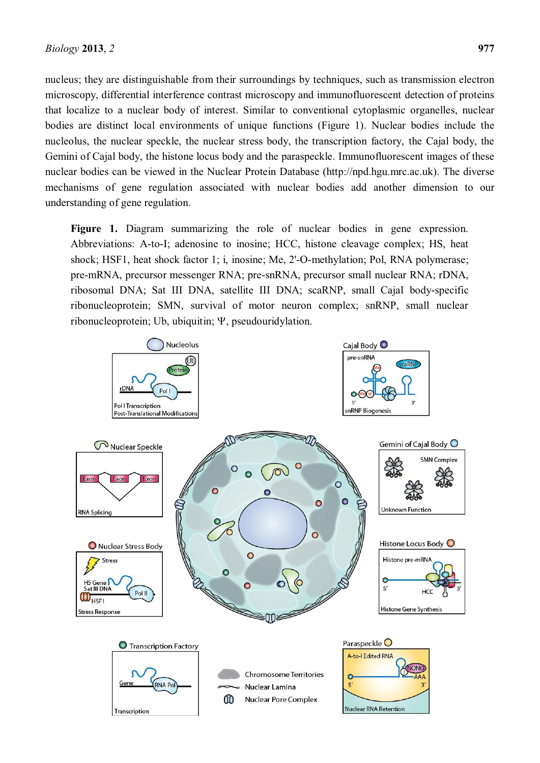nucleus; they are distinguishable from their surroundings by techniques, such as transmission electron microscopy, differential interference contrast microscopy and immunofluorescent detection of proteins that localize to a nuclear body of interest. Similar to conventional cytoplasmic organelles, nuclear bodies are distinct local environments of unique functions (Figure 1). Nuclear bodies include the nucleolus, the nuclear speckle, the nuclear stress body, the transcription factory, the Cajal body, the Gemini of Cajal body, the histone locus body and the paraspeckle. Immunofluorescent images of these nuclear bodies can be viewed in the Nuclear Protein Database (http://npd.hgu.mrc.ac.uk). The diverse mechanisms of gene regulation associated with nuclear bodies add another dimension to our understanding of gene regulation.

**Figure 1.** Diagram summarizing the role of nuclear bodies in gene expression. Abbreviations: A-to-I; adenosine to inosine; HCC, histone cleavage complex; HS, heat shock; HSF1, heat shock factor 1; i, inosine; Me, 2'-O-methylation; Pol, RNA polymerase; pre-mRNA, precursor messenger RNA; pre-snRNA, precursor small nuclear RNA; rDNA, ribosomal DNA; Sat III DNA, satellite III DNA; scaRNP, small Cajal body-specific ribonucleoprotein; SMN, survival of motor neuron complex; snRNP, small nuclear ribonucleoprotein; Ub, ubiquitin; Ψ, pseudouridylation.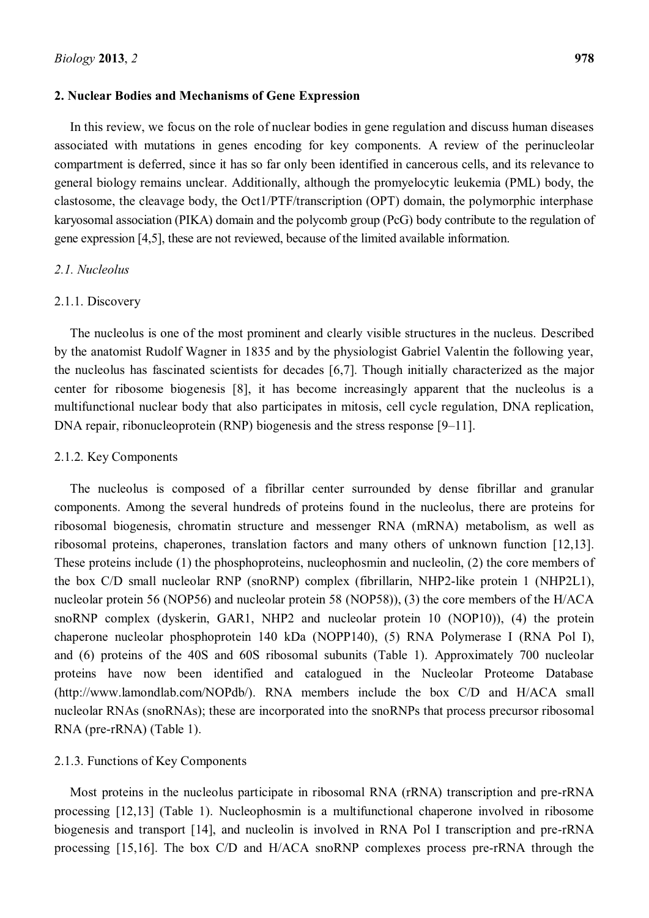## 2. Nuclear Bodies and Mechanisms of Gene Expression

In this review, we focus on the role of nuclear bodies in gene regulation and discuss human diseases associated with mutations in genes encoding for key components. A review of the perinucleolar compartment is deferred, since it has so far only been identified in cancerous cells, and its relevance to general biology remains unclear. Additionally, although the promyelocytic leukemia (PML) body, the clastosome, the cleavage body, the Oct1/PTF/transcription (OPT) domain, the polymorphic interphase karyosomal association (PIKA) domain and the polycomb group (PcG) body contribute to the regulation of gene expression [4,5], these are not reviewed, because of the limited available information.

### *2.1. Nucleolus*

#### 2.1.1. Discovery

The nucleolus is one of the most prominent and clearly visible structures in the nucleus. Described by the anatomist Rudolf Wagner in 1835 and by the physiologist Gabriel Valentin the following year, the nucleolus has fascinated scientists for decades [6,7]. Though initially characterized as the major center for ribosome biogenesis [8], it has become increasingly apparent that the nucleolus is a multifunctional nuclear body that also participates in mitosis, cell cycle regulation, DNA replication, DNA repair, ribonucleoprotein (RNP) biogenesis and the stress response [9–11].

#### 2.1.2. Key Components

The nucleolus is composed of a fibrillar center surrounded by dense fibrillar and granular components. Among the several hundreds of proteins found in the nucleolus, there are proteins for ribosomal biogenesis, chromatin structure and messenger RNA (mRNA) metabolism, as well as ribosomal proteins, chaperones, translation factors and many others of unknown function [12,13]. These proteins include (1) the phosphoproteins, nucleophosmin and nucleolin, (2) the core members of the box C/D small nucleolar RNP (snoRNP) complex (fibrillarin, NHP2-like protein 1 (NHP2L1), nucleolar protein 56 (NOP56) and nucleolar protein 58 (NOP58)), (3) the core members of the H/ACA snoRNP complex (dyskerin, GAR1, NHP2 and nucleolar protein 10 (NOP10)), (4) the protein chaperone nucleolar phosphoprotein 140 kDa (NOPP140), (5) RNA Polymerase I (RNA Pol I), and (6) proteins of the 40S and 60S ribosomal subunits (Table 1). Approximately 700 nucleolar proteins have now been identified and catalogued in the Nucleolar Proteome Database (http://www.lamondlab.com/NOPdb/). RNA members include the box C/D and H/ACA small nucleolar RNAs (snoRNAs); these are incorporated into the snoRNPs that process precursor ribosomal RNA (pre-rRNA) (Table 1).

#### 2.1.3. Functions of Key Components

Most proteins in the nucleolus participate in ribosomal RNA (rRNA) transcription and pre-rRNA processing [12,13] (Table 1). Nucleophosmin is a multifunctional chaperone involved in ribosome biogenesis and transport [14], and nucleolin is involved in RNA Pol I transcription and pre-rRNA processing [15,16]. The box C/D and H/ACA snoRNP complexes process pre-rRNA through the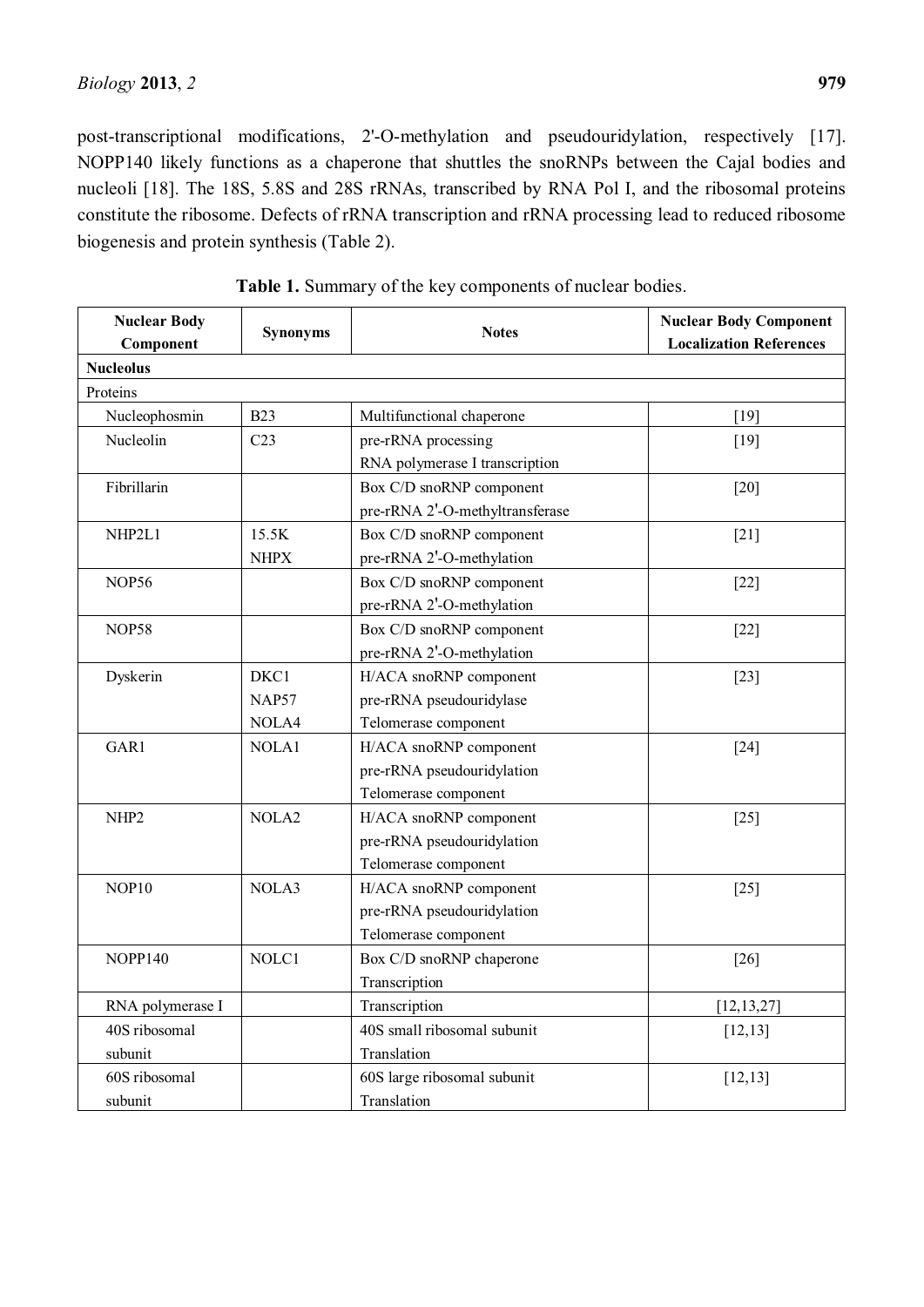post-transcriptional modifications, 2'-O-methylation and pseudouridylation, respectively [17]. NOPP140 likely functions as a chaperone that shuttles the snoRNPs between the Cajal bodies and nucleoli [18]. The 18S, 5.8S and 28S rRNAs, transcribed by RNA Pol I, and the ribosomal proteins constitute the ribosome. Defects of rRNA transcription and rRNA processing lead to reduced ribosome biogenesis and protein synthesis (Table 2).

**Table 1.** Summary of the key components of nuclear bodies.

| Nuclear Body Component | Synonyms | Notes | Nuclear Body Component Localization References |
|---|---|---|---|
| **Nucleolus** | | | |
| Proteins | | | |
| Nucleophosmin | B23 | Multifunctional chaperone | [19] |
| Nucleolin | C23 | pre-rRNA processing<br>RNA polymerase I transcription | [19] |
| Fibrillarin | | Box C/D snoRNP component<br>pre-rRNA 2'-O-methyltransferase | [20] |
| NHP2L1 | 15.5K<br>NHPX | Box C/D snoRNP component<br>pre-rRNA 2'-O-methylation | [21] |
| NOP56 | | Box C/D snoRNP component<br>pre-rRNA 2'-O-methylation | [22] |
| NOP58 | | Box C/D snoRNP component<br>pre-rRNA 2'-O-methylation | [22] |
| Dyskerin | DKC1<br>NAP57<br>NOLA4 | H/ACA snoRNP component<br>pre-rRNA pseudouridylase<br>Telomerase component | [23] |
| GAR1 | NOLA1 | H/ACA snoRNP component<br>pre-rRNA pseudouridylation<br>Telomerase component | [24] |
| NHP2 | NOLA2 | H/ACA snoRNP component<br>pre-rRNA pseudouridylation<br>Telomerase component | [25] |
| NOP10 | NOLA3 | H/ACA snoRNP component<br>pre-rRNA pseudouridylation<br>Telomerase component | [25] |
| NOPP140 | NOLC1 | Box C/D snoRNP chaperone<br>Transcription | [26] |
| RNA polymerase I | | Transcription | [12,13,27] |
| 40S ribosomal subunit | | 40S small ribosomal subunit<br>Translation | [12,13] |
| 60S ribosomal subunit | | 60S large ribosomal subunit<br>Translation | [12,13] |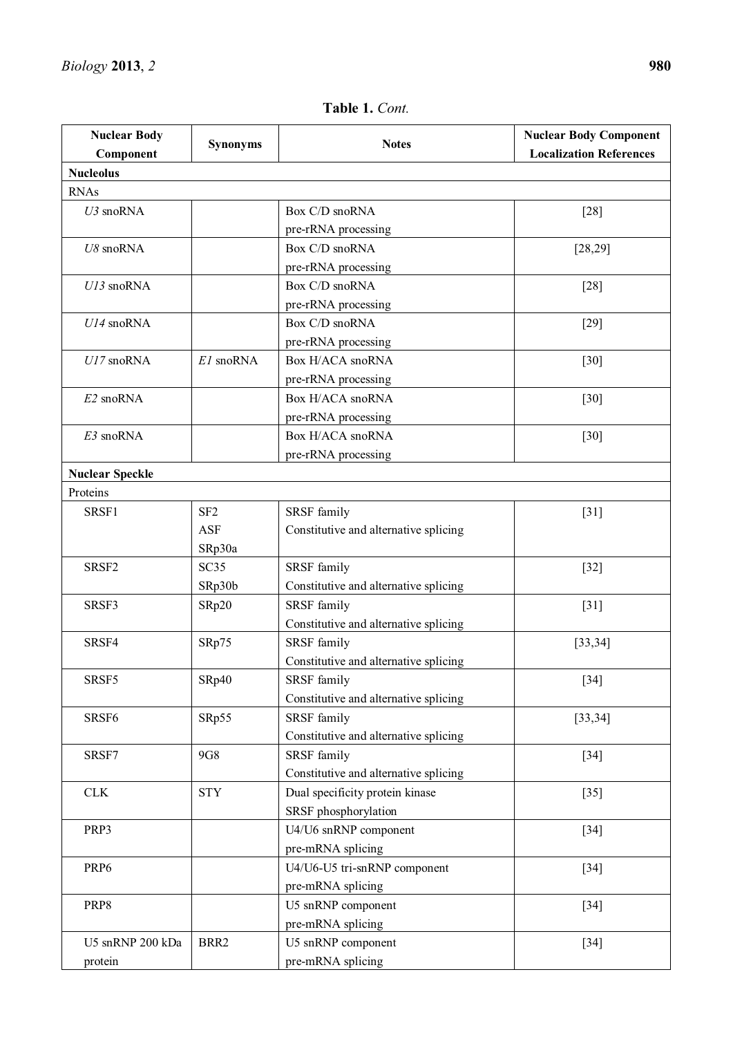**Table 1.** *Cont.*

| Nuclear Body Component | Synonyms | Notes | Nuclear Body Component Localization References |
|---|---|---|---|
| **Nucleolus** | | | |
| RNAs | | | |
| *U3* snoRNA | | Box C/D snoRNA pre-rRNA processing | [28] |
| *U8* snoRNA | | Box C/D snoRNA pre-rRNA processing | [28,29] |
| *U13* snoRNA | | Box C/D snoRNA pre-rRNA processing | [28] |
| *U14* snoRNA | | Box C/D snoRNA pre-rRNA processing | [29] |
| *U17* snoRNA | *E1* snoRNA | Box H/ACA snoRNA pre-rRNA processing | [30] |
| *E2* snoRNA | | Box H/ACA snoRNA pre-rRNA processing | [30] |
| *E3* snoRNA | | Box H/ACA snoRNA pre-rRNA processing | [30] |
| **Nuclear Speckle** | | | |
| Proteins | | | |
| SRSF1 | SF2 ASF SRp30a | SRSF family Constitutive and alternative splicing | [31] |
| SRSF2 | SC35 SRp30b | SRSF family Constitutive and alternative splicing | [32] |
| SRSF3 | SRp20 | SRSF family Constitutive and alternative splicing | [31] |
| SRSF4 | SRp75 | SRSF family Constitutive and alternative splicing | [33,34] |
| SRSF5 | SRp40 | SRSF family Constitutive and alternative splicing | [34] |
| SRSF6 | SRp55 | SRSF family Constitutive and alternative splicing | [33,34] |
| SRSF7 | 9G8 | SRSF family Constitutive and alternative splicing | [34] |
| CLK | STY | Dual specificity protein kinase SRSF phosphorylation | [35] |
| PRP3 | | U4/U6 snRNP component pre-mRNA splicing | [34] |
| PRP6 | | U4/U6-U5 tri-snRNP component pre-mRNA splicing | [34] |
| PRP8 | | U5 snRNP component pre-mRNA splicing | [34] |
| U5 snRNP 200 kDa protein | BRR2 | U5 snRNP component pre-mRNA splicing | [34] |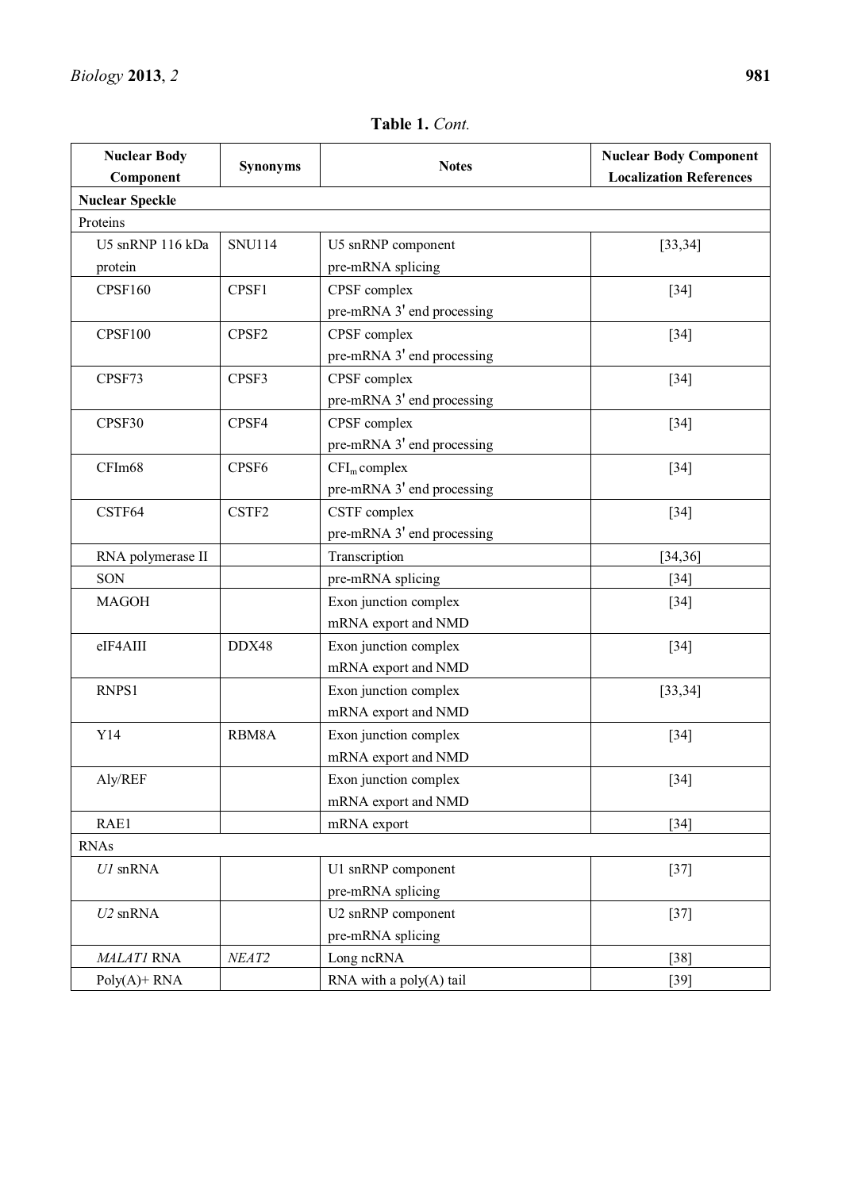**Table 1.** *Cont.*

| Nuclear Body Component | Synonyms | Notes | Nuclear Body Component Localization References |
|---|---|---|---|
| **Nuclear Speckle** | | | |
| Proteins | | | |
| U5 snRNP 116 kDa protein | SNU114 | U5 snRNP component pre-mRNA splicing | [33,34] |
| CPSF160 | CPSF1 | CPSF complex pre-mRNA 3′ end processing | [34] |
| CPSF100 | CPSF2 | CPSF complex pre-mRNA 3′ end processing | [34] |
| CPSF73 | CPSF3 | CPSF complex pre-mRNA 3′ end processing | [34] |
| CPSF30 | CPSF4 | CPSF complex pre-mRNA 3′ end processing | [34] |
| CFIm68 | CPSF6 | $CFI_m$ complex pre-mRNA 3′ end processing | [34] |
| CSTF64 | CSTF2 | CSTF complex pre-mRNA 3′ end processing | [34] |
| RNA polymerase II | | Transcription | [34,36] |
| SON | | pre-mRNA splicing | [34] |
| MAGOH | | Exon junction complex mRNA export and NMD | [34] |
| eIF4AIII | DDX48 | Exon junction complex mRNA export and NMD | [34] |
| RNPS1 | | Exon junction complex mRNA export and NMD | [33,34] |
| Y14 | RBM8A | Exon junction complex mRNA export and NMD | [34] |
| Aly/REF | | Exon junction complex mRNA export and NMD | [34] |
| RAE1 | | mRNA export | [34] |
| RNAs | | | |
| *U1* snRNA | | U1 snRNP component pre-mRNA splicing | [37] |
| *U2* snRNA | | U2 snRNP component pre-mRNA splicing | [37] |
| *MALAT1* RNA | *NEAT2* | Long ncRNA | [38] |
| Poly(A)+ RNA | | RNA with a poly(A) tail | [39] |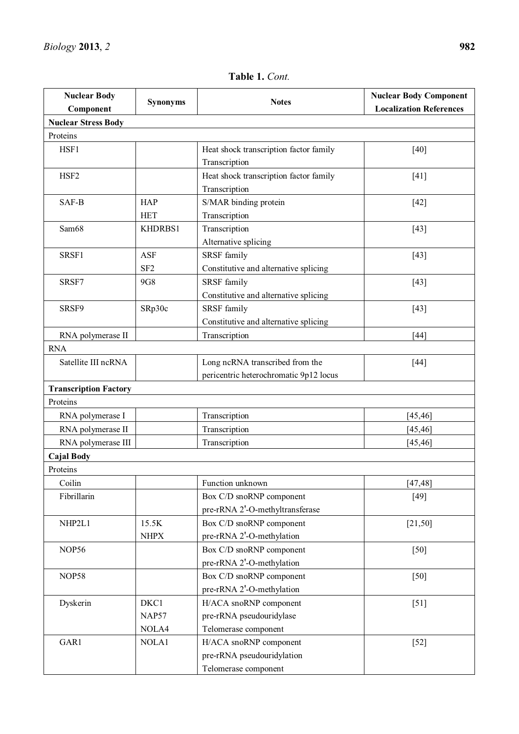**Table 1.** *Cont.*

| Nuclear Body Component | Synonyms | Notes | Nuclear Body Component Localization References |
|---|---|---|---|
| **Nuclear Stress Body** | | | |
| Proteins | | | |
| HSF1 | | Heat shock transcription factor family Transcription | [40] |
| HSF2 | | Heat shock transcription factor family Transcription | [41] |
| SAF-B | HAP HET | S/MAR binding protein Transcription | [42] |
| Sam68 | KHDRBS1 | Transcription Alternative splicing | [43] |
| SRSF1 | ASF SF2 | SRSF family Constitutive and alternative splicing | [43] |
| SRSF7 | 9G8 | SRSF family Constitutive and alternative splicing | [43] |
| SRSF9 | SRp30c | SRSF family Constitutive and alternative splicing | [43] |
| RNA polymerase II | | Transcription | [44] |
| RNA | | | |
| Satellite III ncRNA | | Long ncRNA transcribed from the pericentric heterochromatic 9p12 locus | [44] |
| **Transcription Factory** | | | |
| Proteins | | | |
| RNA polymerase I | | Transcription | [45,46] |
| RNA polymerase II | | Transcription | [45,46] |
| RNA polymerase III | | Transcription | [45,46] |
| **Cajal Body** | | | |
| Proteins | | | |
| Coilin | | Function unknown | [47,48] |
| Fibrillarin | | Box C/D snoRNP component pre-rRNA 2'-O-methyltransferase | [49] |
| NHP2L1 | 15.5K NHPX | Box C/D snoRNP component pre-rRNA 2'-O-methylation | [21,50] |
| NOP56 | | Box C/D snoRNP component pre-rRNA 2'-O-methylation | [50] |
| NOP58 | | Box C/D snoRNP component pre-rRNA 2'-O-methylation | [50] |
| Dyskerin | DKC1 NAP57 NOLA4 | H/ACA snoRNP component pre-rRNA pseudouridylase Telomerase component | [51] |
| GAR1 | NOLA1 | H/ACA snoRNP component pre-rRNA pseudouridylation Telomerase component | [52] |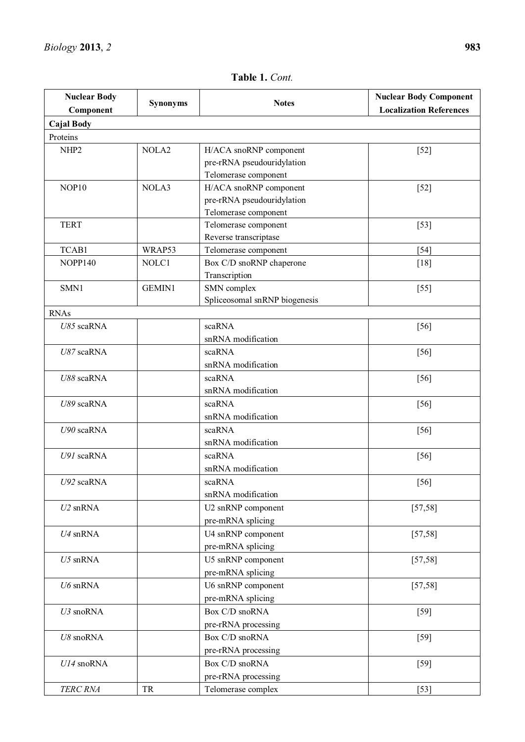**Table 1.** *Cont.*

| Nuclear Body Component | Synonyms | Notes | Nuclear Body Component Localization References |
| --- | --- | --- | --- |
| **Cajal Body** | | | |
| Proteins | | | |
| NHP2 | NOLA2 | H/ACA snoRNP component<br>pre-rRNA pseudouridylation<br>Telomerase component | [52] |
| NOP10 | NOLA3 | H/ACA snoRNP component<br>pre-rRNA pseudouridylation<br>Telomerase component | [52] |
| TERT | | Telomerase component<br>Reverse transcriptase | [53] |
| TCAB1 | WRAP53 | Telomerase component | [54] |
| NOPP140 | NOLC1 | Box C/D snoRNP chaperone<br>Transcription | [18] |
| SMN1 | GEMIN1 | SMN complex<br>Spliceosomal snRNP biogenesis | [55] |
| RNAs | | | |
| *U85* scaRNA | | scaRNA<br>snRNA modification | [56] |
| *U87* scaRNA | | scaRNA<br>snRNA modification | [56] |
| *U88* scaRNA | | scaRNA<br>snRNA modification | [56] |
| *U89* scaRNA | | scaRNA<br>snRNA modification | [56] |
| *U90* scaRNA | | scaRNA<br>snRNA modification | [56] |
| *U91* scaRNA | | scaRNA<br>snRNA modification | [56] |
| *U92* scaRNA | | scaRNA<br>snRNA modification | [56] |
| *U2* snRNA | | U2 snRNP component<br>pre-mRNA splicing | [57,58] |
| *U4* snRNA | | U4 snRNP component<br>pre-mRNA splicing | [57,58] |
| *U5* snRNA | | U5 snRNP component<br>pre-mRNA splicing | [57,58] |
| *U6* snRNA | | U6 snRNP component<br>pre-mRNA splicing | [57,58] |
| *U3* snoRNA | | Box C/D snoRNA<br>pre-rRNA processing | [59] |
| *U8* snoRNA | | Box C/D snoRNA<br>pre-rRNA processing | [59] |
| *U14* snoRNA | | Box C/D snoRNA<br>pre-rRNA processing | [59] |
| *TERC RNA* | TR | Telomerase complex | [53] |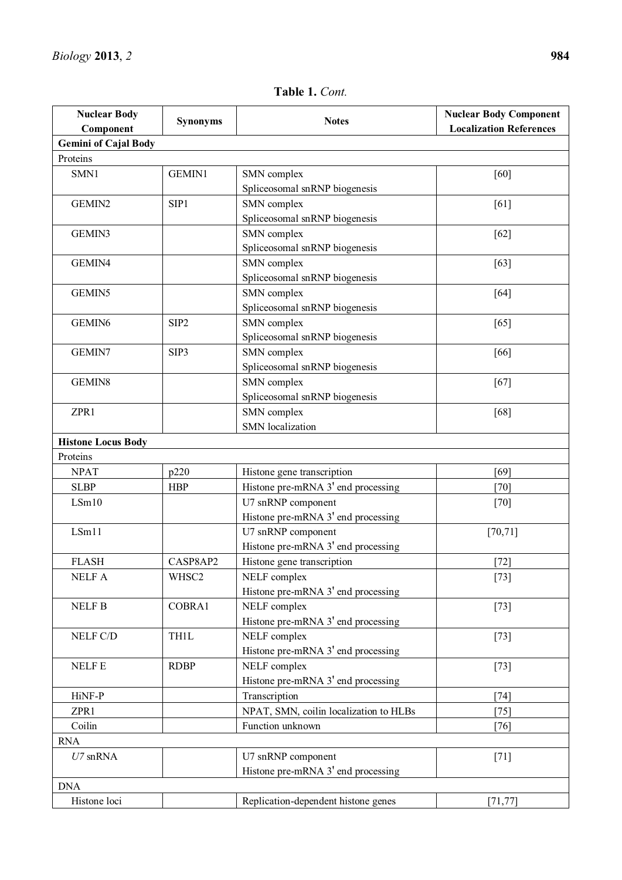**Table 1.** *Cont.*

| Nuclear Body Component | Synonyms | Notes | Nuclear Body Component Localization References |
|---|---|---|---|
| **Gemini of Cajal Body** | | | |
| Proteins | | | |
| SMN1 | GEMIN1 | SMN complex<br>Spliceosomal snRNP biogenesis | [60] |
| GEMIN2 | SIP1 | SMN complex<br>Spliceosomal snRNP biogenesis | [61] |
| GEMIN3 | | SMN complex<br>Spliceosomal snRNP biogenesis | [62] |
| GEMIN4 | | SMN complex<br>Spliceosomal snRNP biogenesis | [63] |
| GEMIN5 | | SMN complex<br>Spliceosomal snRNP biogenesis | [64] |
| GEMIN6 | SIP2 | SMN complex<br>Spliceosomal snRNP biogenesis | [65] |
| GEMIN7 | SIP3 | SMN complex<br>Spliceosomal snRNP biogenesis | [66] |
| GEMIN8 | | SMN complex<br>Spliceosomal snRNP biogenesis | [67] |
| ZPR1 | | SMN complex<br>SMN localization | [68] |
| **Histone Locus Body** | | | |
| Proteins | | | |
| NPAT | p220 | Histone gene transcription | [69] |
| SLBP | HBP | Histone pre-mRNA 3ʹ end processing | [70] |
| LSm10 | | U7 snRNP component<br>Histone pre-mRNA 3ʹ end processing | [70] |
| LSm11 | | U7 snRNP component<br>Histone pre-mRNA 3ʹ end processing | [70,71] |
| FLASH | CASP8AP2 | Histone gene transcription | [72] |
| NELF A | WHSC2 | NELF complex<br>Histone pre-mRNA 3ʹ end processing | [73] |
| NELF B | COBRA1 | NELF complex<br>Histone pre-mRNA 3ʹ end processing | [73] |
| NELF C/D | TH1L | NELF complex<br>Histone pre-mRNA 3ʹ end processing | [73] |
| NELF E | RDBP | NELF complex<br>Histone pre-mRNA 3ʹ end processing | [73] |
| HiNF-P | | Transcription | [74] |
| ZPR1 | | NPAT, SMN, coilin localization to HLBs | [75] |
| Coilin | | Function unknown | [76] |
| RNA | | | |
| *U7* snRNA | | U7 snRNP component<br>Histone pre-mRNA 3ʹ end processing | [71] |
| DNA | | | |
| Histone loci | | Replication-dependent histone genes | [71,77] |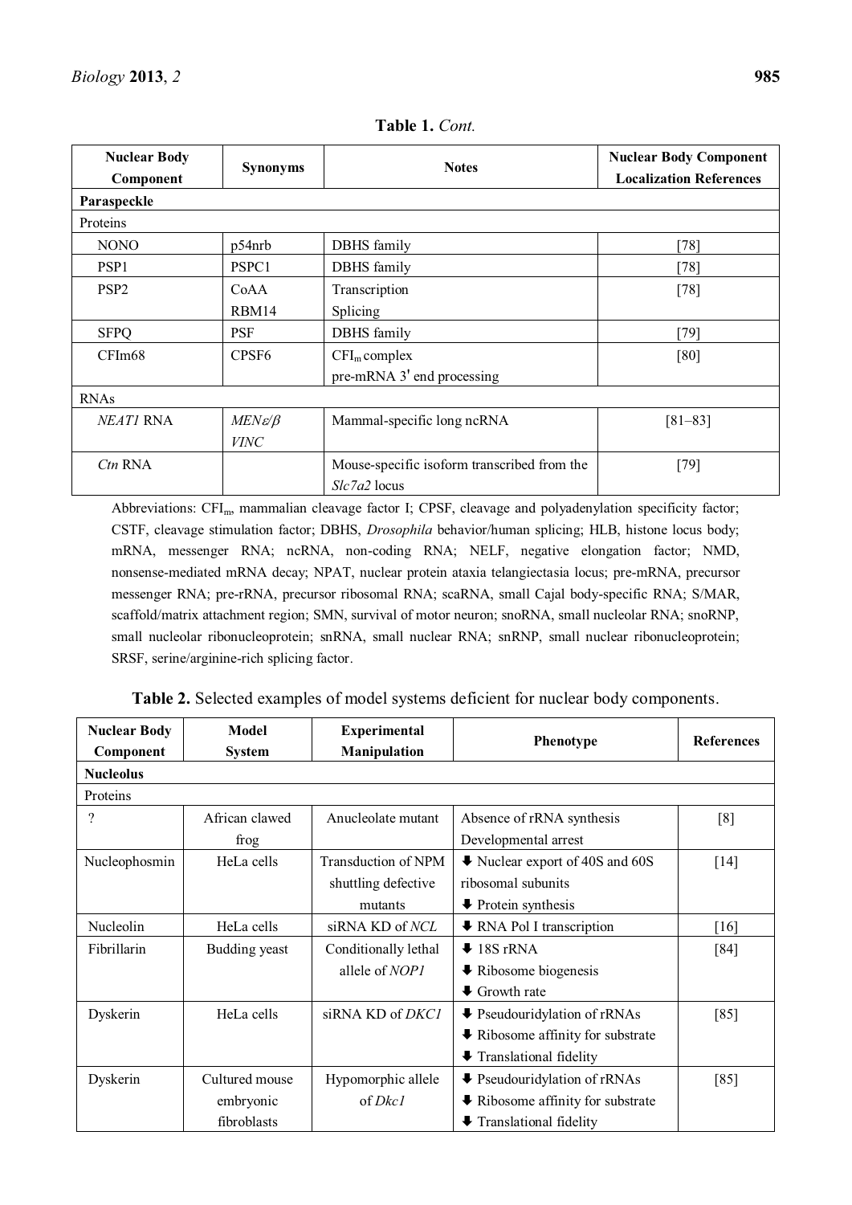**Table 1.** *Cont.*

| Nuclear Body Component | Synonyms | Notes | Nuclear Body Component Localization References |
|---|---|---|---|
| **Paraspeckle** | | | |
| Proteins | | | |
| NONO | p54nrb | DBHS family | [78] |
| PSP1 | PSPC1 | DBHS family | [78] |
| PSP2 | CoAA RBM14 | Transcription Splicing | [78] |
| SFPQ | PSF | DBHS family | [79] |
| CFIm68 | CPSF6 | $CFI_m$ complex pre-mRNA 3′ end processing | [80] |
| RNAs | | | |
| *NEAT1* RNA | *MENε/β* *VINC* | Mammal-specific long ncRNA | [81–83] |
| *Ctn* RNA | | Mouse-specific isoform transcribed from the *Slc7a2* locus | [79] |

Abbreviations: $CFI_m$, mammalian cleavage factor I; CPSF, cleavage and polyadenylation specificity factor; CSTF, cleavage stimulation factor; DBHS, *Drosophila* behavior/human splicing; HLB, histone locus body; mRNA, messenger RNA; ncRNA, non-coding RNA; NELF, negative elongation factor; NMD, nonsense-mediated mRNA decay; NPAT, nuclear protein ataxia telangiectasia locus; pre-mRNA, precursor messenger RNA; pre-rRNA, precursor ribosomal RNA; scaRNA, small Cajal body-specific RNA; S/MAR, scaffold/matrix attachment region; SMN, survival of motor neuron; snoRNA, small nucleolar RNA; snoRNP, small nucleolar ribonucleoprotein; snRNA, small nuclear RNA; snRNP, small nuclear ribonucleoprotein; SRSF, serine/arginine-rich splicing factor.

**Table 2.** Selected examples of model systems deficient for nuclear body components.

| Nuclear Body Component | Model System | Experimental Manipulation | Phenotype | References |
|---|---|---|---|---|
| **Nucleolus** | | | | |
| Proteins | | | | |
| ? | African clawed frog | Anucleolate mutant | Absence of rRNA synthesis<br>Developmental arrest | [8] |
| Nucleophosmin | HeLa cells | Transduction of NPM shuttling defective mutants | ⬇ Nuclear export of 40S and 60S ribosomal subunits<br>⬇ Protein synthesis | [14] |
| Nucleolin | HeLa cells | siRNA KD of *NCL* | ⬇ RNA Pol I transcription | [16] |
| Fibrillarin | Budding yeast | Conditionally lethal allele of *NOP1* | ⬇ 18S rRNA<br>⬇ Ribosome biogenesis<br>⬇ Growth rate | [84] |
| Dyskerin | HeLa cells | siRNA KD of *DKC1* | ⬇ Pseudouridylation of rRNAs<br>⬇ Ribosome affinity for substrate<br>⬇ Translational fidelity | [85] |
| Dyskerin | Cultured mouse embryonic fibroblasts | Hypomorphic allele of *Dkc1* | ⬇ Pseudouridylation of rRNAs<br>⬇ Ribosome affinity for substrate<br>⬇ Translational fidelity | [85] |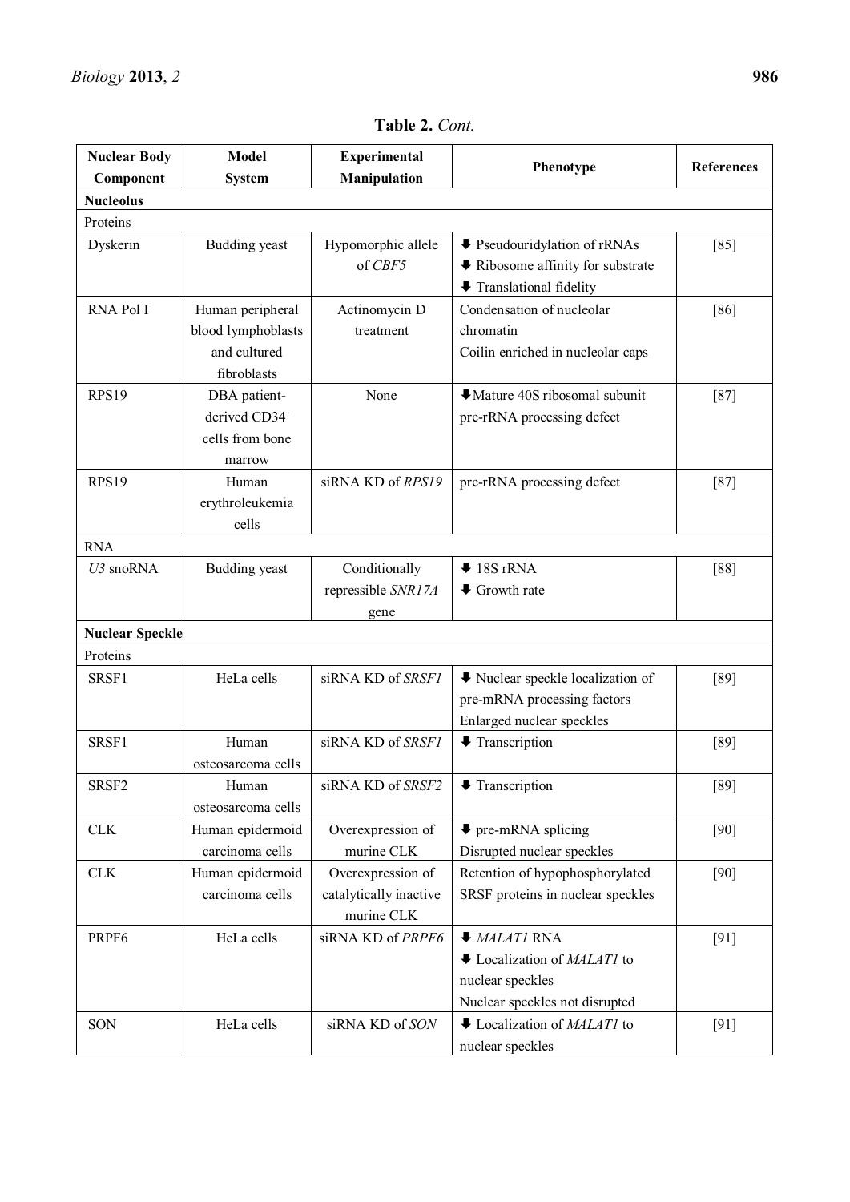**Table 2.** *Cont.*

| Nuclear Body Component | Model System | Experimental Manipulation | Phenotype | References |
|---|---|---|---|---|
| **Nucleolus** | | | | |
| Proteins | | | | |
| Dyskerin | Budding yeast | Hypomorphic allele of *CBF5* | ⬇ Pseudouridylation of rRNAs<br>⬇ Ribosome affinity for substrate<br>⬇ Translational fidelity | [85] |
| RNA Pol I | Human peripheral blood lymphoblasts and cultured fibroblasts | Actinomycin D treatment | Condensation of nucleolar chromatin<br>Coilin enriched in nucleolar caps | [86] |
| RPS19 | DBA patient-derived CD34⁻ cells from bone marrow | None | ⬇Mature 40S ribosomal subunit pre-rRNA processing defect | [87] |
| RPS19 | Human erythroleukemia cells | siRNA KD of *RPS19* | pre-rRNA processing defect | [87] |
| RNA | | | | |
| *U3* snoRNA | Budding yeast | Conditionally repressible *SNR17A* gene | ⬇ 18S rRNA<br>⬇ Growth rate | [88] |
| **Nuclear Speckle** | | | | |
| Proteins | | | | |
| SRSF1 | HeLa cells | siRNA KD of *SRSF1* | ⬇ Nuclear speckle localization of pre-mRNA processing factors<br>Enlarged nuclear speckles | [89] |
| SRSF1 | Human osteosarcoma cells | siRNA KD of *SRSF1* | ⬇ Transcription | [89] |
| SRSF2 | Human osteosarcoma cells | siRNA KD of *SRSF2* | ⬇ Transcription | [89] |
| CLK | Human epidermoid carcinoma cells | Overexpression of murine CLK | ⬇ pre-mRNA splicing<br>Disrupted nuclear speckles | [90] |
| CLK | Human epidermoid carcinoma cells | Overexpression of catalytically inactive murine CLK | Retention of hypophosphorylated SRSF proteins in nuclear speckles | [90] |
| PRPF6 | HeLa cells | siRNA KD of *PRPF6* | ⬇ *MALAT1* RNA<br>⬇ Localization of *MALAT1* to nuclear speckles<br>Nuclear speckles not disrupted | [91] |
| SON | HeLa cells | siRNA KD of *SON* | ⬇ Localization of *MALAT1* to nuclear speckles | [91] |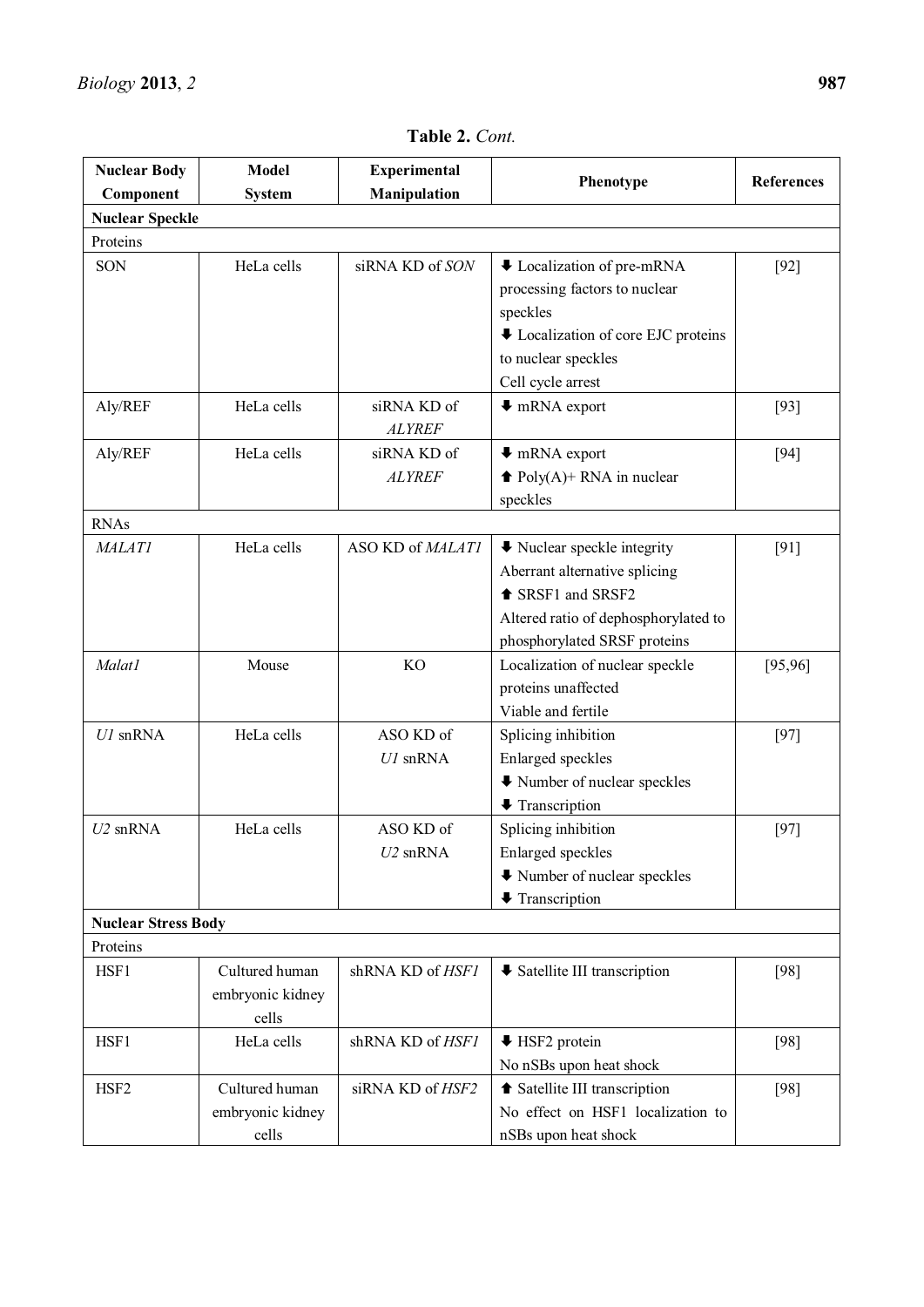**Table 2.** *Cont.*

| Nuclear Body Component | Model System | Experimental Manipulation | Phenotype | References |
|---|---|---|---|---|
| **Nuclear Speckle** | | | | |
| Proteins | | | | |
| SON | HeLa cells | siRNA KD of *SON* | ⬇ Localization of pre-mRNA processing factors to nuclear speckles<br>⬇ Localization of core EJC proteins to nuclear speckles<br>Cell cycle arrest | [92] |
| Aly/REF | HeLa cells | siRNA KD of *ALYREF* | ⬇ mRNA export | [93] |
| Aly/REF | HeLa cells | siRNA KD of *ALYREF* | ⬇ mRNA export<br>⬆ Poly(A)+ RNA in nuclear speckles | [94] |
| RNAs | | | | |
| *MALAT1* | HeLa cells | ASO KD of *MALAT1* | ⬇ Nuclear speckle integrity<br>Aberrant alternative splicing<br>⬆ SRSF1 and SRSF2<br>Altered ratio of dephosphorylated to phosphorylated SRSF proteins | [91] |
| *Malat1* | Mouse | KO | Localization of nuclear speckle proteins unaffected<br>Viable and fertile | [95,96] |
| *U1* snRNA | HeLa cells | ASO KD of *U1* snRNA | Splicing inhibition<br>Enlarged speckles<br>⬇ Number of nuclear speckles<br>⬇ Transcription | [97] |
| *U2* snRNA | HeLa cells | ASO KD of *U2* snRNA | Splicing inhibition<br>Enlarged speckles<br>⬇ Number of nuclear speckles<br>⬇ Transcription | [97] |
| **Nuclear Stress Body** | | | | |
| Proteins | | | | |
| HSF1 | Cultured human embryonic kidney cells | shRNA KD of *HSF1* | ⬇ Satellite III transcription | [98] |
| HSF1 | HeLa cells | shRNA KD of *HSF1* | ⬇ HSF2 protein<br>No nSBs upon heat shock | [98] |
| HSF2 | Cultured human embryonic kidney cells | siRNA KD of *HSF2* | ⬆ Satellite III transcription<br>No effect on HSF1 localization to nSBs upon heat shock | [98] |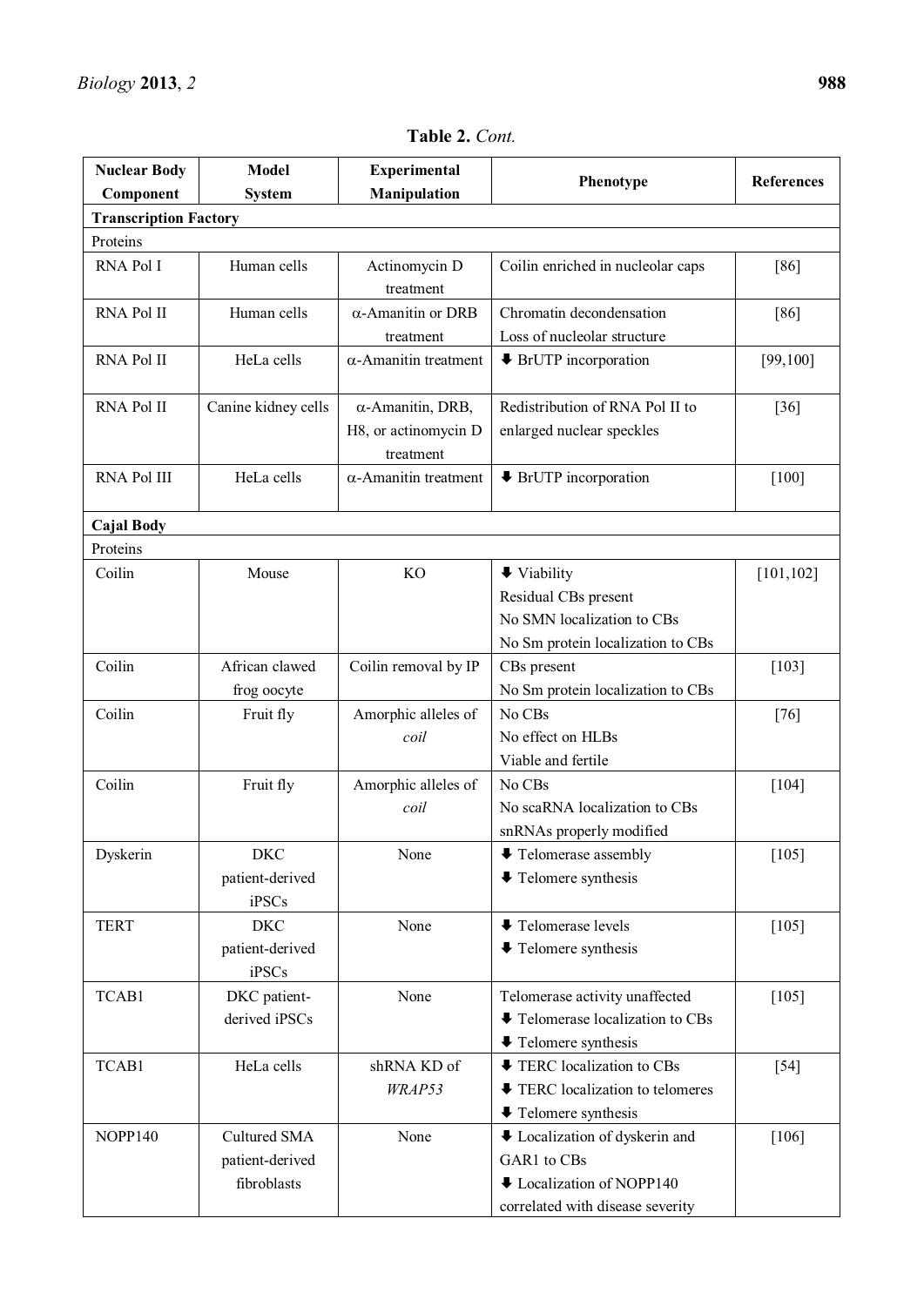**Table 2.** *Cont.*

| Nuclear Body Component | Model System | Experimental Manipulation | Phenotype | References |
|---|---|---|---|---|
| **Transcription Factory** | | | | |
| Proteins | | | | |
| RNA Pol I | Human cells | Actinomycin D treatment | Coilin enriched in nucleolar caps | [86] |
| RNA Pol II | Human cells | α-Amanitin or DRB treatment | Chromatin decondensation<br>Loss of nucleolar structure | [86] |
| RNA Pol II | HeLa cells | α-Amanitin treatment | ⬇ BrUTP incorporation | [99,100] |
| RNA Pol II | Canine kidney cells | α-Amanitin, DRB, H8, or actinomycin D treatment | Redistribution of RNA Pol II to enlarged nuclear speckles | [36] |
| RNA Pol III | HeLa cells | α-Amanitin treatment | ⬇ BrUTP incorporation | [100] |
| **Cajal Body** | | | | |
| Proteins | | | | |
| Coilin | Mouse | KO | ⬇ Viability<br>Residual CBs present<br>No SMN localization to CBs<br>No Sm protein localization to CBs | [101,102] |
| Coilin | African clawed frog oocyte | Coilin removal by IP | CBs present<br>No Sm protein localization to CBs | [103] |
| Coilin | Fruit fly | Amorphic alleles of *coil* | No CBs<br>No effect on HLBs<br>Viable and fertile | [76] |
| Coilin | Fruit fly | Amorphic alleles of *coil* | No CBs<br>No scaRNA localization to CBs<br>snRNAs properly modified | [104] |
| Dyskerin | DKC patient-derived iPSCs | None | ⬇ Telomerase assembly<br>⬇ Telomere synthesis | [105] |
| TERT | DKC patient-derived iPSCs | None | ⬇ Telomerase levels<br>⬇ Telomere synthesis | [105] |
| TCAB1 | DKC patient-derived iPSCs | None | Telomerase activity unaffected<br>⬇ Telomerase localization to CBs<br>⬇ Telomere synthesis | [105] |
| TCAB1 | HeLa cells | shRNA KD of *WRAP53* | ⬇ TERC localization to CBs<br>⬇ TERC localization to telomeres<br>⬇ Telomere synthesis | [54] |
| NOPP140 | Cultured SMA patient-derived fibroblasts | None | ⬇ Localization of dyskerin and GAR1 to CBs<br>⬇ Localization of NOPP140 correlated with disease severity | [106] |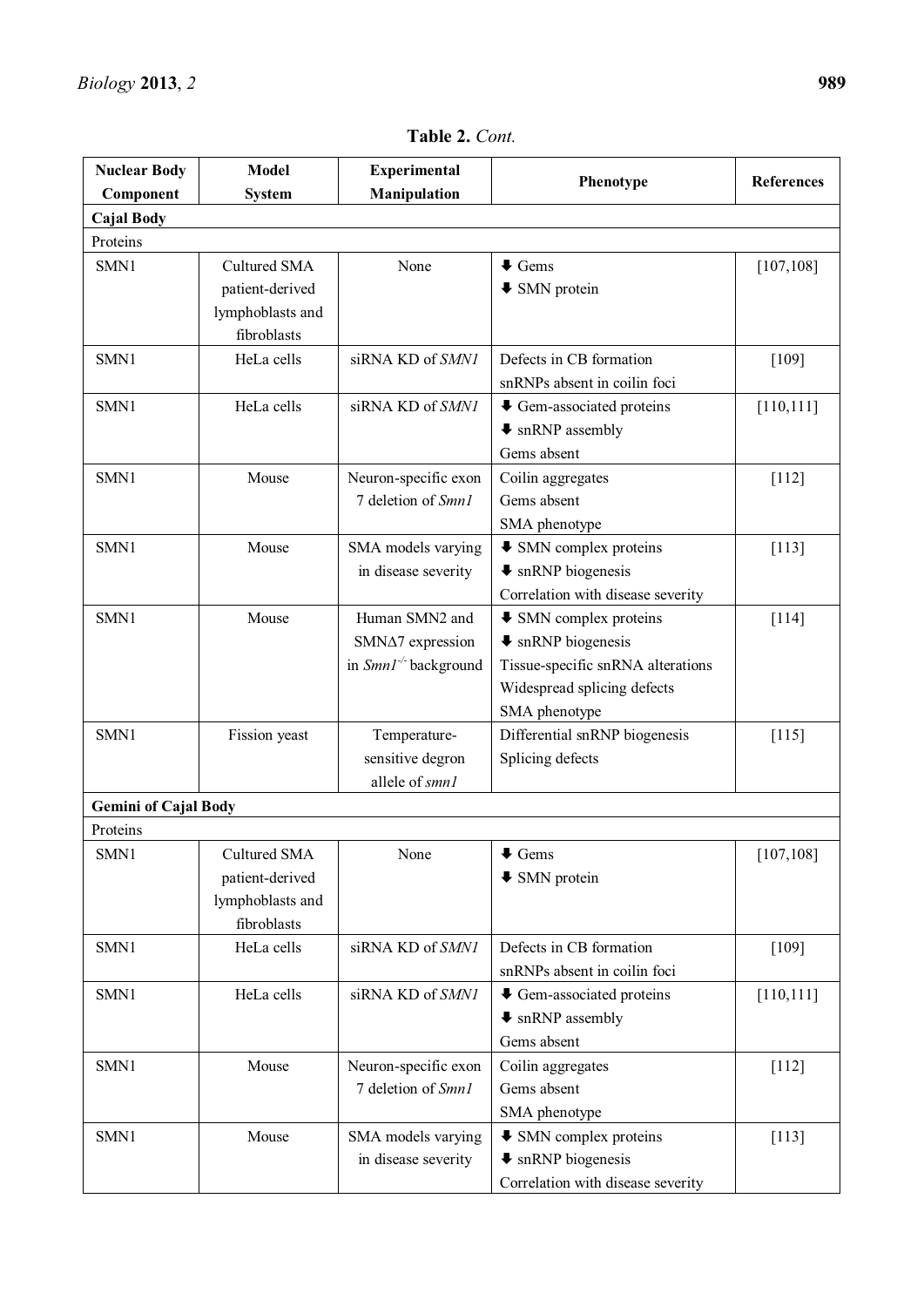**Table 2.** *Cont.*

| Nuclear Body Component | Model System | Experimental Manipulation | Phenotype | References |
|---|---|---|---|---|
| **Cajal Body** | | | | |
| Proteins | | | | |
| SMN1 | Cultured SMA patient-derived lymphoblasts and fibroblasts | None | ⬇ Gems<br>⬇ SMN protein | [107,108] |
| SMN1 | HeLa cells | siRNA KD of *SMN1* | Defects in CB formation<br>snRNPs absent in coilin foci | [109] |
| SMN1 | HeLa cells | siRNA KD of *SMN1* | ⬇ Gem-associated proteins<br>⬇ snRNP assembly<br>Gems absent | [110,111] |
| SMN1 | Mouse | Neuron-specific exon 7 deletion of *Smn1* | Coilin aggregates<br>Gems absent<br>SMA phenotype | [112] |
| SMN1 | Mouse | SMA models varying in disease severity | ⬇ SMN complex proteins<br>⬇ snRNP biogenesis<br>Correlation with disease severity | [113] |
| SMN1 | Mouse | Human SMN2 and SMNΔ7 expression in *Smn1*$^{-/-}$ background | ⬇ SMN complex proteins<br>⬇ snRNP biogenesis<br>Tissue-specific snRNA alterations<br>Widespread splicing defects<br>SMA phenotype | [114] |
| SMN1 | Fission yeast | Temperature-sensitive degron allele of *smn1* | Differential snRNP biogenesis<br>Splicing defects | [115] |
| **Gemini of Cajal Body** | | | | |
| Proteins | | | | |
| SMN1 | Cultured SMA patient-derived lymphoblasts and fibroblasts | None | ⬇ Gems<br>⬇ SMN protein | [107,108] |
| SMN1 | HeLa cells | siRNA KD of *SMN1* | Defects in CB formation<br>snRNPs absent in coilin foci | [109] |
| SMN1 | HeLa cells | siRNA KD of *SMN1* | ⬇ Gem-associated proteins<br>⬇ snRNP assembly<br>Gems absent | [110,111] |
| SMN1 | Mouse | Neuron-specific exon 7 deletion of *Smn1* | Coilin aggregates<br>Gems absent<br>SMA phenotype | [112] |
| SMN1 | Mouse | SMA models varying in disease severity | ⬇ SMN complex proteins<br>⬇ snRNP biogenesis<br>Correlation with disease severity | [113] |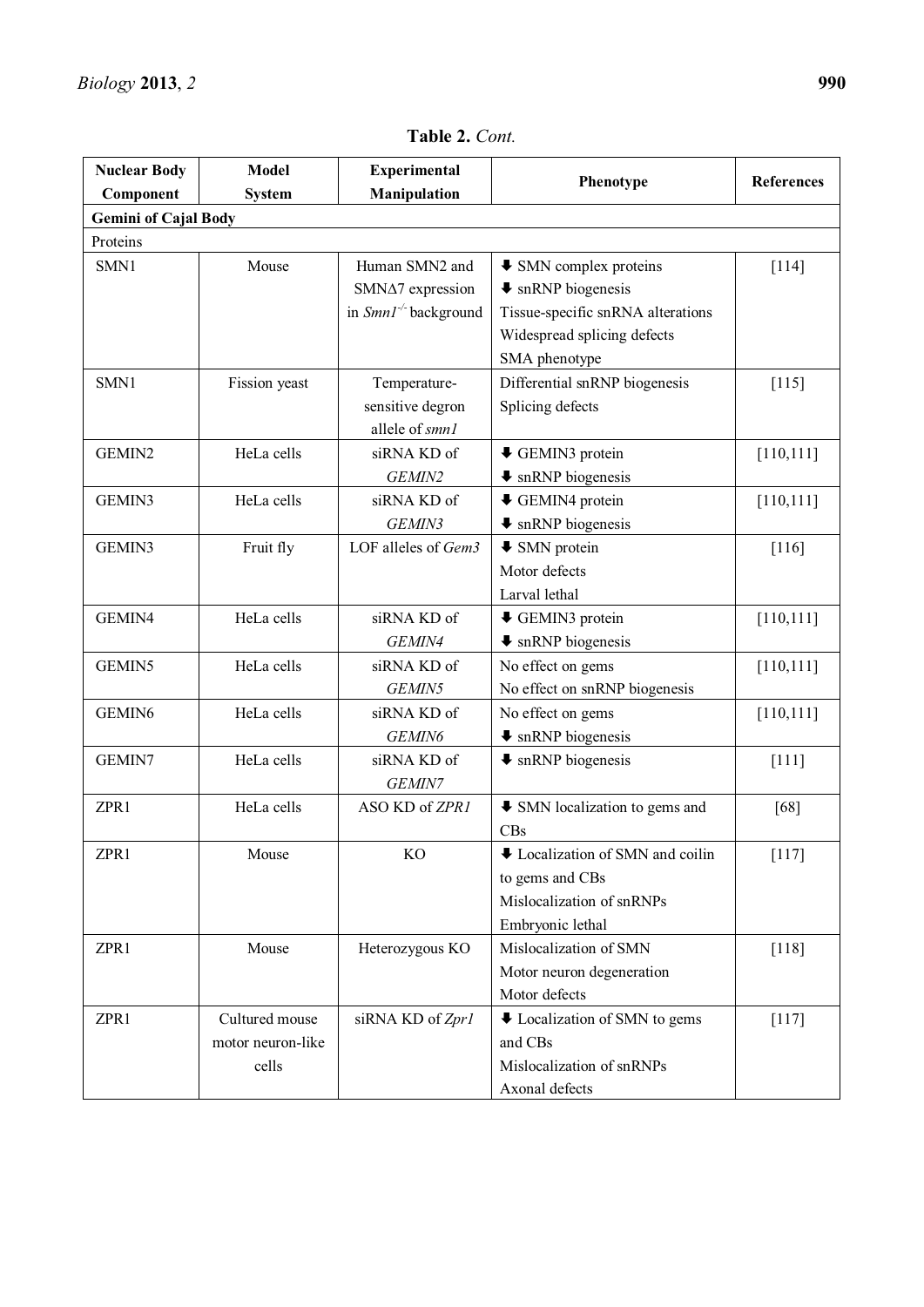**Table 2.** *Cont.*

| Nuclear Body Component | Model System | Experimental Manipulation | Phenotype | References |
|---|---|---|---|---|
| **Gemini of Cajal Body** | | | | |
| Proteins | | | | |
| SMN1 | Mouse | Human SMN2 and SMNΔ7 expression in *Smn1*$^{-/-}$ background | ⬇ SMN complex proteins<br>⬇ snRNP biogenesis<br>Tissue-specific snRNA alterations<br>Widespread splicing defects<br>SMA phenotype | [114] |
| SMN1 | Fission yeast | Temperature-sensitive degron allele of *smn1* | Differential snRNP biogenesis<br>Splicing defects | [115] |
| GEMIN2 | HeLa cells | siRNA KD of *GEMIN2* | ⬇ GEMIN3 protein<br>⬇ snRNP biogenesis | [110,111] |
| GEMIN3 | HeLa cells | siRNA KD of *GEMIN3* | ⬇ GEMIN4 protein<br>⬇ snRNP biogenesis | [110,111] |
| GEMIN3 | Fruit fly | LOF alleles of *Gem3* | ⬇ SMN protein<br>Motor defects<br>Larval lethal | [116] |
| GEMIN4 | HeLa cells | siRNA KD of *GEMIN4* | ⬇ GEMIN3 protein<br>⬇ snRNP biogenesis | [110,111] |
| GEMIN5 | HeLa cells | siRNA KD of *GEMIN5* | No effect on gems<br>No effect on snRNP biogenesis | [110,111] |
| GEMIN6 | HeLa cells | siRNA KD of *GEMIN6* | No effect on gems<br>⬇ snRNP biogenesis | [110,111] |
| GEMIN7 | HeLa cells | siRNA KD of *GEMIN7* | ⬇ snRNP biogenesis | [111] |
| ZPR1 | HeLa cells | ASO KD of *ZPR1* | ⬇ SMN localization to gems and CBs | [68] |
| ZPR1 | Mouse | KO | ⬇ Localization of SMN and coilin to gems and CBs<br>Mislocalization of snRNPs<br>Embryonic lethal | [117] |
| ZPR1 | Mouse | Heterozygous KO | Mislocalization of SMN<br>Motor neuron degeneration<br>Motor defects | [118] |
| ZPR1 | Cultured mouse motor neuron-like cells | siRNA KD of *Zpr1* | ⬇ Localization of SMN to gems and CBs<br>Mislocalization of snRNPs<br>Axonal defects | [117] |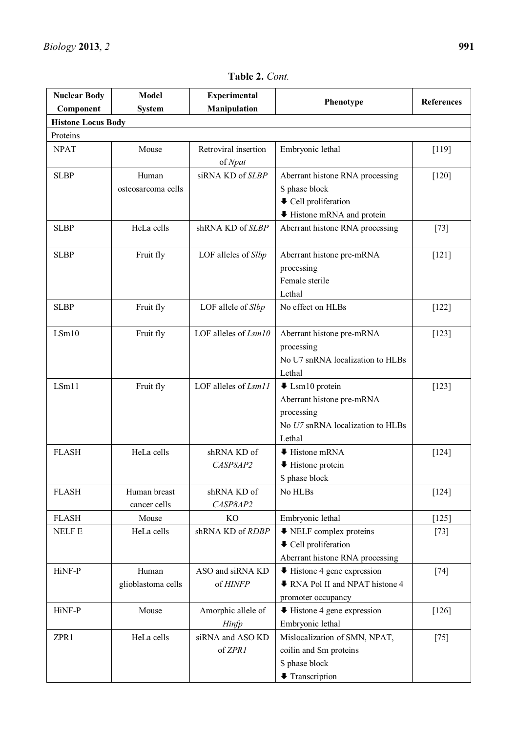**Table 2.** *Cont.*

| Nuclear Body Component | Model System | Experimental Manipulation | Phenotype | References |
|---|---|---|---|---|
| **Histone Locus Body** | | | | |
| Proteins | | | | |
| NPAT | Mouse | Retroviral insertion of *Npat* | Embryonic lethal | [119] |
| SLBP | Human osteosarcoma cells | siRNA KD of *SLBP* | Aberrant histone RNA processing<br>S phase block<br>⬇ Cell proliferation<br>⬇ Histone mRNA and protein | [120] |
| SLBP | HeLa cells | shRNA KD of *SLBP* | Aberrant histone RNA processing | [73] |
| SLBP | Fruit fly | LOF alleles of *Slbp* | Aberrant histone pre-mRNA processing<br>Female sterile<br>Lethal | [121] |
| SLBP | Fruit fly | LOF allele of *Slbp* | No effect on HLBs | [122] |
| LSm10 | Fruit fly | LOF alleles of *Lsm10* | Aberrant histone pre-mRNA processing<br>No U7 snRNA localization to HLBs<br>Lethal | [123] |
| LSm11 | Fruit fly | LOF alleles of *Lsm11* | ⬇ Lsm10 protein<br>Aberrant histone pre-mRNA processing<br>No *U7* snRNA localization to HLBs<br>Lethal | [123] |
| FLASH | HeLa cells | shRNA KD of *CASP8AP2* | ⬇ Histone mRNA<br>⬇ Histone protein<br>S phase block | [124] |
| FLASH | Human breast cancer cells | shRNA KD of *CASP8AP2* | No HLBs | [124] |
| FLASH | Mouse | KO | Embryonic lethal | [125] |
| NELF E | HeLa cells | shRNA KD of *RDBP* | ⬇ NELF complex proteins<br>⬇ Cell proliferation<br>Aberrant histone RNA processing | [73] |
| HiNF-P | Human glioblastoma cells | ASO and siRNA KD of *HINFP* | ⬇ Histone 4 gene expression<br>⬇ RNA Pol II and NPAT histone 4 promoter occupancy | [74] |
| HiNF-P | Mouse | Amorphic allele of *Hinfp* | ⬇ Histone 4 gene expression<br>Embryonic lethal | [126] |
| ZPR1 | HeLa cells | siRNA and ASO KD of *ZPR1* | Mislocalization of SMN, NPAT, coilin and Sm proteins<br>S phase block<br>⬇ Transcription | [75] |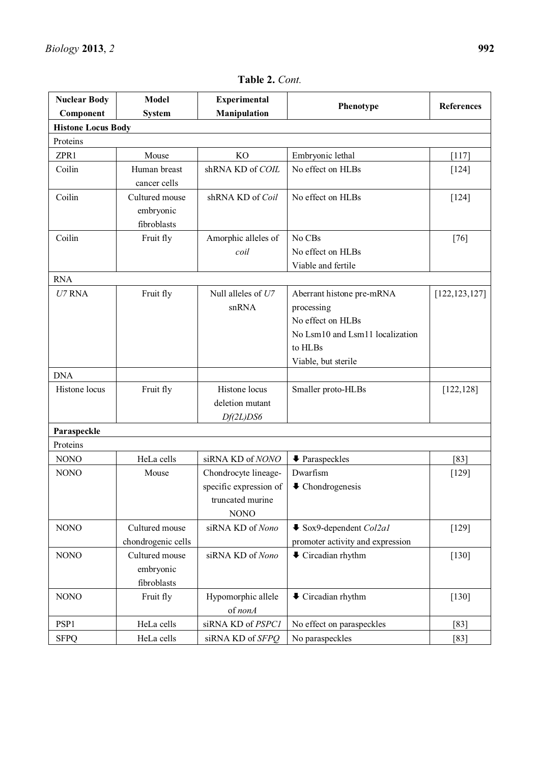**Table 2.** *Cont.*

| Nuclear Body Component | Model System | Experimental Manipulation | Phenotype | References |
|---|---|---|---|---|
| **Histone Locus Body** | | | | |
| Proteins | | | | |
| ZPR1 | Mouse | KO | Embryonic lethal | [117] |
| Coilin | Human breast cancer cells | shRNA KD of *COIL* | No effect on HLBs | [124] |
| Coilin | Cultured mouse embryonic fibroblasts | shRNA KD of *Coil* | No effect on HLBs | [124] |
| Coilin | Fruit fly | Amorphic alleles of *coil* | No CBs<br>No effect on HLBs<br>Viable and fertile | [76] |
| RNA | | | | |
| *U7* RNA | Fruit fly | Null alleles of *U7* snRNA | Aberrant histone pre-mRNA processing<br>No effect on HLBs<br>No Lsm10 and Lsm11 localization to HLBs<br>Viable, but sterile | [122,123,127] |
| DNA | | | | |
| Histone locus | Fruit fly | Histone locus deletion mutant *Df(2L)DS6* | Smaller proto-HLBs | [122,128] |
| **Paraspeckle** | | | | |
| Proteins | | | | |
| NONO | HeLa cells | siRNA KD of *NONO* | ⬇ Paraspeckles | [83] |
| NONO | Mouse | Chondrocyte lineage-specific expression of truncated murine NONO | Dwarfism<br>⬇ Chondrogenesis | [129] |
| NONO | Cultured mouse chondrogenic cells | siRNA KD of *Nono* | ⬇ Sox9-dependent *Col2a1* promoter activity and expression | [129] |
| NONO | Cultured mouse embryonic fibroblasts | siRNA KD of *Nono* | ⬇ Circadian rhythm | [130] |
| NONO | Fruit fly | Hypomorphic allele of *nonA* | ⬇ Circadian rhythm | [130] |
| PSP1 | HeLa cells | siRNA KD of *PSPC1* | No effect on paraspeckles | [83] |
| SFPQ | HeLa cells | siRNA KD of *SFPQ* | No paraspeckles | [83] |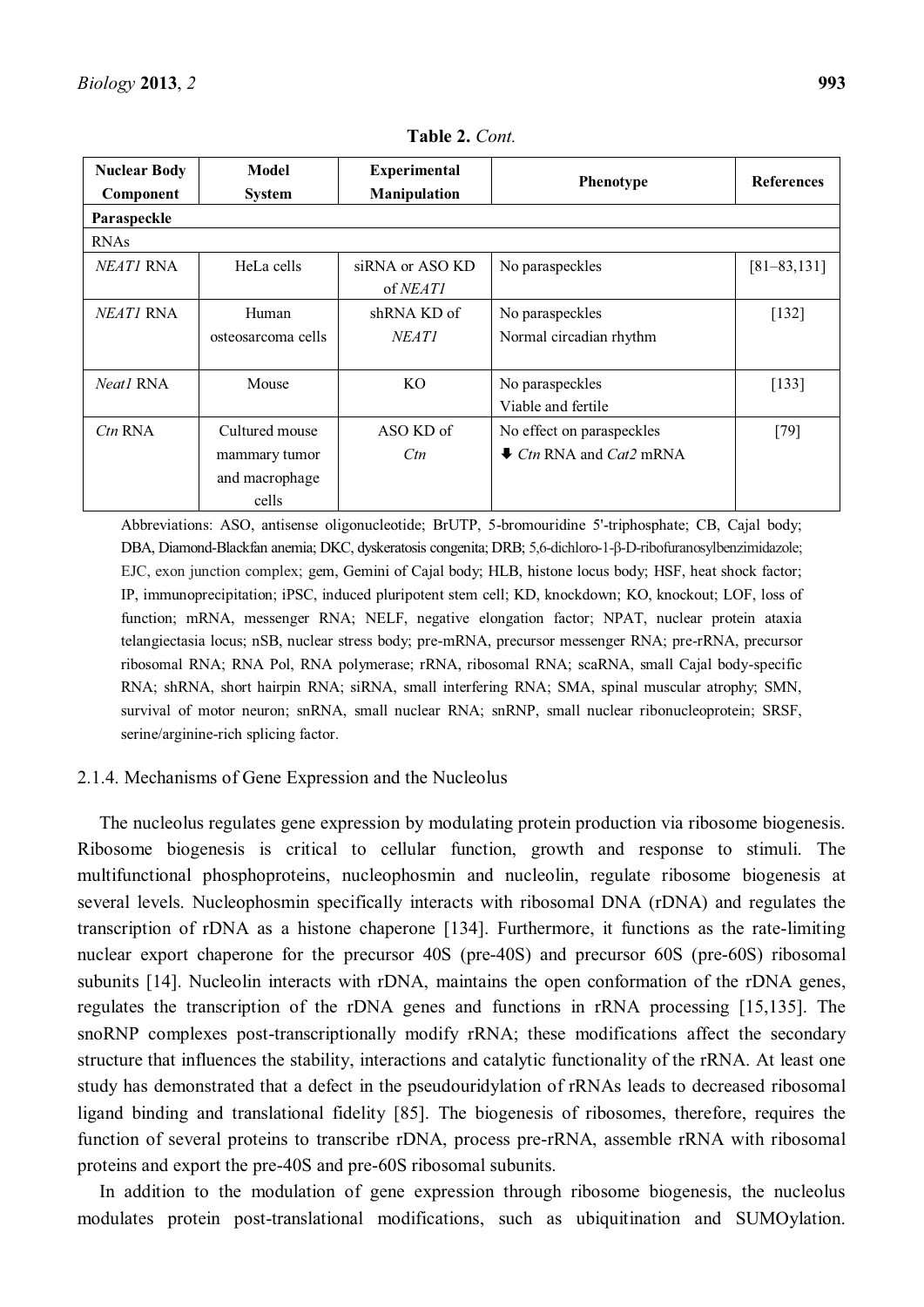**Table 2.** *Cont.*

| Nuclear Body Component | Model System | Experimental Manipulation | Phenotype | References |
|---|---|---|---|---|
| **Paraspeckle** | | | | |
| RNAs | | | | |
| *NEAT1* RNA | HeLa cells | siRNA or ASO KD of *NEAT1* | No paraspeckles | [81–83,131] |
| *NEAT1* RNA | Human osteosarcoma cells | shRNA KD of *NEAT1* | No paraspeckles<br>Normal circadian rhythm | [132] |
| *Neat1* RNA | Mouse | KO | No paraspeckles<br>Viable and fertile | [133] |
| *Ctn* RNA | Cultured mouse mammary tumor and macrophage cells | ASO KD of *Ctn* | No effect on paraspeckles<br>⬇ *Ctn* RNA and *Cat2* mRNA | [79] |

Abbreviations: ASO, antisense oligonucleotide; BrUTP, 5-bromouridine 5'-triphosphate; CB, Cajal body; DBA, Diamond-Blackfan anemia; DKC, dyskeratosis congenita; DRB; 5,6-dichloro-1-β-D-ribofuranosylbenzimidazole; EJC, exon junction complex; gem, Gemini of Cajal body; HLB, histone locus body; HSF, heat shock factor; IP, immunoprecipitation; iPSC, induced pluripotent stem cell; KD, knockdown; KO, knockout; LOF, loss of function; mRNA, messenger RNA; NELF, negative elongation factor; NPAT, nuclear protein ataxia telangiectasia locus; nSB, nuclear stress body; pre-mRNA, precursor messenger RNA; pre-rRNA, precursor ribosomal RNA; RNA Pol, RNA polymerase; rRNA, ribosomal RNA; scaRNA, small Cajal body-specific RNA; shRNA, short hairpin RNA; siRNA, small interfering RNA; SMA, spinal muscular atrophy; SMN, survival of motor neuron; snRNA, small nuclear RNA; snRNP, small nuclear ribonucleoprotein; SRSF, serine/arginine-rich splicing factor.

#### 2.1.4. Mechanisms of Gene Expression and the Nucleolus

The nucleolus regulates gene expression by modulating protein production via ribosome biogenesis. Ribosome biogenesis is critical to cellular function, growth and response to stimuli. The multifunctional phosphoproteins, nucleophosmin and nucleolin, regulate ribosome biogenesis at several levels. Nucleophosmin specifically interacts with ribosomal DNA (rDNA) and regulates the transcription of rDNA as a histone chaperone [134]. Furthermore, it functions as the rate-limiting nuclear export chaperone for the precursor 40S (pre-40S) and precursor 60S (pre-60S) ribosomal subunits [14]. Nucleolin interacts with rDNA, maintains the open conformation of the rDNA genes, regulates the transcription of the rDNA genes and functions in rRNA processing [15,135]. The snoRNP complexes post-transcriptionally modify rRNA; these modifications affect the secondary structure that influences the stability, interactions and catalytic functionality of the rRNA. At least one study has demonstrated that a defect in the pseudouridylation of rRNAs leads to decreased ribosomal ligand binding and translational fidelity [85]. The biogenesis of ribosomes, therefore, requires the function of several proteins to transcribe rDNA, process pre-rRNA, assemble rRNA with ribosomal proteins and export the pre-40S and pre-60S ribosomal subunits.

In addition to the modulation of gene expression through ribosome biogenesis, the nucleolus modulates protein post-translational modifications, such as ubiquitination and SUMOylation.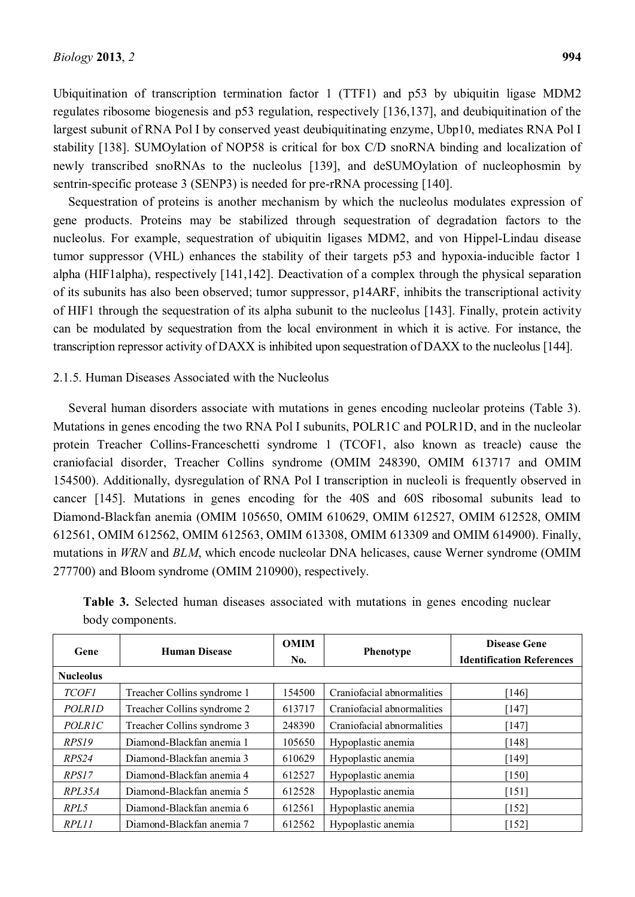Ubiquitination of transcription termination factor 1 (TTF1) and p53 by ubiquitin ligase MDM2 regulates ribosome biogenesis and p53 regulation, respectively [136,137], and deubiquitination of the largest subunit of RNA Pol I by conserved yeast deubiquitinating enzyme, Ubp10, mediates RNA Pol I stability [138]. SUMOylation of NOP58 is critical for box C/D snoRNA binding and localization of newly transcribed snoRNAs to the nucleolus [139], and deSUMOylation of nucleophosmin by sentrin-specific protease 3 (SENP3) is needed for pre-rRNA processing [140].

Sequestration of proteins is another mechanism by which the nucleolus modulates expression of gene products. Proteins may be stabilized through sequestration of degradation factors to the nucleolus. For example, sequestration of ubiquitin ligases MDM2, and von Hippel-Lindau disease tumor suppressor (VHL) enhances the stability of their targets p53 and hypoxia-inducible factor 1 alpha (HIF1alpha), respectively [141,142]. Deactivation of a complex through the physical separation of its subunits has also been observed; tumor suppressor, p14ARF, inhibits the transcriptional activity of HIF1 through the sequestration of its alpha subunit to the nucleolus [143]. Finally, protein activity can be modulated by sequestration from the local environment in which it is active. For instance, the transcription repressor activity of DAXX is inhibited upon sequestration of DAXX to the nucleolus [144].

#### 2.1.5. Human Diseases Associated with the Nucleolus

Several human disorders associate with mutations in genes encoding nucleolar proteins (Table 3). Mutations in genes encoding the two RNA Pol I subunits, POLR1C and POLR1D, and in the nucleolar protein Treacher Collins-Franceschetti syndrome 1 (TCOF1, also known as treacle) cause the craniofacial disorder, Treacher Collins syndrome (OMIM 248390, OMIM 613717 and OMIM 154500). Additionally, dysregulation of RNA Pol I transcription in nucleoli is frequently observed in cancer [145]. Mutations in genes encoding for the 40S and 60S ribosomal subunits lead to Diamond-Blackfan anemia (OMIM 105650, OMIM 610629, OMIM 612527, OMIM 612528, OMIM 612561, OMIM 612562, OMIM 612563, OMIM 613308, OMIM 613309 and OMIM 614900). Finally, mutations in *WRN* and *BLM*, which encode nucleolar DNA helicases, cause Werner syndrome (OMIM 277700) and Bloom syndrome (OMIM 210900), respectively.

**Table 3.** Selected human diseases associated with mutations in genes encoding nuclear body components.

| Gene | Human Disease | OMIM No. | Phenotype | Disease Gene Identification References |
|---|---|---|---|---|
| **Nucleolus** | | | | |
| *TCOF1* | Treacher Collins syndrome 1 | 154500 | Craniofacial abnormalities | [146] |
| *POLR1D* | Treacher Collins syndrome 2 | 613717 | Craniofacial abnormalities | [147] |
| *POLR1C* | Treacher Collins syndrome 3 | 248390 | Craniofacial abnormalities | [147] |
| *RPS19* | Diamond-Blackfan anemia 1 | 105650 | Hypoplastic anemia | [148] |
| *RPS24* | Diamond-Blackfan anemia 3 | 610629 | Hypoplastic anemia | [149] |
| *RPS17* | Diamond-Blackfan anemia 4 | 612527 | Hypoplastic anemia | [150] |
| *RPL35A* | Diamond-Blackfan anemia 5 | 612528 | Hypoplastic anemia | [151] |
| *RPL5* | Diamond-Blackfan anemia 6 | 612561 | Hypoplastic anemia | [152] |
| *RPL11* | Diamond-Blackfan anemia 7 | 612562 | Hypoplastic anemia | [152] |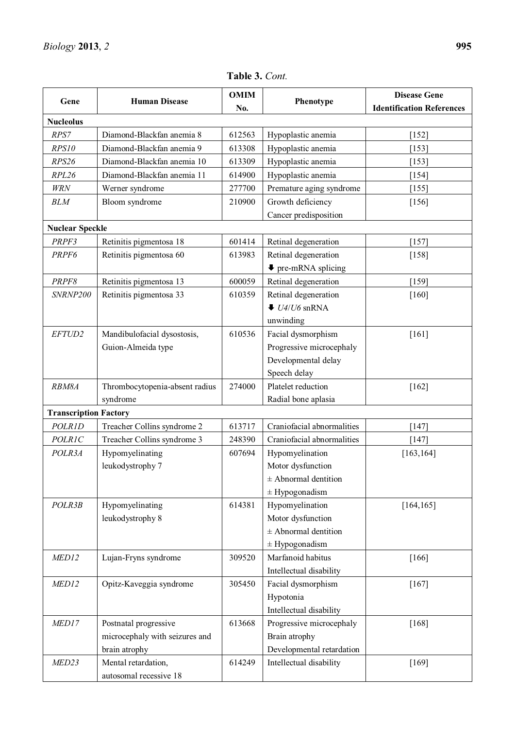**Table 3.** *Cont.*

| Gene | Human Disease | OMIM No. | Phenotype | Disease Gene Identification References |
|---|---|---|---|---|
| **Nucleolus** | | | | |
| *RPS7* | Diamond-Blackfan anemia 8 | 612563 | Hypoplastic anemia | [152] |
| *RPS10* | Diamond-Blackfan anemia 9 | 613308 | Hypoplastic anemia | [153] |
| *RPS26* | Diamond-Blackfan anemia 10 | 613309 | Hypoplastic anemia | [153] |
| *RPL26* | Diamond-Blackfan anemia 11 | 614900 | Hypoplastic anemia | [154] |
| *WRN* | Werner syndrome | 277700 | Premature aging syndrome | [155] |
| *BLM* | Bloom syndrome | 210900 | Growth deficiency<br>Cancer predisposition | [156] |
| **Nuclear Speckle** | | | | |
| *PRPF3* | Retinitis pigmentosa 18 | 601414 | Retinal degeneration | [157] |
| *PRPF6* | Retinitis pigmentosa 60 | 613983 | Retinal degeneration<br>⬇ pre-mRNA splicing | [158] |
| *PRPF8* | Retinitis pigmentosa 13 | 600059 | Retinal degeneration | [159] |
| *SNRNP200* | Retinitis pigmentosa 33 | 610359 | Retinal degeneration<br>⬇ *U4*/*U6* snRNA unwinding | [160] |
| *EFTUD2* | Mandibulofacial dysostosis, Guion-Almeida type | 610536 | Facial dysmorphism<br>Progressive microcephaly<br>Developmental delay<br>Speech delay | [161] |
| *RBM8A* | Thrombocytopenia-absent radius syndrome | 274000 | Platelet reduction<br>Radial bone aplasia | [162] |
| **Transcription Factory** | | | | |
| *POLR1D* | Treacher Collins syndrome 2 | 613717 | Craniofacial abnormalities | [147] |
| *POLR1C* | Treacher Collins syndrome 3 | 248390 | Craniofacial abnormalities | [147] |
| *POLR3A* | Hypomyelinating leukodystrophy 7 | 607694 | Hypomyelination<br>Motor dysfunction<br>± Abnormal dentition<br>± Hypogonadism | [163,164] |
| *POLR3B* | Hypomyelinating leukodystrophy 8 | 614381 | Hypomyelination<br>Motor dysfunction<br>± Abnormal dentition<br>± Hypogonadism | [164,165] |
| *MED12* | Lujan-Fryns syndrome | 309520 | Marfanoid habitus<br>Intellectual disability | [166] |
| *MED12* | Opitz-Kaveggia syndrome | 305450 | Facial dysmorphism<br>Hypotonia<br>Intellectual disability | [167] |
| *MED17* | Postnatal progressive microcephaly with seizures and brain atrophy | 613668 | Progressive microcephaly<br>Brain atrophy<br>Developmental retardation | [168] |
| *MED23* | Mental retardation, autosomal recessive 18 | 614249 | Intellectual disability | [169] |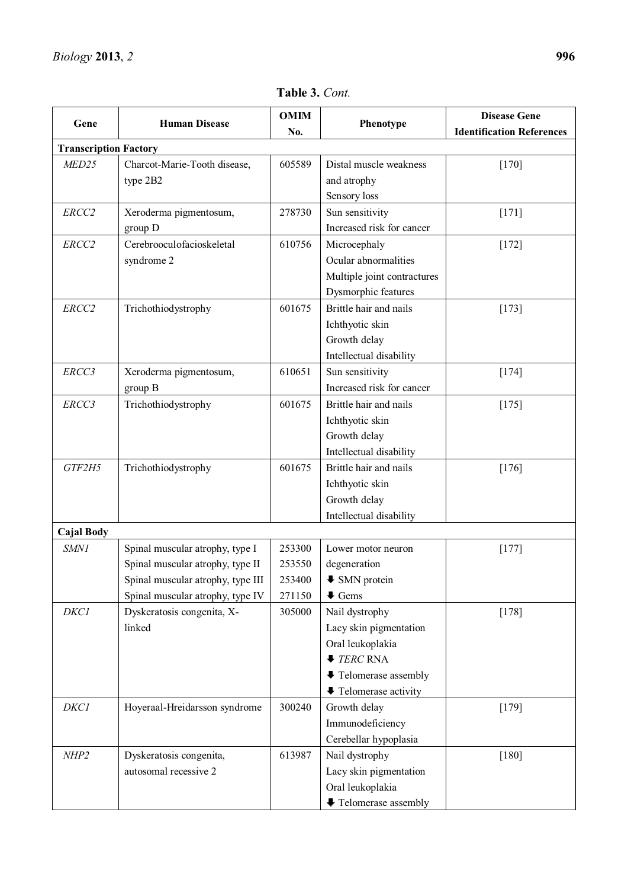**Table 3.** *Cont.*

| Gene | Human Disease | OMIM No. | Phenotype | Disease Gene Identification References |
|---|---|---|---|---|
| **Transcription Factory** | | | | |
| *MED25* | Charcot-Marie-Tooth disease, type 2B2 | 605589 | Distal muscle weakness and atrophy<br>Sensory loss | [170] |
| *ERCC2* | Xeroderma pigmentosum, group D | 278730 | Sun sensitivity<br>Increased risk for cancer | [171] |
| *ERCC2* | Cerebrooculofacioskeletal syndrome 2 | 610756 | Microcephaly<br>Ocular abnormalities<br>Multiple joint contractures<br>Dysmorphic features | [172] |
| *ERCC2* | Trichothiodystrophy | 601675 | Brittle hair and nails<br>Ichthyotic skin<br>Growth delay<br>Intellectual disability | [173] |
| *ERCC3* | Xeroderma pigmentosum, group B | 610651 | Sun sensitivity<br>Increased risk for cancer | [174] |
| *ERCC3* | Trichothiodystrophy | 601675 | Brittle hair and nails<br>Ichthyotic skin<br>Growth delay<br>Intellectual disability | [175] |
| *GTF2H5* | Trichothiodystrophy | 601675 | Brittle hair and nails<br>Ichthyotic skin<br>Growth delay<br>Intellectual disability | [176] |
| **Cajal Body** | | | | |
| *SMN1* | Spinal muscular atrophy, type I<br>Spinal muscular atrophy, type II<br>Spinal muscular atrophy, type III<br>Spinal muscular atrophy, type IV | 253300<br>253550<br>253400<br>271150 | Lower motor neuron degeneration<br>⬇ SMN protein<br>⬇ Gems | [177] |
| *DKC1* | Dyskeratosis congenita, X-linked | 305000 | Nail dystrophy<br>Lacy skin pigmentation<br>Oral leukoplakia<br>⬇ *TERC* RNA<br>⬇ Telomerase assembly<br>⬇ Telomerase activity | [178] |
| *DKC1* | Hoyeraal-Hreidarsson syndrome | 300240 | Growth delay<br>Immunodeficiency<br>Cerebellar hypoplasia | [179] |
| *NHP2* | Dyskeratosis congenita, autosomal recessive 2 | 613987 | Nail dystrophy<br>Lacy skin pigmentation<br>Oral leukoplakia<br>⬇ Telomerase assembly | [180] |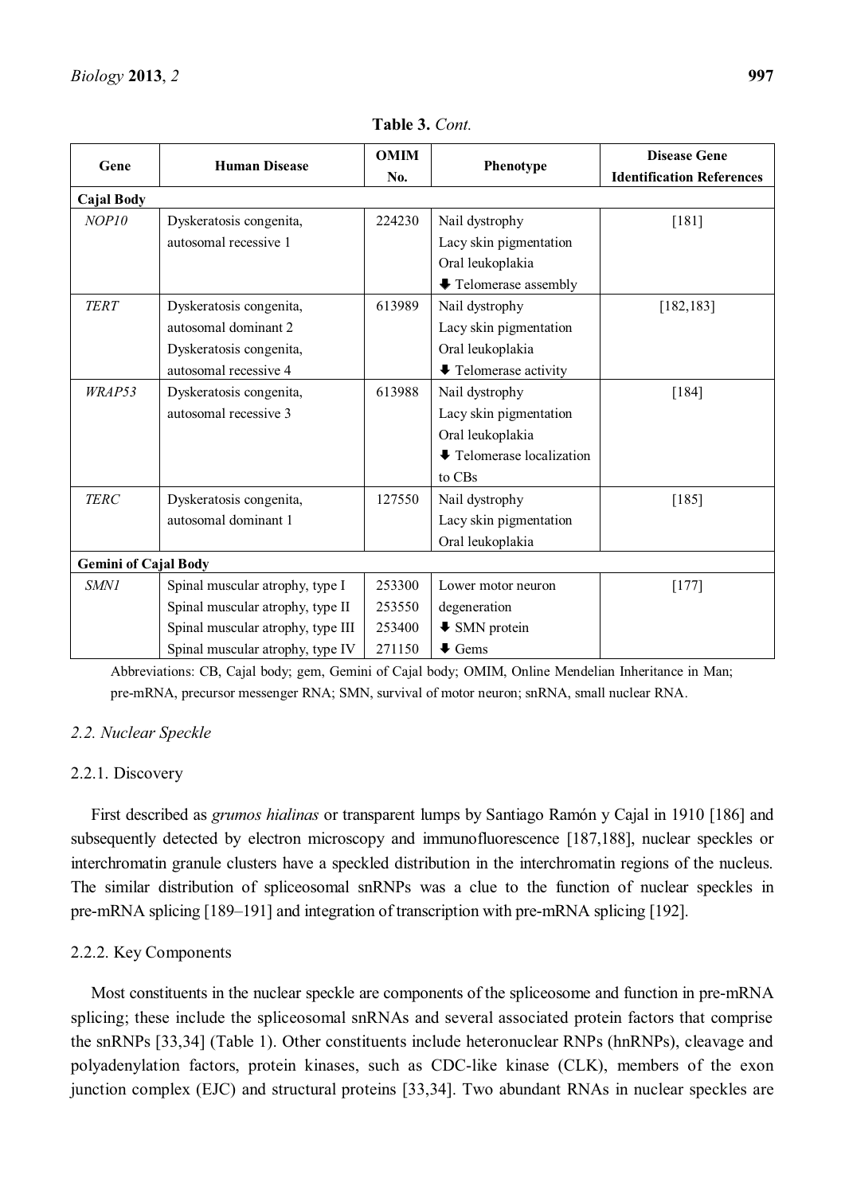**Table 3.** *Cont.*

| Gene | Human Disease | OMIM No. | Phenotype | Disease Gene Identification References |
|---|---|---|---|---|
| **Cajal Body** | | | | |
| *NOP10* | Dyskeratosis congenita, autosomal recessive 1 | 224230 | Nail dystrophy<br>Lacy skin pigmentation<br>Oral leukoplakia<br>⬇ Telomerase assembly | [181] |
| *TERT* | Dyskeratosis congenita, autosomal dominant 2<br>Dyskeratosis congenita, autosomal recessive 4 | 613989 | Nail dystrophy<br>Lacy skin pigmentation<br>Oral leukoplakia<br>⬇ Telomerase activity | [182,183] |
| *WRAP53* | Dyskeratosis congenita, autosomal recessive 3 | 613988 | Nail dystrophy<br>Lacy skin pigmentation<br>Oral leukoplakia<br>⬇ Telomerase localization to CBs | [184] |
| *TERC* | Dyskeratosis congenita, autosomal dominant 1 | 127550 | Nail dystrophy<br>Lacy skin pigmentation<br>Oral leukoplakia | [185] |
| **Gemini of Cajal Body** | | | | |
| *SMN1* | Spinal muscular atrophy, type I<br>Spinal muscular atrophy, type II<br>Spinal muscular atrophy, type III<br>Spinal muscular atrophy, type IV | 253300<br>253550<br>253400<br>271150 | Lower motor neuron degeneration<br>⬇ SMN protein<br>⬇ Gems | [177] |

Abbreviations: CB, Cajal body; gem, Gemini of Cajal body; OMIM, Online Mendelian Inheritance in Man; pre-mRNA, precursor messenger RNA; SMN, survival of motor neuron; snRNA, small nuclear RNA.

### *2.2. Nuclear Speckle*

#### 2.2.1. Discovery

First described as *grumos hialinas* or transparent lumps by Santiago Ramón y Cajal in 1910 [186] and subsequently detected by electron microscopy and immunofluorescence [187,188], nuclear speckles or interchromatin granule clusters have a speckled distribution in the interchromatin regions of the nucleus. The similar distribution of spliceosomal snRNPs was a clue to the function of nuclear speckles in pre-mRNA splicing [189–191] and integration of transcription with pre-mRNA splicing [192].

#### 2.2.2. Key Components

Most constituents in the nuclear speckle are components of the spliceosome and function in pre-mRNA splicing; these include the spliceosomal snRNAs and several associated protein factors that comprise the snRNPs [33,34] (Table 1). Other constituents include heteronuclear RNPs (hnRNPs), cleavage and polyadenylation factors, protein kinases, such as CDC-like kinase (CLK), members of the exon junction complex (EJC) and structural proteins [33,34]. Two abundant RNAs in nuclear speckles are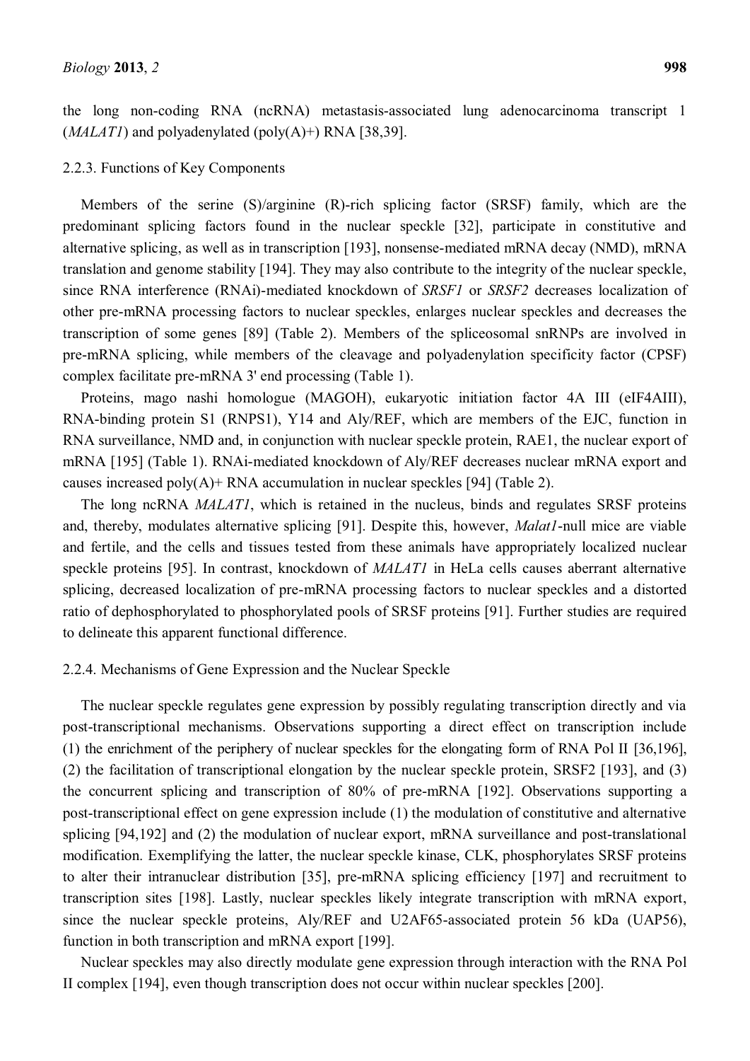the long non-coding RNA (ncRNA) metastasis-associated lung adenocarcinoma transcript 1 (*MALAT1*) and polyadenylated (poly(A)+) RNA [38,39].

### 2.2.3. Functions of Key Components

Members of the serine (S)/arginine (R)-rich splicing factor (SRSF) family, which are the predominant splicing factors found in the nuclear speckle [32], participate in constitutive and alternative splicing, as well as in transcription [193], nonsense-mediated mRNA decay (NMD), mRNA translation and genome stability [194]. They may also contribute to the integrity of the nuclear speckle, since RNA interference (RNAi)-mediated knockdown of *SRSF1* or *SRSF2* decreases localization of other pre-mRNA processing factors to nuclear speckles, enlarges nuclear speckles and decreases the transcription of some genes [89] (Table 2). Members of the spliceosomal snRNPs are involved in pre-mRNA splicing, while members of the cleavage and polyadenylation specificity factor (CPSF) complex facilitate pre-mRNA 3' end processing (Table 1).

Proteins, mago nashi homologue (MAGOH), eukaryotic initiation factor 4A III (eIF4AIII), RNA-binding protein S1 (RNPS1), Y14 and Aly/REF, which are members of the EJC, function in RNA surveillance, NMD and, in conjunction with nuclear speckle protein, RAE1, the nuclear export of mRNA [195] (Table 1). RNAi-mediated knockdown of Aly/REF decreases nuclear mRNA export and causes increased poly(A)+ RNA accumulation in nuclear speckles [94] (Table 2).

The long ncRNA *MALAT1*, which is retained in the nucleus, binds and regulates SRSF proteins and, thereby, modulates alternative splicing [91]. Despite this, however, *Malat1*-null mice are viable and fertile, and the cells and tissues tested from these animals have appropriately localized nuclear speckle proteins [95]. In contrast, knockdown of *MALAT1* in HeLa cells causes aberrant alternative splicing, decreased localization of pre-mRNA processing factors to nuclear speckles and a distorted ratio of dephosphorylated to phosphorylated pools of SRSF proteins [91]. Further studies are required to delineate this apparent functional difference.

### 2.2.4. Mechanisms of Gene Expression and the Nuclear Speckle

The nuclear speckle regulates gene expression by possibly regulating transcription directly and via post-transcriptional mechanisms. Observations supporting a direct effect on transcription include (1) the enrichment of the periphery of nuclear speckles for the elongating form of RNA Pol II [36,196], (2) the facilitation of transcriptional elongation by the nuclear speckle protein, SRSF2 [193], and (3) the concurrent splicing and transcription of 80% of pre-mRNA [192]. Observations supporting a post-transcriptional effect on gene expression include (1) the modulation of constitutive and alternative splicing [94,192] and (2) the modulation of nuclear export, mRNA surveillance and post-translational modification. Exemplifying the latter, the nuclear speckle kinase, CLK, phosphorylates SRSF proteins to alter their intranuclear distribution [35], pre-mRNA splicing efficiency [197] and recruitment to transcription sites [198]. Lastly, nuclear speckles likely integrate transcription with mRNA export, since the nuclear speckle proteins, Aly/REF and U2AF65-associated protein 56 kDa (UAP56), function in both transcription and mRNA export [199].

Nuclear speckles may also directly modulate gene expression through interaction with the RNA Pol II complex [194], even though transcription does not occur within nuclear speckles [200].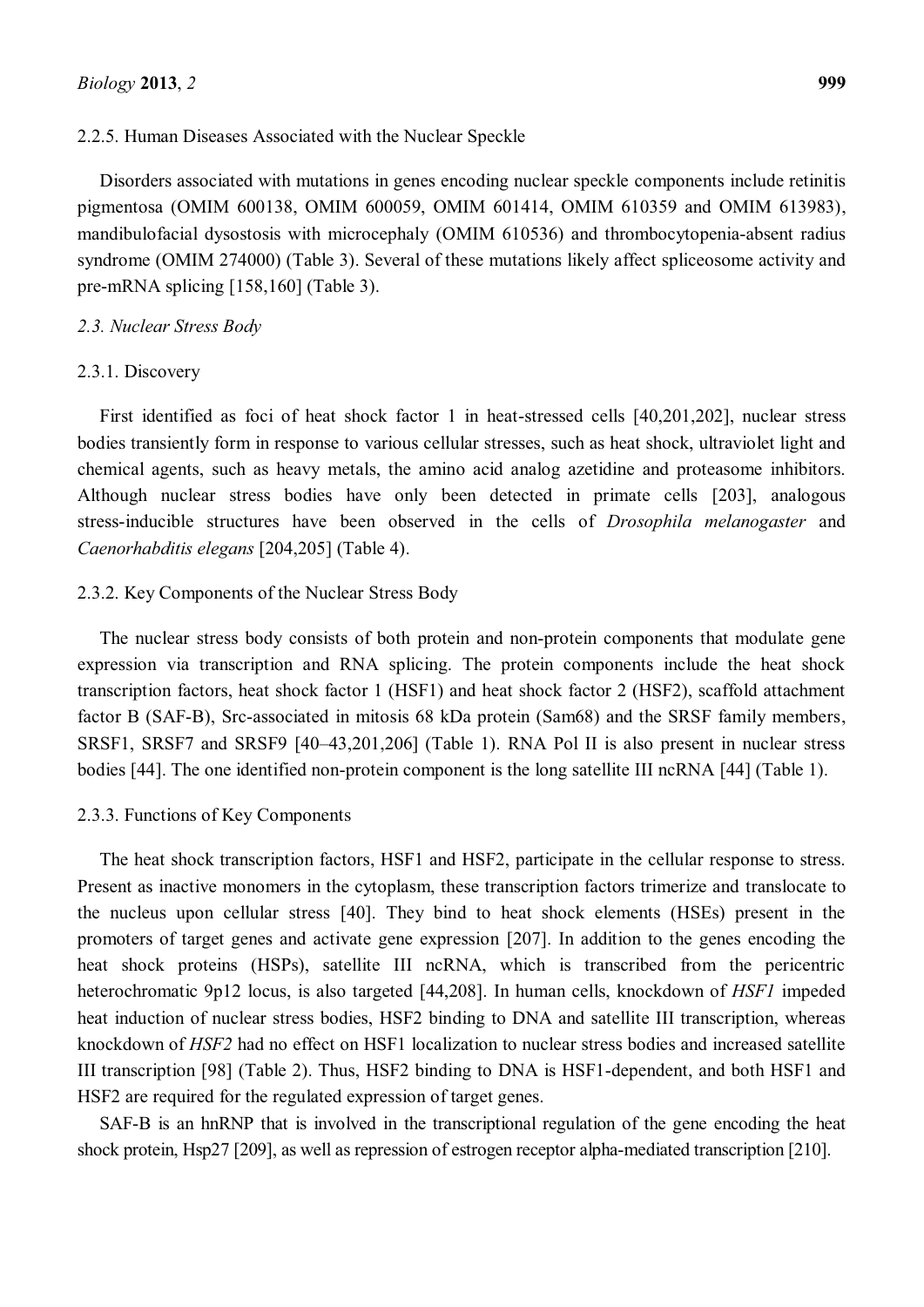#### 2.2.5. Human Diseases Associated with the Nuclear Speckle

Disorders associated with mutations in genes encoding nuclear speckle components include retinitis pigmentosa (OMIM 600138, OMIM 600059, OMIM 601414, OMIM 610359 and OMIM 613983), mandibulofacial dysostosis with microcephaly (OMIM 610536) and thrombocytopenia-absent radius syndrome (OMIM 274000) (Table 3). Several of these mutations likely affect spliceosome activity and pre-mRNA splicing [158,160] (Table 3).

### *2.3. Nuclear Stress Body*

#### 2.3.1. Discovery

First identified as foci of heat shock factor 1 in heat-stressed cells [40,201,202], nuclear stress bodies transiently form in response to various cellular stresses, such as heat shock, ultraviolet light and chemical agents, such as heavy metals, the amino acid analog azetidine and proteasome inhibitors. Although nuclear stress bodies have only been detected in primate cells [203], analogous stress-inducible structures have been observed in the cells of *Drosophila melanogaster* and *Caenorhabditis elegans* [204,205] (Table 4).

#### 2.3.2. Key Components of the Nuclear Stress Body

The nuclear stress body consists of both protein and non-protein components that modulate gene expression via transcription and RNA splicing. The protein components include the heat shock transcription factors, heat shock factor 1 (HSF1) and heat shock factor 2 (HSF2), scaffold attachment factor B (SAF-B), Src-associated in mitosis 68 kDa protein (Sam68) and the SRSF family members, SRSF1, SRSF7 and SRSF9 [40–43,201,206] (Table 1). RNA Pol II is also present in nuclear stress bodies [44]. The one identified non-protein component is the long satellite III ncRNA [44] (Table 1).

#### 2.3.3. Functions of Key Components

The heat shock transcription factors, HSF1 and HSF2, participate in the cellular response to stress. Present as inactive monomers in the cytoplasm, these transcription factors trimerize and translocate to the nucleus upon cellular stress [40]. They bind to heat shock elements (HSEs) present in the promoters of target genes and activate gene expression [207]. In addition to the genes encoding the heat shock proteins (HSPs), satellite III ncRNA, which is transcribed from the pericentric heterochromatic 9p12 locus, is also targeted [44,208]. In human cells, knockdown of *HSF1* impeded heat induction of nuclear stress bodies, HSF2 binding to DNA and satellite III transcription, whereas knockdown of *HSF2* had no effect on HSF1 localization to nuclear stress bodies and increased satellite III transcription [98] (Table 2). Thus, HSF2 binding to DNA is HSF1-dependent, and both HSF1 and HSF2 are required for the regulated expression of target genes.

SAF-B is an hnRNP that is involved in the transcriptional regulation of the gene encoding the heat shock protein, Hsp27 [209], as well as repression of estrogen receptor alpha-mediated transcription [210].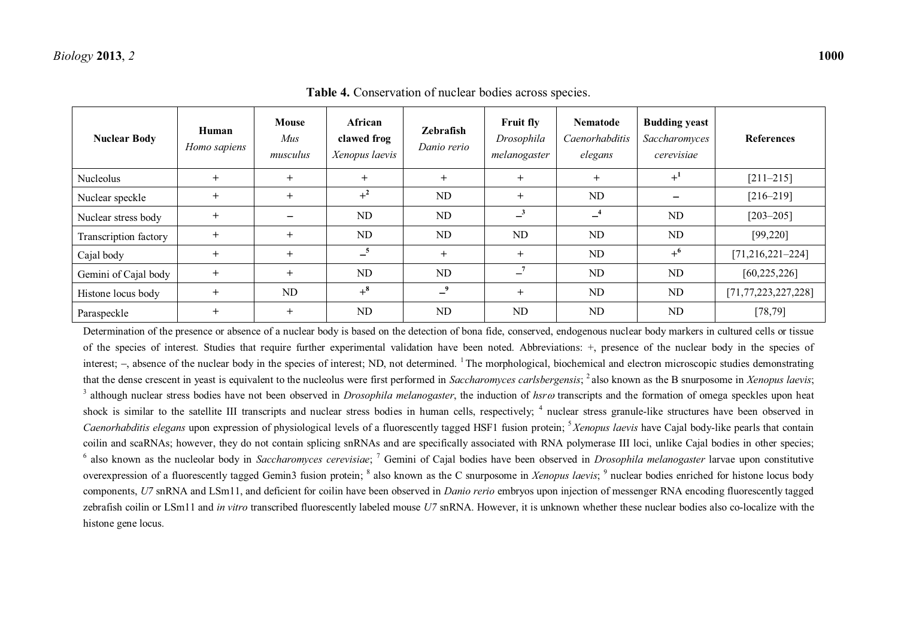**Table 4.** Conservation of nuclear bodies across species.

| Nuclear Body | Human *Homo sapiens* | Mouse *Mus musculus* | African clawed frog *Xenopus laevis* | Zebrafish *Danio rerio* | Fruit fly *Drosophila melanogaster* | Nematode *Caenorhabditis elegans* | Budding yeast *Saccharomyces cerevisiae* | References |
|---|---|---|---|---|---|---|---|---|
| Nucleolus | + | + | + | + | + | + | +[1] | [211–215] |
| Nuclear speckle | + | + | +[2] | ND | + | ND | – | [216–219] |
| Nuclear stress body | + | – | ND | ND | –[3] | –[4] | ND | [203–205] |
| Transcription factory | + | + | ND | ND | ND | ND | ND | [99,220] |
| Cajal body | + | + | –[5] | + | + | ND | +[6] | [71,216,221–224] |
| Gemini of Cajal body | + | + | ND | ND | –[7] | ND | ND | [60,225,226] |
| Histone locus body | + | ND | +[8] | –[9] | + | ND | ND | [71,77,223,227,228] |
| Paraspeckle | + | + | ND | ND | ND | ND | ND | [78,79] |

Determination of the presence or absence of a nuclear body is based on the detection of bona fide, conserved, endogenous nuclear body markers in cultured cells or tissue of the species of interest. Studies that require further experimental validation have been noted. Abbreviations: +, presence of the nuclear body in the species of interest; –, absence of the nuclear body in the species of interest; ND, not determined. [1] The morphological, biochemical and electron microscopic studies demonstrating that the dense crescent in yeast is equivalent to the nucleolus were first performed in *Saccharomyces carlsbergensis*; [2] also known as the B snurposome in *Xenopus laevis*; [3] although nuclear stress bodies have not been observed in *Drosophila melanogaster*, the induction of *hsrω* transcripts and the formation of omega speckles upon heat shock is similar to the satellite III transcripts and nuclear stress bodies in human cells, respectively; [4] nuclear stress granule-like structures have been observed in *Caenorhabditis elegans* upon expression of physiological levels of a fluorescently tagged HSF1 fusion protein; [5] *Xenopus laevis* have Cajal body-like pearls that contain coilin and scaRNAs; however, they do not contain splicing snRNAs and are specifically associated with RNA polymerase III loci, unlike Cajal bodies in other species; [6] also known as the nucleolar body in *Saccharomyces cerevisiae*; [7] Gemini of Cajal bodies have been observed in *Drosophila melanogaster* larvae upon constitutive overexpression of a fluorescently tagged Gemin3 fusion protein; [8] also known as the C snurposome in *Xenopus laevis*; [9] nuclear bodies enriched for histone locus body components, *U7* snRNA and LSm11, and deficient for coilin have been observed in *Danio rerio* embryos upon injection of messenger RNA encoding fluorescently tagged zebrafish coilin or LSm11 and *in vitro* transcribed fluorescently labeled mouse *U7* snRNA. However, it is unknown whether these nuclear bodies also co-localize with the histone gene locus.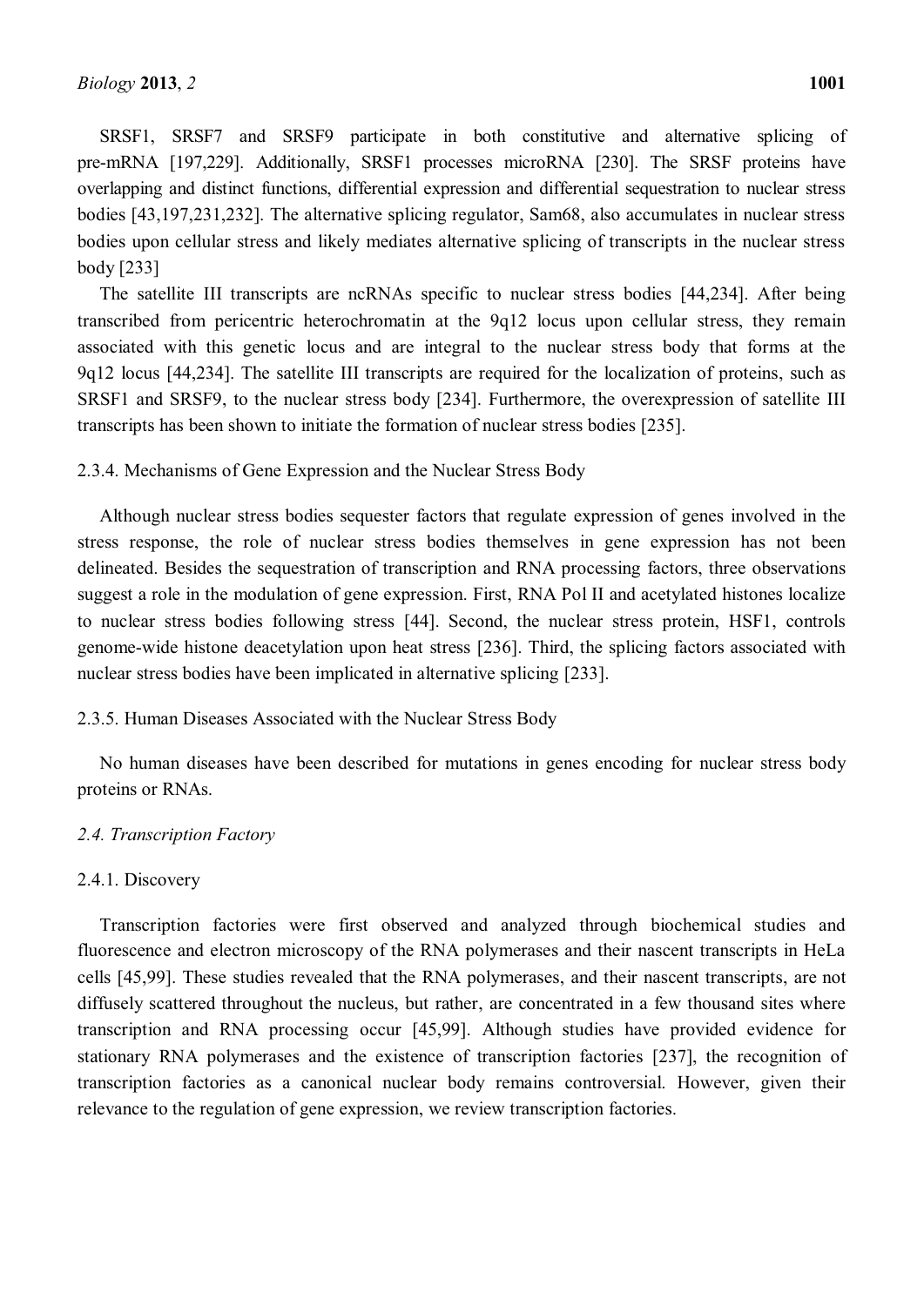SRSF1, SRSF7 and SRSF9 participate in both constitutive and alternative splicing of pre-mRNA [197,229]. Additionally, SRSF1 processes microRNA [230]. The SRSF proteins have overlapping and distinct functions, differential expression and differential sequestration to nuclear stress bodies [43,197,231,232]. The alternative splicing regulator, Sam68, also accumulates in nuclear stress bodies upon cellular stress and likely mediates alternative splicing of transcripts in the nuclear stress body [233]

The satellite III transcripts are ncRNAs specific to nuclear stress bodies [44,234]. After being transcribed from pericentric heterochromatin at the 9q12 locus upon cellular stress, they remain associated with this genetic locus and are integral to the nuclear stress body that forms at the 9q12 locus [44,234]. The satellite III transcripts are required for the localization of proteins, such as SRSF1 and SRSF9, to the nuclear stress body [234]. Furthermore, the overexpression of satellite III transcripts has been shown to initiate the formation of nuclear stress bodies [235].

#### 2.3.4. Mechanisms of Gene Expression and the Nuclear Stress Body

Although nuclear stress bodies sequester factors that regulate expression of genes involved in the stress response, the role of nuclear stress bodies themselves in gene expression has not been delineated. Besides the sequestration of transcription and RNA processing factors, three observations suggest a role in the modulation of gene expression. First, RNA Pol II and acetylated histones localize to nuclear stress bodies following stress [44]. Second, the nuclear stress protein, HSF1, controls genome-wide histone deacetylation upon heat stress [236]. Third, the splicing factors associated with nuclear stress bodies have been implicated in alternative splicing [233].

#### 2.3.5. Human Diseases Associated with the Nuclear Stress Body

No human diseases have been described for mutations in genes encoding for nuclear stress body proteins or RNAs.

### *2.4. Transcription Factory*

#### 2.4.1. Discovery

Transcription factories were first observed and analyzed through biochemical studies and fluorescence and electron microscopy of the RNA polymerases and their nascent transcripts in HeLa cells [45,99]. These studies revealed that the RNA polymerases, and their nascent transcripts, are not diffusely scattered throughout the nucleus, but rather, are concentrated in a few thousand sites where transcription and RNA processing occur [45,99]. Although studies have provided evidence for stationary RNA polymerases and the existence of transcription factories [237], the recognition of transcription factories as a canonical nuclear body remains controversial. However, given their relevance to the regulation of gene expression, we review transcription factories.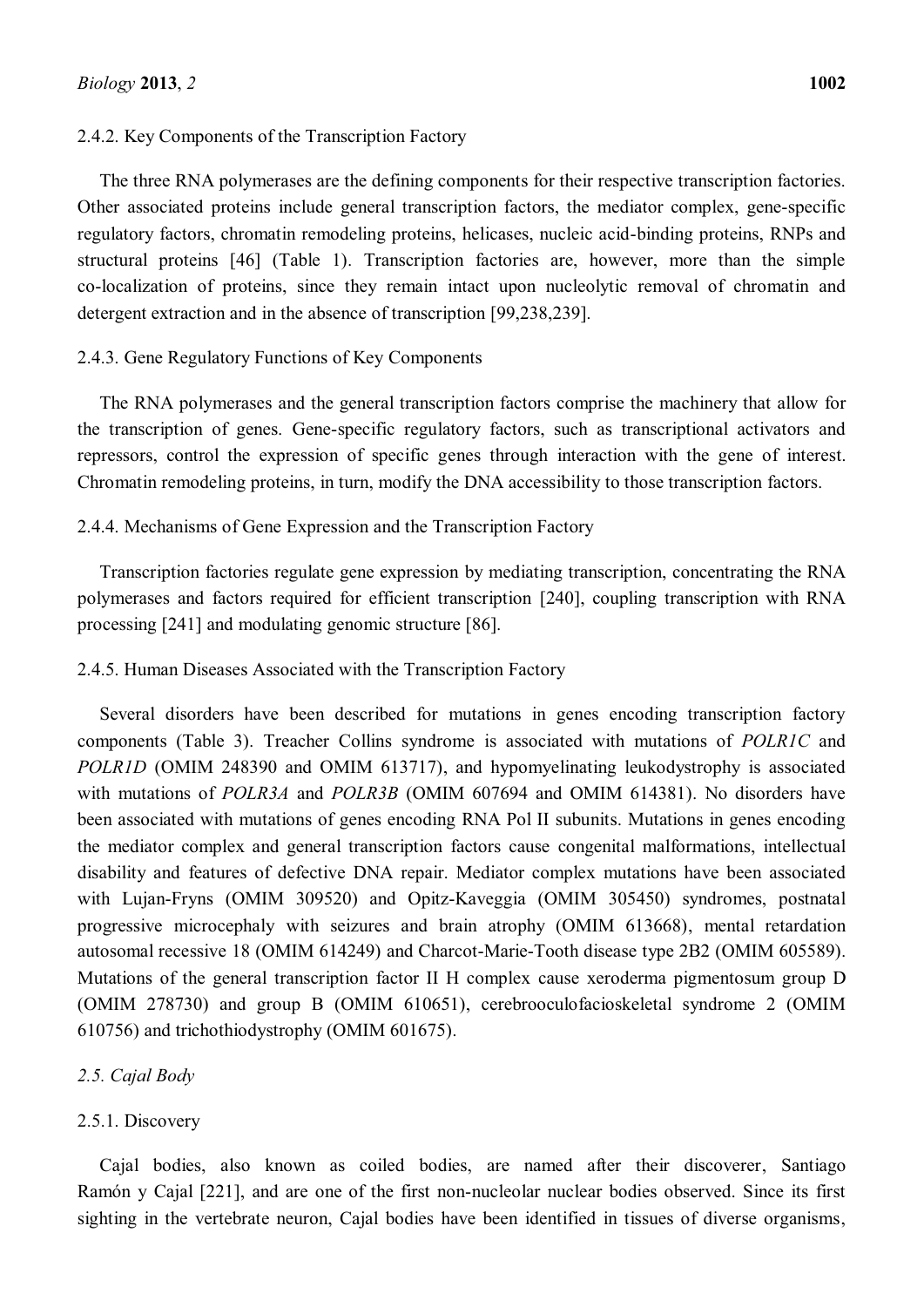#### 2.4.2. Key Components of the Transcription Factory

The three RNA polymerases are the defining components for their respective transcription factories. Other associated proteins include general transcription factors, the mediator complex, gene-specific regulatory factors, chromatin remodeling proteins, helicases, nucleic acid-binding proteins, RNPs and structural proteins [46] (Table 1). Transcription factories are, however, more than the simple co-localization of proteins, since they remain intact upon nucleolytic removal of chromatin and detergent extraction and in the absence of transcription [99,238,239].

#### 2.4.3. Gene Regulatory Functions of Key Components

The RNA polymerases and the general transcription factors comprise the machinery that allow for the transcription of genes. Gene-specific regulatory factors, such as transcriptional activators and repressors, control the expression of specific genes through interaction with the gene of interest. Chromatin remodeling proteins, in turn, modify the DNA accessibility to those transcription factors.

#### 2.4.4. Mechanisms of Gene Expression and the Transcription Factory

Transcription factories regulate gene expression by mediating transcription, concentrating the RNA polymerases and factors required for efficient transcription [240], coupling transcription with RNA processing [241] and modulating genomic structure [86].

#### 2.4.5. Human Diseases Associated with the Transcription Factory

Several disorders have been described for mutations in genes encoding transcription factory components (Table 3). Treacher Collins syndrome is associated with mutations of *POLR1C* and *POLR1D* (OMIM 248390 and OMIM 613717), and hypomyelinating leukodystrophy is associated with mutations of *POLR3A* and *POLR3B* (OMIM 607694 and OMIM 614381). No disorders have been associated with mutations of genes encoding RNA Pol II subunits. Mutations in genes encoding the mediator complex and general transcription factors cause congenital malformations, intellectual disability and features of defective DNA repair. Mediator complex mutations have been associated with Lujan-Fryns (OMIM 309520) and Opitz-Kaveggia (OMIM 305450) syndromes, postnatal progressive microcephaly with seizures and brain atrophy (OMIM 613668), mental retardation autosomal recessive 18 (OMIM 614249) and Charcot-Marie-Tooth disease type 2B2 (OMIM 605589). Mutations of the general transcription factor II H complex cause xeroderma pigmentosum group D (OMIM 278730) and group B (OMIM 610651), cerebrooculofacioskeletal syndrome 2 (OMIM 610756) and trichothiodystrophy (OMIM 601675).

### *2.5. Cajal Body*

#### 2.5.1. Discovery

Cajal bodies, also known as coiled bodies, are named after their discoverer, Santiago Ramón y Cajal [221], and are one of the first non-nucleolar nuclear bodies observed. Since its first sighting in the vertebrate neuron, Cajal bodies have been identified in tissues of diverse organisms,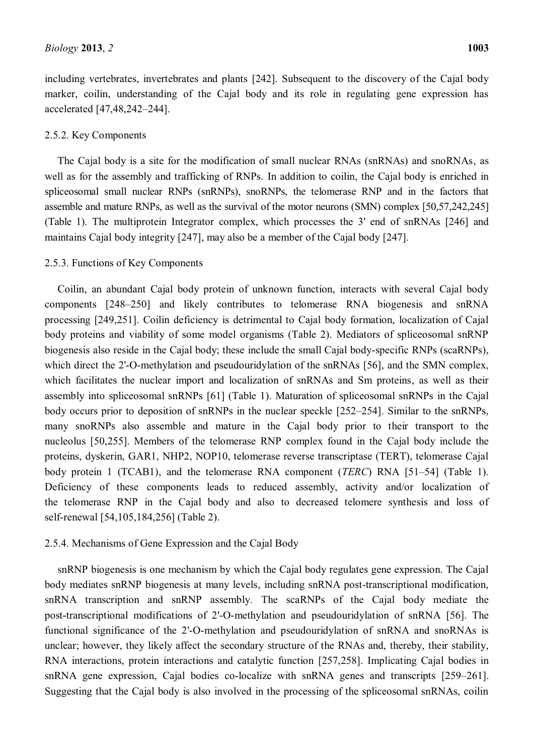including vertebrates, invertebrates and plants [242]. Subsequent to the discovery of the Cajal body marker, coilin, understanding of the Cajal body and its role in regulating gene expression has accelerated [47,48,242–244].

### 2.5.2. Key Components

The Cajal body is a site for the modification of small nuclear RNAs (snRNAs) and snoRNAs, as well as for the assembly and trafficking of RNPs. In addition to coilin, the Cajal body is enriched in spliceosomal small nuclear RNPs (snRNPs), snoRNPs, the telomerase RNP and in the factors that assemble and mature RNPs, as well as the survival of the motor neurons (SMN) complex [50,57,242,245] (Table 1). The multiprotein Integrator complex, which processes the 3' end of snRNAs [246] and maintains Cajal body integrity [247], may also be a member of the Cajal body [247].

### 2.5.3. Functions of Key Components

Coilin, an abundant Cajal body protein of unknown function, interacts with several Cajal body components [248–250] and likely contributes to telomerase RNA biogenesis and snRNA processing [249,251]. Coilin deficiency is detrimental to Cajal body formation, localization of Cajal body proteins and viability of some model organisms (Table 2). Mediators of spliceosomal snRNP biogenesis also reside in the Cajal body; these include the small Cajal body-specific RNPs (scaRNPs), which direct the 2'-O-methylation and pseudouridylation of the snRNAs [56], and the SMN complex, which facilitates the nuclear import and localization of snRNAs and Sm proteins, as well as their assembly into spliceosomal snRNPs [61] (Table 1). Maturation of spliceosomal snRNPs in the Cajal body occurs prior to deposition of snRNPs in the nuclear speckle [252–254]. Similar to the snRNPs, many snoRNPs also assemble and mature in the Cajal body prior to their transport to the nucleolus [50,255]. Members of the telomerase RNP complex found in the Cajal body include the proteins, dyskerin, GAR1, NHP2, NOP10, telomerase reverse transcriptase (TERT), telomerase Cajal body protein 1 (TCAB1), and the telomerase RNA component (*TERC*) RNA [51–54] (Table 1). Deficiency of these components leads to reduced assembly, activity and/or localization of the telomerase RNP in the Cajal body and also to decreased telomere synthesis and loss of self-renewal [54,105,184,256] (Table 2).

### 2.5.4. Mechanisms of Gene Expression and the Cajal Body

snRNP biogenesis is one mechanism by which the Cajal body regulates gene expression. The Cajal body mediates snRNP biogenesis at many levels, including snRNA post-transcriptional modification, snRNA transcription and snRNP assembly. The scaRNPs of the Cajal body mediate the post-transcriptional modifications of 2'-O-methylation and pseudouridylation of snRNA [56]. The functional significance of the 2'-O-methylation and pseudouridylation of snRNA and snoRNAs is unclear; however, they likely affect the secondary structure of the RNAs and, thereby, their stability, RNA interactions, protein interactions and catalytic function [257,258]. Implicating Cajal bodies in snRNA gene expression, Cajal bodies co-localize with snRNA genes and transcripts [259–261]. Suggesting that the Cajal body is also involved in the processing of the spliceosomal snRNAs, coilin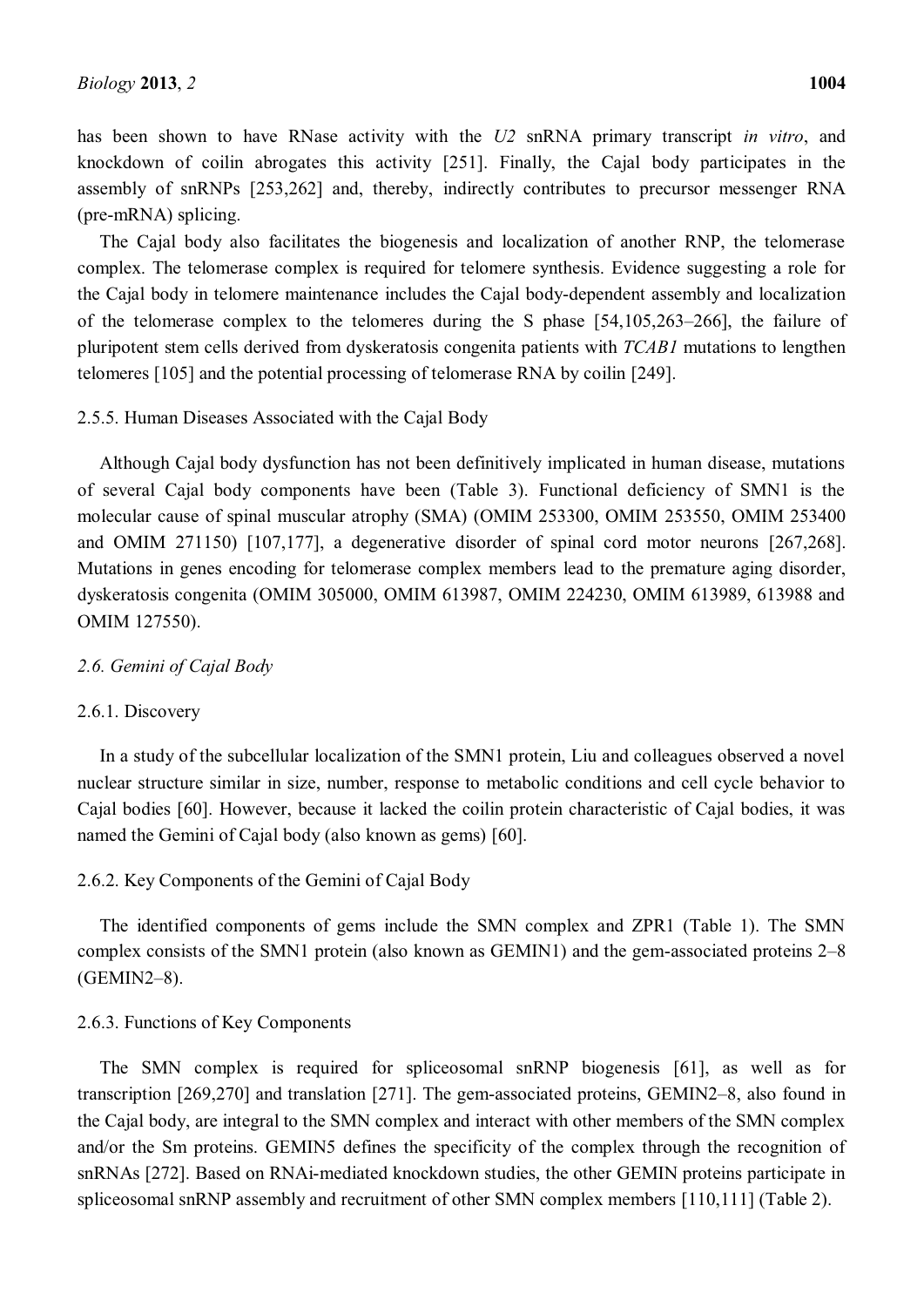has been shown to have RNase activity with the *U2* snRNA primary transcript *in vitro*, and knockdown of coilin abrogates this activity [251]. Finally, the Cajal body participates in the assembly of snRNPs [253,262] and, thereby, indirectly contributes to precursor messenger RNA (pre-mRNA) splicing.

The Cajal body also facilitates the biogenesis and localization of another RNP, the telomerase complex. The telomerase complex is required for telomere synthesis. Evidence suggesting a role for the Cajal body in telomere maintenance includes the Cajal body-dependent assembly and localization of the telomerase complex to the telomeres during the S phase [54,105,263–266], the failure of pluripotent stem cells derived from dyskeratosis congenita patients with *TCAB1* mutations to lengthen telomeres [105] and the potential processing of telomerase RNA by coilin [249].

#### 2.5.5. Human Diseases Associated with the Cajal Body

Although Cajal body dysfunction has not been definitively implicated in human disease, mutations of several Cajal body components have been (Table 3). Functional deficiency of SMN1 is the molecular cause of spinal muscular atrophy (SMA) (OMIM 253300, OMIM 253550, OMIM 253400 and OMIM 271150) [107,177], a degenerative disorder of spinal cord motor neurons [267,268]. Mutations in genes encoding for telomerase complex members lead to the premature aging disorder, dyskeratosis congenita (OMIM 305000, OMIM 613987, OMIM 224230, OMIM 613989, 613988 and OMIM 127550).

### *2.6. Gemini of Cajal Body*

#### 2.6.1. Discovery

In a study of the subcellular localization of the SMN1 protein, Liu and colleagues observed a novel nuclear structure similar in size, number, response to metabolic conditions and cell cycle behavior to Cajal bodies [60]. However, because it lacked the coilin protein characteristic of Cajal bodies, it was named the Gemini of Cajal body (also known as gems) [60].

#### 2.6.2. Key Components of the Gemini of Cajal Body

The identified components of gems include the SMN complex and ZPR1 (Table 1). The SMN complex consists of the SMN1 protein (also known as GEMIN1) and the gem-associated proteins 2–8 (GEMIN2–8).

#### 2.6.3. Functions of Key Components

The SMN complex is required for spliceosomal snRNP biogenesis [61], as well as for transcription [269,270] and translation [271]. The gem-associated proteins, GEMIN2–8, also found in the Cajal body, are integral to the SMN complex and interact with other members of the SMN complex and/or the Sm proteins. GEMIN5 defines the specificity of the complex through the recognition of snRNAs [272]. Based on RNAi-mediated knockdown studies, the other GEMIN proteins participate in spliceosomal snRNP assembly and recruitment of other SMN complex members [110,111] (Table 2).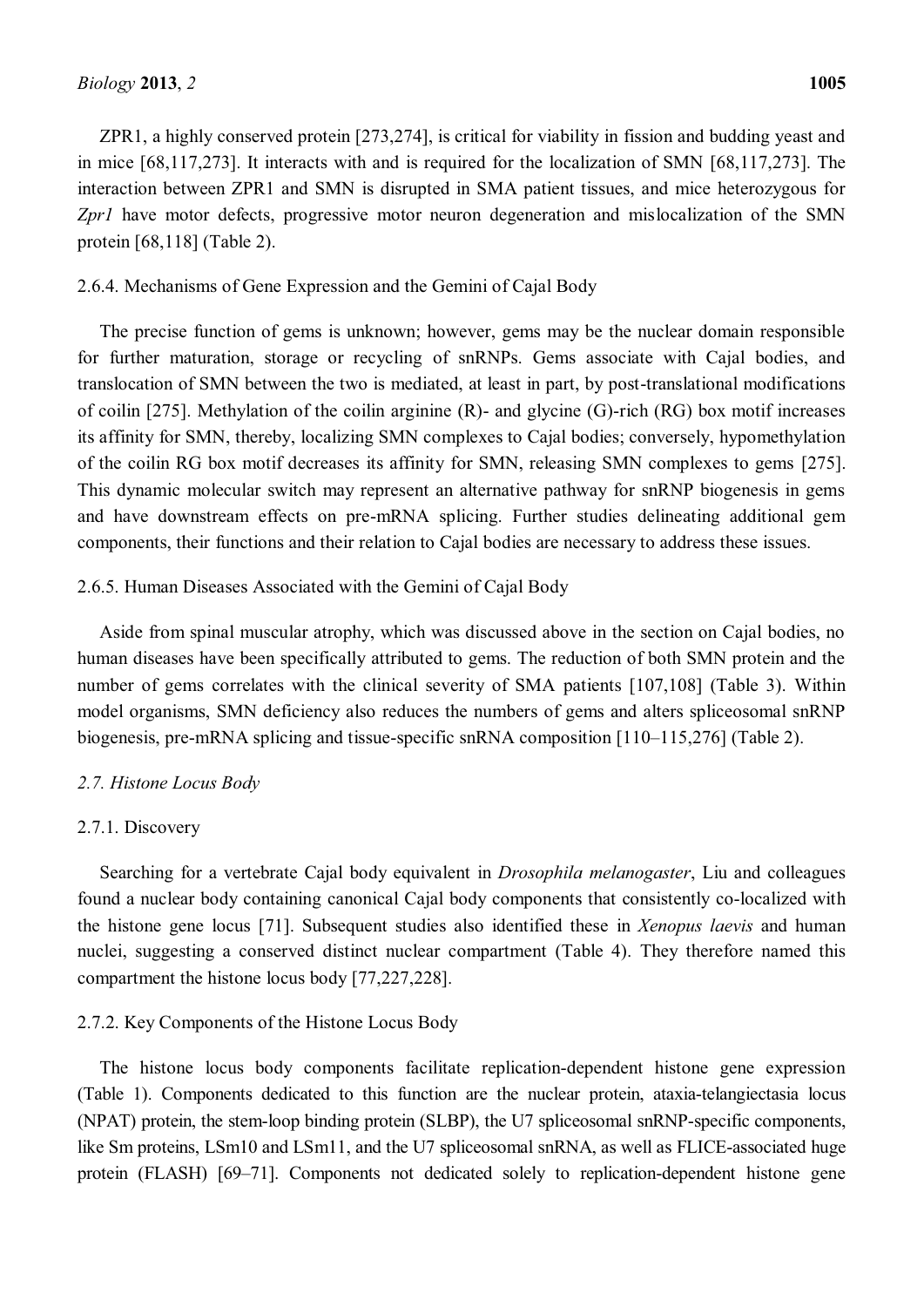ZPR1, a highly conserved protein [273,274], is critical for viability in fission and budding yeast and in mice [68,117,273]. It interacts with and is required for the localization of SMN [68,117,273]. The interaction between ZPR1 and SMN is disrupted in SMA patient tissues, and mice heterozygous for *Zpr1* have motor defects, progressive motor neuron degeneration and mislocalization of the SMN protein [68,118] (Table 2).

#### 2.6.4. Mechanisms of Gene Expression and the Gemini of Cajal Body

The precise function of gems is unknown; however, gems may be the nuclear domain responsible for further maturation, storage or recycling of snRNPs. Gems associate with Cajal bodies, and translocation of SMN between the two is mediated, at least in part, by post-translational modifications of coilin [275]. Methylation of the coilin arginine (R)- and glycine (G)-rich (RG) box motif increases its affinity for SMN, thereby, localizing SMN complexes to Cajal bodies; conversely, hypomethylation of the coilin RG box motif decreases its affinity for SMN, releasing SMN complexes to gems [275]. This dynamic molecular switch may represent an alternative pathway for snRNP biogenesis in gems and have downstream effects on pre-mRNA splicing. Further studies delineating additional gem components, their functions and their relation to Cajal bodies are necessary to address these issues.

#### 2.6.5. Human Diseases Associated with the Gemini of Cajal Body

Aside from spinal muscular atrophy, which was discussed above in the section on Cajal bodies, no human diseases have been specifically attributed to gems. The reduction of both SMN protein and the number of gems correlates with the clinical severity of SMA patients [107,108] (Table 3). Within model organisms, SMN deficiency also reduces the numbers of gems and alters spliceosomal snRNP biogenesis, pre-mRNA splicing and tissue-specific snRNA composition [110–115,276] (Table 2).

### *2.7. Histone Locus Body*

#### 2.7.1. Discovery

Searching for a vertebrate Cajal body equivalent in *Drosophila melanogaster*, Liu and colleagues found a nuclear body containing canonical Cajal body components that consistently co-localized with the histone gene locus [71]. Subsequent studies also identified these in *Xenopus laevis* and human nuclei, suggesting a conserved distinct nuclear compartment (Table 4). They therefore named this compartment the histone locus body [77,227,228].

#### 2.7.2. Key Components of the Histone Locus Body

The histone locus body components facilitate replication-dependent histone gene expression (Table 1). Components dedicated to this function are the nuclear protein, ataxia-telangiectasia locus (NPAT) protein, the stem-loop binding protein (SLBP), the U7 spliceosomal snRNP-specific components, like Sm proteins, LSm10 and LSm11, and the U7 spliceosomal snRNA, as well as FLICE-associated huge protein (FLASH) [69–71]. Components not dedicated solely to replication-dependent histone gene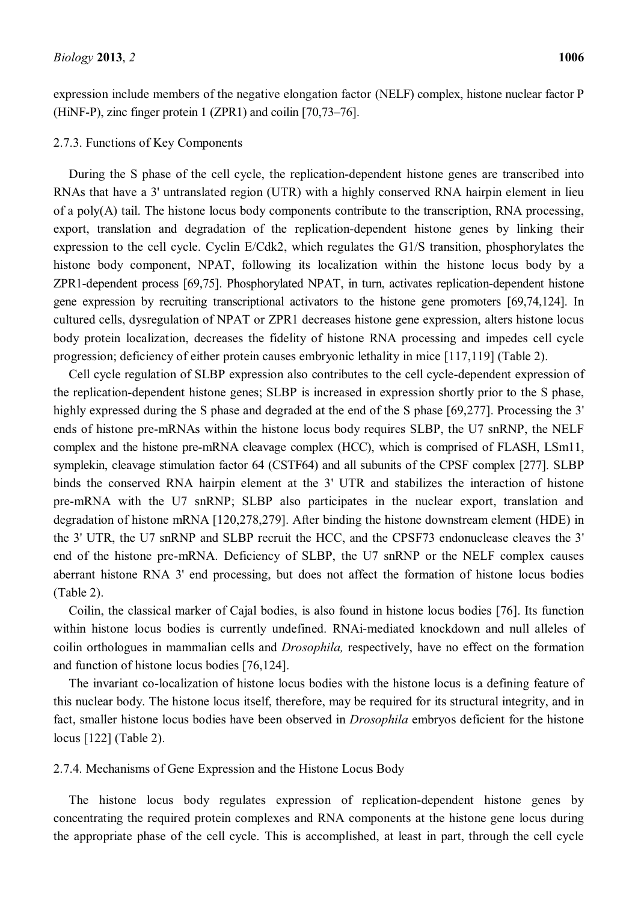expression include members of the negative elongation factor (NELF) complex, histone nuclear factor P (HiNF-P), zinc finger protein 1 (ZPR1) and coilin [70,73–76].

#### 2.7.3. Functions of Key Components

During the S phase of the cell cycle, the replication-dependent histone genes are transcribed into RNAs that have a 3' untranslated region (UTR) with a highly conserved RNA hairpin element in lieu of a poly(A) tail. The histone locus body components contribute to the transcription, RNA processing, export, translation and degradation of the replication-dependent histone genes by linking their expression to the cell cycle. Cyclin E/Cdk2, which regulates the G1/S transition, phosphorylates the histone body component, NPAT, following its localization within the histone locus body by a ZPR1-dependent process [69,75]. Phosphorylated NPAT, in turn, activates replication-dependent histone gene expression by recruiting transcriptional activators to the histone gene promoters [69,74,124]. In cultured cells, dysregulation of NPAT or ZPR1 decreases histone gene expression, alters histone locus body protein localization, decreases the fidelity of histone RNA processing and impedes cell cycle progression; deficiency of either protein causes embryonic lethality in mice [117,119] (Table 2).

Cell cycle regulation of SLBP expression also contributes to the cell cycle-dependent expression of the replication-dependent histone genes; SLBP is increased in expression shortly prior to the S phase, highly expressed during the S phase and degraded at the end of the S phase [69,277]. Processing the 3' ends of histone pre-mRNAs within the histone locus body requires SLBP, the U7 snRNP, the NELF complex and the histone pre-mRNA cleavage complex (HCC), which is comprised of FLASH, LSm11, symplekin, cleavage stimulation factor 64 (CSTF64) and all subunits of the CPSF complex [277]. SLBP binds the conserved RNA hairpin element at the 3' UTR and stabilizes the interaction of histone pre-mRNA with the U7 snRNP; SLBP also participates in the nuclear export, translation and degradation of histone mRNA [120,278,279]. After binding the histone downstream element (HDE) in the 3' UTR, the U7 snRNP and SLBP recruit the HCC, and the CPSF73 endonuclease cleaves the 3' end of the histone pre-mRNA. Deficiency of SLBP, the U7 snRNP or the NELF complex causes aberrant histone RNA 3' end processing, but does not affect the formation of histone locus bodies (Table 2).

Coilin, the classical marker of Cajal bodies, is also found in histone locus bodies [76]. Its function within histone locus bodies is currently undefined. RNAi-mediated knockdown and null alleles of coilin orthologues in mammalian cells and *Drosophila,* respectively, have no effect on the formation and function of histone locus bodies [76,124].

The invariant co-localization of histone locus bodies with the histone locus is a defining feature of this nuclear body. The histone locus itself, therefore, may be required for its structural integrity, and in fact, smaller histone locus bodies have been observed in *Drosophila* embryos deficient for the histone locus [122] (Table 2).

#### 2.7.4. Mechanisms of Gene Expression and the Histone Locus Body

The histone locus body regulates expression of replication-dependent histone genes by concentrating the required protein complexes and RNA components at the histone gene locus during the appropriate phase of the cell cycle. This is accomplished, at least in part, through the cell cycle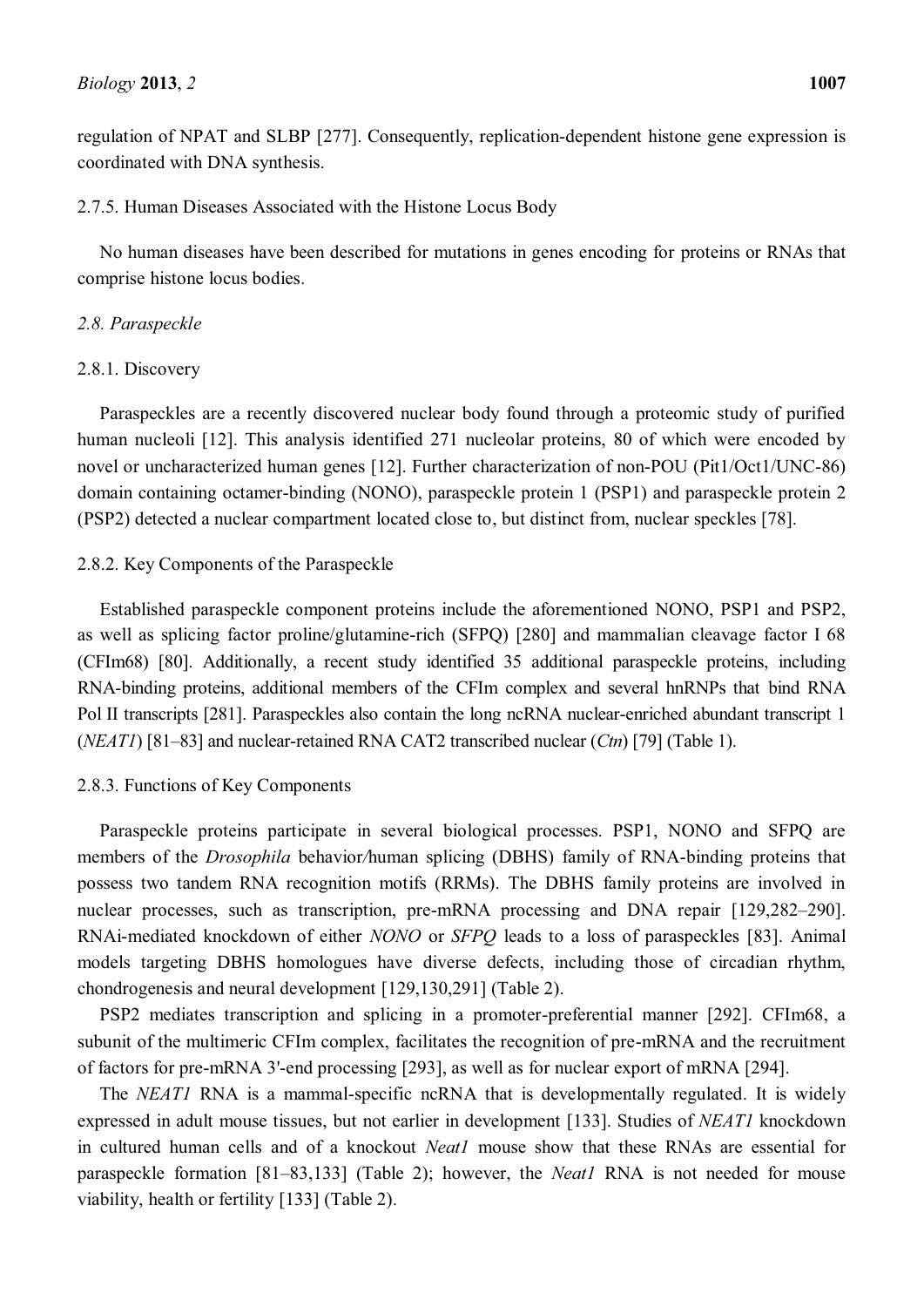regulation of NPAT and SLBP [277]. Consequently, replication-dependent histone gene expression is coordinated with DNA synthesis.

#### 2.7.5. Human Diseases Associated with the Histone Locus Body

No human diseases have been described for mutations in genes encoding for proteins or RNAs that comprise histone locus bodies.

### *2.8. Paraspeckle*

#### 2.8.1. Discovery

Paraspeckles are a recently discovered nuclear body found through a proteomic study of purified human nucleoli [12]. This analysis identified 271 nucleolar proteins, 80 of which were encoded by novel or uncharacterized human genes [12]. Further characterization of non-POU (Pit1/Oct1/UNC-86) domain containing octamer-binding (NONO), paraspeckle protein 1 (PSP1) and paraspeckle protein 2 (PSP2) detected a nuclear compartment located close to, but distinct from, nuclear speckles [78].

#### 2.8.2. Key Components of the Paraspeckle

Established paraspeckle component proteins include the aforementioned NONO, PSP1 and PSP2, as well as splicing factor proline/glutamine-rich (SFPQ) [280] and mammalian cleavage factor I 68 (CFIm68) [80]. Additionally, a recent study identified 35 additional paraspeckle proteins, including RNA-binding proteins, additional members of the CFIm complex and several hnRNPs that bind RNA Pol II transcripts [281]. Paraspeckles also contain the long ncRNA nuclear-enriched abundant transcript 1 (*NEAT1*) [81–83] and nuclear-retained RNA CAT2 transcribed nuclear (*Ctn*) [79] (Table 1).

#### 2.8.3. Functions of Key Components

Paraspeckle proteins participate in several biological processes. PSP1, NONO and SFPQ are members of the *Drosophila* behavior/human splicing (DBHS) family of RNA-binding proteins that possess two tandem RNA recognition motifs (RRMs). The DBHS family proteins are involved in nuclear processes, such as transcription, pre-mRNA processing and DNA repair [129,282–290]. RNAi-mediated knockdown of either *NONO* or *SFPQ* leads to a loss of paraspeckles [83]. Animal models targeting DBHS homologues have diverse defects, including those of circadian rhythm, chondrogenesis and neural development [129,130,291] (Table 2).

PSP2 mediates transcription and splicing in a promoter-preferential manner [292]. CFIm68, a subunit of the multimeric CFIm complex, facilitates the recognition of pre-mRNA and the recruitment of factors for pre-mRNA 3'-end processing [293], as well as for nuclear export of mRNA [294].

The *NEAT1* RNA is a mammal-specific ncRNA that is developmentally regulated. It is widely expressed in adult mouse tissues, but not earlier in development [133]. Studies of *NEAT1* knockdown in cultured human cells and of a knockout *Neat1* mouse show that these RNAs are essential for paraspeckle formation [81–83,133] (Table 2); however, the *Neat1* RNA is not needed for mouse viability, health or fertility [133] (Table 2).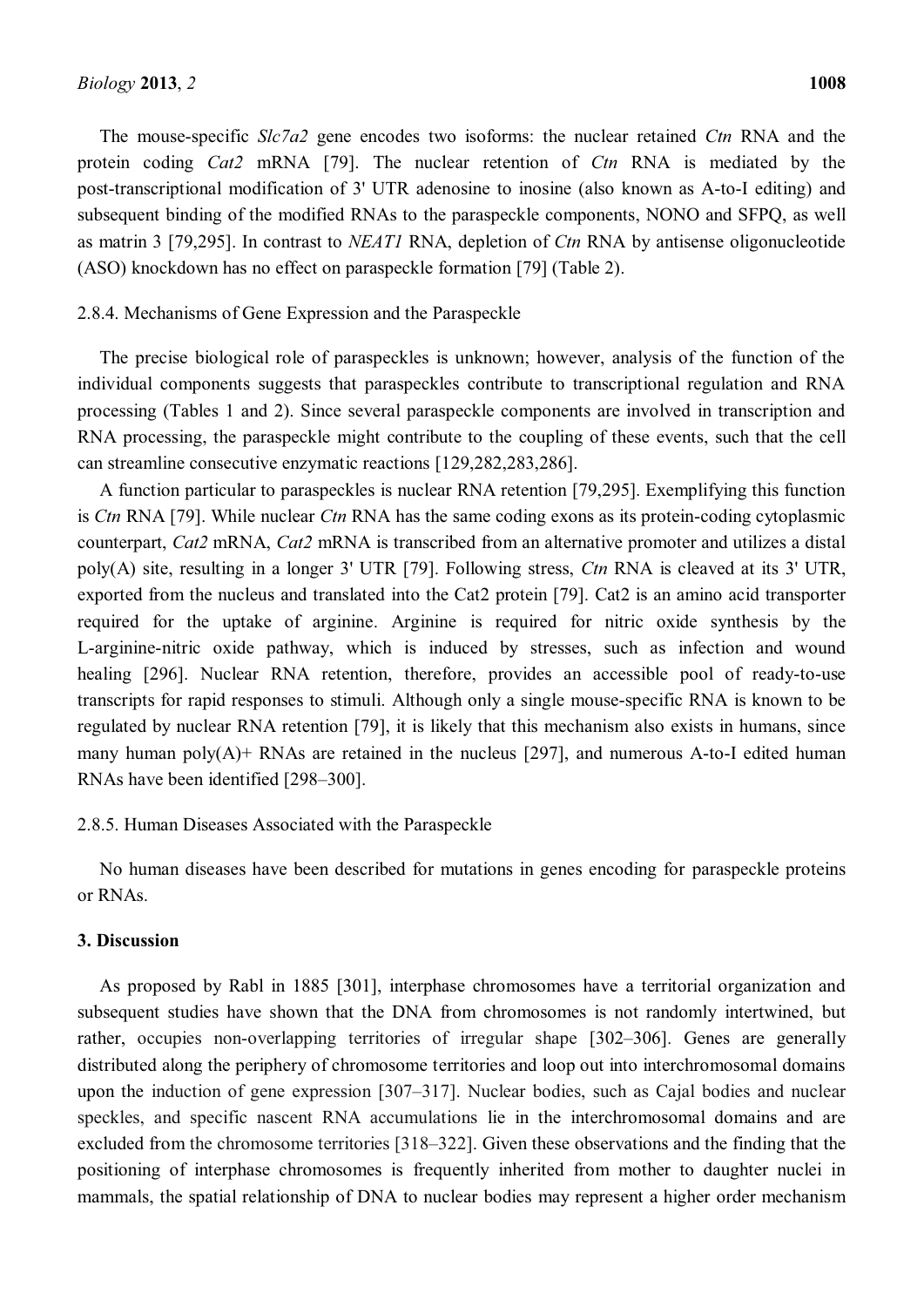The mouse-specific *Slc7a2* gene encodes two isoforms: the nuclear retained *Ctn* RNA and the protein coding *Cat2* mRNA [79]. The nuclear retention of *Ctn* RNA is mediated by the post-transcriptional modification of 3' UTR adenosine to inosine (also known as A-to-I editing) and subsequent binding of the modified RNAs to the paraspeckle components, NONO and SFPQ, as well as matrin 3 [79,295]. In contrast to *NEAT1* RNA, depletion of *Ctn* RNA by antisense oligonucleotide (ASO) knockdown has no effect on paraspeckle formation [79] (Table 2).

#### 2.8.4. Mechanisms of Gene Expression and the Paraspeckle

The precise biological role of paraspeckles is unknown; however, analysis of the function of the individual components suggests that paraspeckles contribute to transcriptional regulation and RNA processing (Tables 1 and 2). Since several paraspeckle components are involved in transcription and RNA processing, the paraspeckle might contribute to the coupling of these events, such that the cell can streamline consecutive enzymatic reactions [129,282,283,286].

A function particular to paraspeckles is nuclear RNA retention [79,295]. Exemplifying this function is *Ctn* RNA [79]. While nuclear *Ctn* RNA has the same coding exons as its protein-coding cytoplasmic counterpart, *Cat2* mRNA, *Cat2* mRNA is transcribed from an alternative promoter and utilizes a distal poly(A) site, resulting in a longer 3' UTR [79]. Following stress, *Ctn* RNA is cleaved at its 3' UTR, exported from the nucleus and translated into the Cat2 protein [79]. Cat2 is an amino acid transporter required for the uptake of arginine. Arginine is required for nitric oxide synthesis by the L-arginine-nitric oxide pathway, which is induced by stresses, such as infection and wound healing [296]. Nuclear RNA retention, therefore, provides an accessible pool of ready-to-use transcripts for rapid responses to stimuli. Although only a single mouse-specific RNA is known to be regulated by nuclear RNA retention [79], it is likely that this mechanism also exists in humans, since many human poly(A)+ RNAs are retained in the nucleus [297], and numerous A-to-I edited human RNAs have been identified [298–300].

#### 2.8.5. Human Diseases Associated with the Paraspeckle

No human diseases have been described for mutations in genes encoding for paraspeckle proteins or RNAs.

## 3. Discussion

As proposed by Rabl in 1885 [301], interphase chromosomes have a territorial organization and subsequent studies have shown that the DNA from chromosomes is not randomly intertwined, but rather, occupies non-overlapping territories of irregular shape [302–306]. Genes are generally distributed along the periphery of chromosome territories and loop out into interchromosomal domains upon the induction of gene expression [307–317]. Nuclear bodies, such as Cajal bodies and nuclear speckles, and specific nascent RNA accumulations lie in the interchromosomal domains and are excluded from the chromosome territories [318–322]. Given these observations and the finding that the positioning of interphase chromosomes is frequently inherited from mother to daughter nuclei in mammals, the spatial relationship of DNA to nuclear bodies may represent a higher order mechanism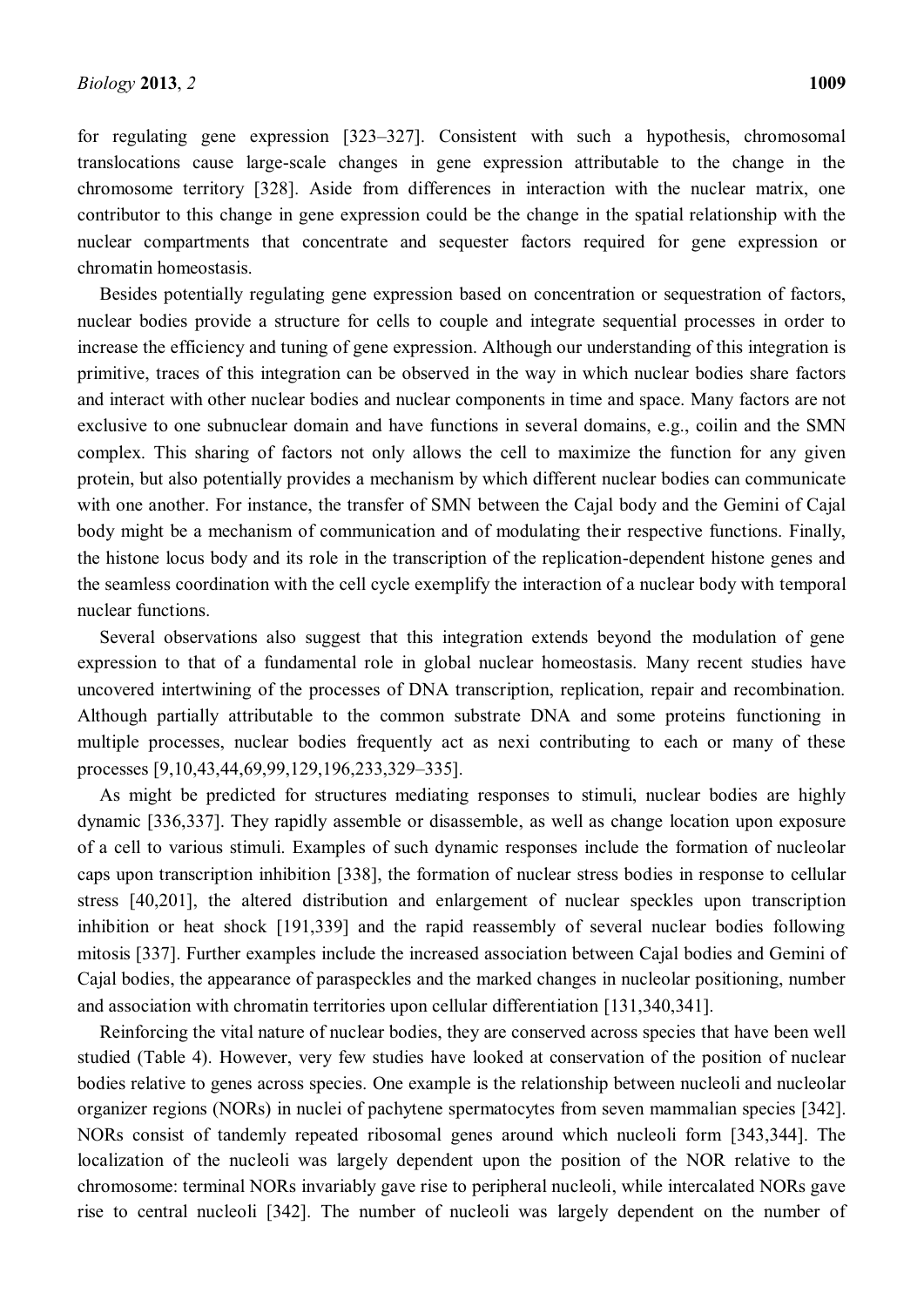for regulating gene expression [323–327]. Consistent with such a hypothesis, chromosomal translocations cause large-scale changes in gene expression attributable to the change in the chromosome territory [328]. Aside from differences in interaction with the nuclear matrix, one contributor to this change in gene expression could be the change in the spatial relationship with the nuclear compartments that concentrate and sequester factors required for gene expression or chromatin homeostasis.

Besides potentially regulating gene expression based on concentration or sequestration of factors, nuclear bodies provide a structure for cells to couple and integrate sequential processes in order to increase the efficiency and tuning of gene expression. Although our understanding of this integration is primitive, traces of this integration can be observed in the way in which nuclear bodies share factors and interact with other nuclear bodies and nuclear components in time and space. Many factors are not exclusive to one subnuclear domain and have functions in several domains, e.g., coilin and the SMN complex. This sharing of factors not only allows the cell to maximize the function for any given protein, but also potentially provides a mechanism by which different nuclear bodies can communicate with one another. For instance, the transfer of SMN between the Cajal body and the Gemini of Cajal body might be a mechanism of communication and of modulating their respective functions. Finally, the histone locus body and its role in the transcription of the replication-dependent histone genes and the seamless coordination with the cell cycle exemplify the interaction of a nuclear body with temporal nuclear functions.

Several observations also suggest that this integration extends beyond the modulation of gene expression to that of a fundamental role in global nuclear homeostasis. Many recent studies have uncovered intertwining of the processes of DNA transcription, replication, repair and recombination. Although partially attributable to the common substrate DNA and some proteins functioning in multiple processes, nuclear bodies frequently act as nexi contributing to each or many of these processes [9,10,43,44,69,99,129,196,233,329–335].

As might be predicted for structures mediating responses to stimuli, nuclear bodies are highly dynamic [336,337]. They rapidly assemble or disassemble, as well as change location upon exposure of a cell to various stimuli. Examples of such dynamic responses include the formation of nucleolar caps upon transcription inhibition [338], the formation of nuclear stress bodies in response to cellular stress [40,201], the altered distribution and enlargement of nuclear speckles upon transcription inhibition or heat shock [191,339] and the rapid reassembly of several nuclear bodies following mitosis [337]. Further examples include the increased association between Cajal bodies and Gemini of Cajal bodies, the appearance of paraspeckles and the marked changes in nucleolar positioning, number and association with chromatin territories upon cellular differentiation [131,340,341].

Reinforcing the vital nature of nuclear bodies, they are conserved across species that have been well studied (Table 4). However, very few studies have looked at conservation of the position of nuclear bodies relative to genes across species. One example is the relationship between nucleoli and nucleolar organizer regions (NORs) in nuclei of pachytene spermatocytes from seven mammalian species [342]. NORs consist of tandemly repeated ribosomal genes around which nucleoli form [343,344]. The localization of the nucleoli was largely dependent upon the position of the NOR relative to the chromosome: terminal NORs invariably gave rise to peripheral nucleoli, while intercalated NORs gave rise to central nucleoli [342]. The number of nucleoli was largely dependent on the number of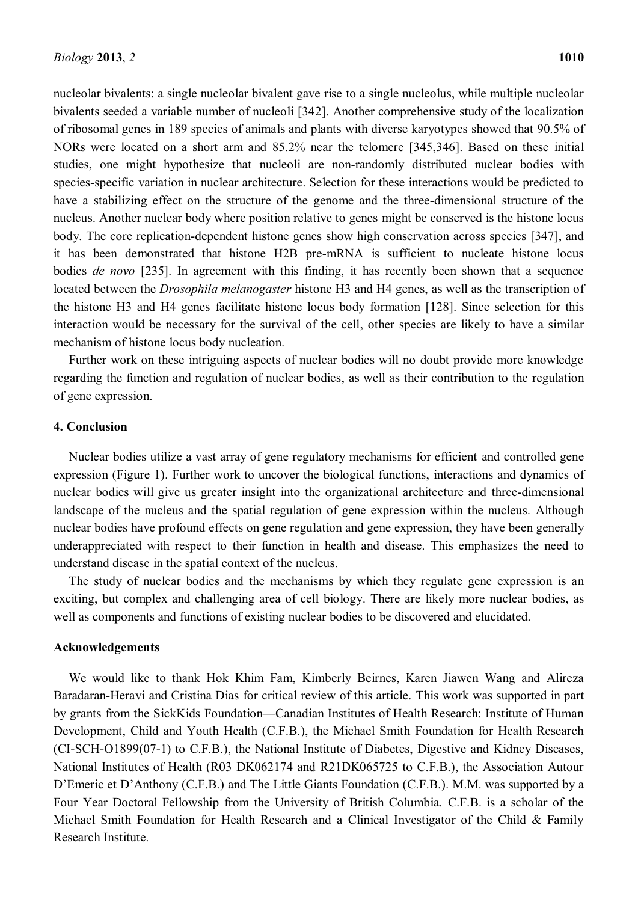nucleolar bivalents: a single nucleolar bivalent gave rise to a single nucleolus, while multiple nucleolar bivalents seeded a variable number of nucleoli [342]. Another comprehensive study of the localization of ribosomal genes in 189 species of animals and plants with diverse karyotypes showed that 90.5% of NORs were located on a short arm and 85.2% near the telomere [345,346]. Based on these initial studies, one might hypothesize that nucleoli are non-randomly distributed nuclear bodies with species-specific variation in nuclear architecture. Selection for these interactions would be predicted to have a stabilizing effect on the structure of the genome and the three-dimensional structure of the nucleus. Another nuclear body where position relative to genes might be conserved is the histone locus body. The core replication-dependent histone genes show high conservation across species [347], and it has been demonstrated that histone H2B pre-mRNA is sufficient to nucleate histone locus bodies *de novo* [235]. In agreement with this finding, it has recently been shown that a sequence located between the *Drosophila melanogaster* histone H3 and H4 genes, as well as the transcription of the histone H3 and H4 genes facilitate histone locus body formation [128]. Since selection for this interaction would be necessary for the survival of the cell, other species are likely to have a similar mechanism of histone locus body nucleation.

Further work on these intriguing aspects of nuclear bodies will no doubt provide more knowledge regarding the function and regulation of nuclear bodies, as well as their contribution to the regulation of gene expression.

## 4. Conclusion

Nuclear bodies utilize a vast array of gene regulatory mechanisms for efficient and controlled gene expression (Figure 1). Further work to uncover the biological functions, interactions and dynamics of nuclear bodies will give us greater insight into the organizational architecture and three-dimensional landscape of the nucleus and the spatial regulation of gene expression within the nucleus. Although nuclear bodies have profound effects on gene regulation and gene expression, they have been generally underappreciated with respect to their function in health and disease. This emphasizes the need to understand disease in the spatial context of the nucleus.

The study of nuclear bodies and the mechanisms by which they regulate gene expression is an exciting, but complex and challenging area of cell biology. There are likely more nuclear bodies, as well as components and functions of existing nuclear bodies to be discovered and elucidated.

## Acknowledgements

We would like to thank Hok Khim Fam, Kimberly Beirnes, Karen Jiawen Wang and Alireza Baradaran-Heravi and Cristina Dias for critical review of this article. This work was supported in part by grants from the SickKids Foundation—Canadian Institutes of Health Research: Institute of Human Development, Child and Youth Health (C.F.B.), the Michael Smith Foundation for Health Research (CI-SCH-O1899(07-1) to C.F.B.), the National Institute of Diabetes, Digestive and Kidney Diseases, National Institutes of Health (R03 DK062174 and R21DK065725 to C.F.B.), the Association Autour D'Emeric et D'Anthony (C.F.B.) and The Little Giants Foundation (C.F.B.). M.M. was supported by a Four Year Doctoral Fellowship from the University of British Columbia. C.F.B. is a scholar of the Michael Smith Foundation for Health Research and a Clinical Investigator of the Child & Family Research Institute.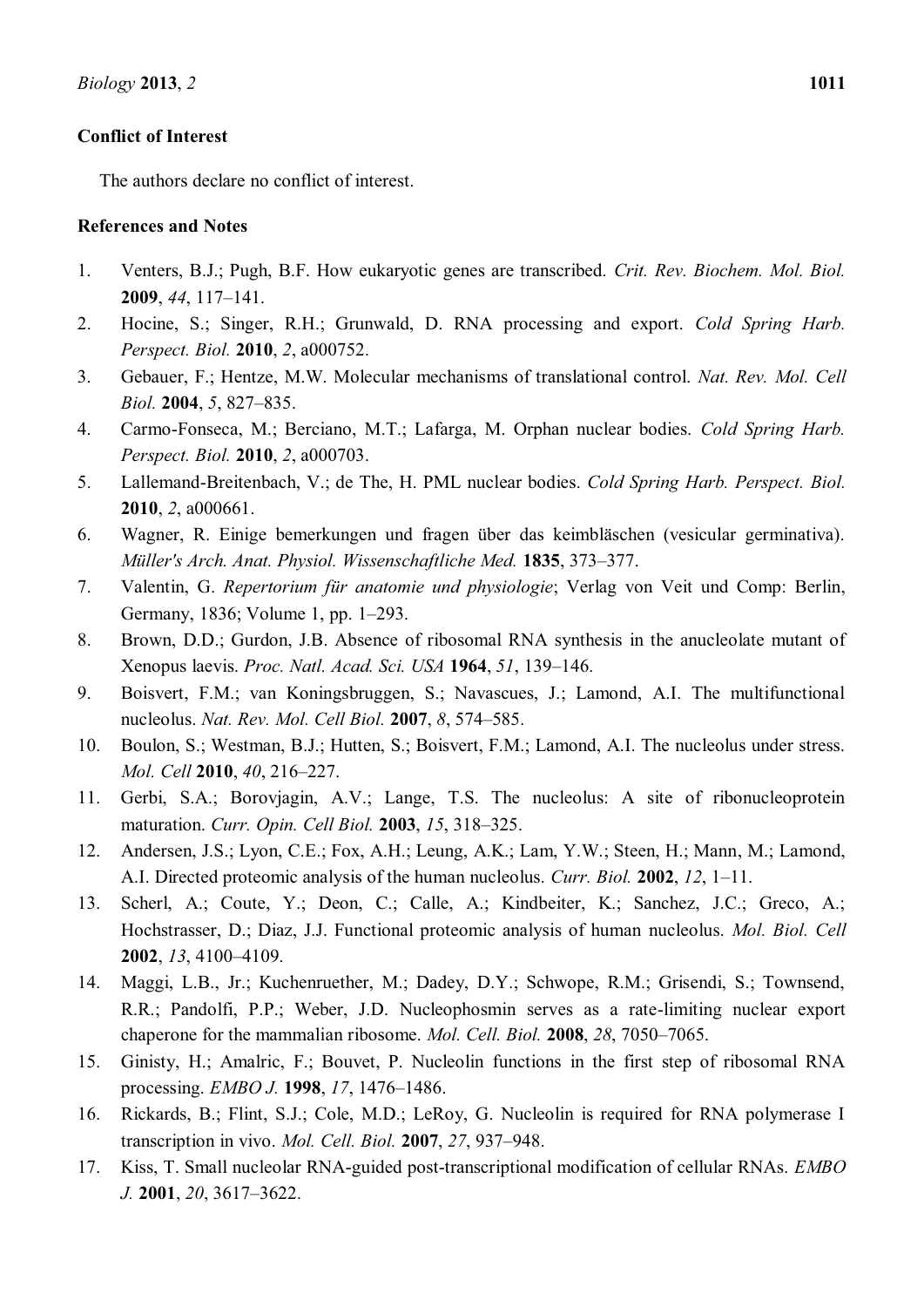## Conflict of Interest

The authors declare no conflict of interest.

## References and Notes

1. Venters, B.J.; Pugh, B.F. How eukaryotic genes are transcribed. *Crit. Rev. Biochem. Mol. Biol.* **2009**, *44*, 117–141.
2. Hocine, S.; Singer, R.H.; Grunwald, D. RNA processing and export. *Cold Spring Harb. Perspect. Biol.* **2010**, *2*, a000752.
3. Gebauer, F.; Hentze, M.W. Molecular mechanisms of translational control. *Nat. Rev. Mol. Cell Biol.* **2004**, *5*, 827–835.
4. Carmo-Fonseca, M.; Berciano, M.T.; Lafarga, M. Orphan nuclear bodies. *Cold Spring Harb. Perspect. Biol.* **2010**, *2*, a000703.
5. Lallemand-Breitenbach, V.; de The, H. PML nuclear bodies. *Cold Spring Harb. Perspect. Biol.* **2010**, *2*, a000661.
6. Wagner, R. Einige bemerkungen und fragen über das keimbläschen (vesicular germinativa). *Müller's Arch. Anat. Physiol. Wissenschaftliche Med.* **1835**, 373–377.
7. Valentin, G. *Repertorium für anatomie und physiologie*; Verlag von Veit und Comp: Berlin, Germany, 1836; Volume 1, pp. 1–293.
8. Brown, D.D.; Gurdon, J.B. Absence of ribosomal RNA synthesis in the anucleolate mutant of Xenopus laevis. *Proc. Natl. Acad. Sci. USA* **1964**, *51*, 139–146.
9. Boisvert, F.M.; van Koningsbruggen, S.; Navascues, J.; Lamond, A.I. The multifunctional nucleolus. *Nat. Rev. Mol. Cell Biol.* **2007**, *8*, 574–585.
10. Boulon, S.; Westman, B.J.; Hutten, S.; Boisvert, F.M.; Lamond, A.I. The nucleolus under stress. *Mol. Cell* **2010**, *40*, 216–227.
11. Gerbi, S.A.; Borovjagin, A.V.; Lange, T.S. The nucleolus: A site of ribonucleoprotein maturation. *Curr. Opin. Cell Biol.* **2003**, *15*, 318–325.
12. Andersen, J.S.; Lyon, C.E.; Fox, A.H.; Leung, A.K.; Lam, Y.W.; Steen, H.; Mann, M.; Lamond, A.I. Directed proteomic analysis of the human nucleolus. *Curr. Biol.* **2002**, *12*, 1–11.
13. Scherl, A.; Coute, Y.; Deon, C.; Calle, A.; Kindbeiter, K.; Sanchez, J.C.; Greco, A.; Hochstrasser, D.; Diaz, J.J. Functional proteomic analysis of human nucleolus. *Mol. Biol. Cell* **2002**, *13*, 4100–4109.
14. Maggi, L.B., Jr.; Kuchenruether, M.; Dadey, D.Y.; Schwope, R.M.; Grisendi, S.; Townsend, R.R.; Pandolfi, P.P.; Weber, J.D. Nucleophosmin serves as a rate-limiting nuclear export chaperone for the mammalian ribosome. *Mol. Cell. Biol.* **2008**, *28*, 7050–7065.
15. Ginisty, H.; Amalric, F.; Bouvet, P. Nucleolin functions in the first step of ribosomal RNA processing. *EMBO J.* **1998**, *17*, 1476–1486.
16. Rickards, B.; Flint, S.J.; Cole, M.D.; LeRoy, G. Nucleolin is required for RNA polymerase I transcription in vivo. *Mol. Cell. Biol.* **2007**, *27*, 937–948.
17. Kiss, T. Small nucleolar RNA-guided post-transcriptional modification of cellular RNAs. *EMBO J.* **2001**, *20*, 3617–3622.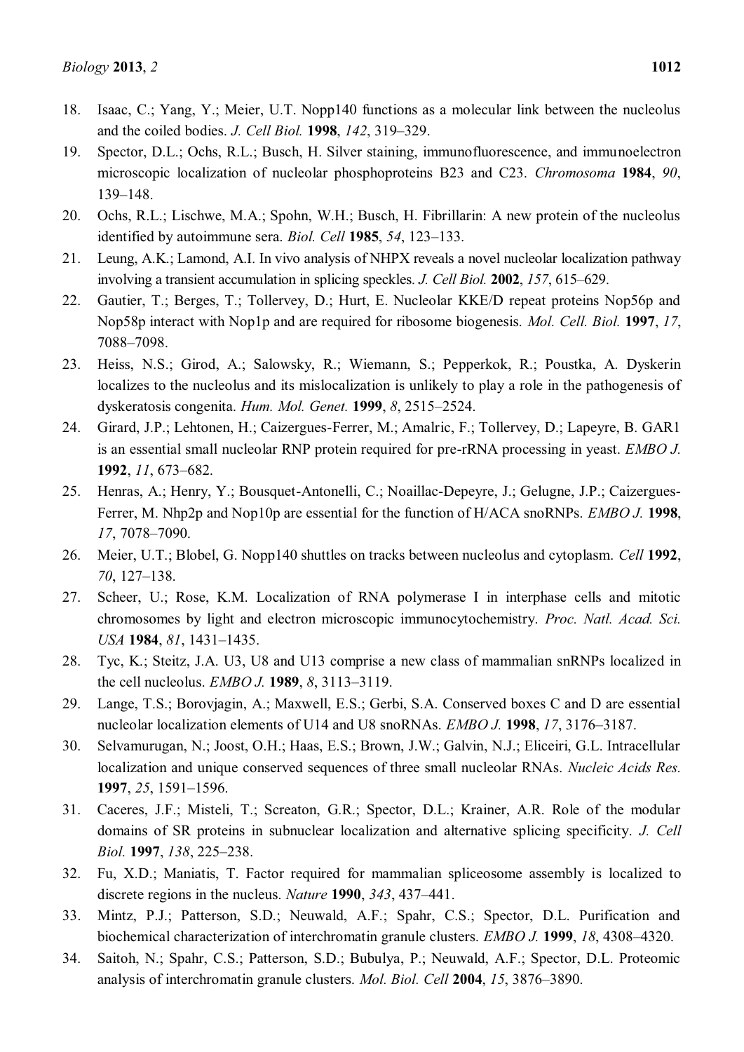18. Isaac, C.; Yang, Y.; Meier, U.T. Nopp140 functions as a molecular link between the nucleolus and the coiled bodies. *J. Cell Biol.* **1998**, *142*, 319–329.
19. Spector, D.L.; Ochs, R.L.; Busch, H. Silver staining, immunofluorescence, and immunoelectron microscopic localization of nucleolar phosphoproteins B23 and C23. *Chromosoma* **1984**, *90*, 139–148.
20. Ochs, R.L.; Lischwe, M.A.; Spohn, W.H.; Busch, H. Fibrillarin: A new protein of the nucleolus identified by autoimmune sera. *Biol. Cell* **1985**, *54*, 123–133.
21. Leung, A.K.; Lamond, A.I. In vivo analysis of NHPX reveals a novel nucleolar localization pathway involving a transient accumulation in splicing speckles. *J. Cell Biol.* **2002**, *157*, 615–629.
22. Gautier, T.; Berges, T.; Tollervey, D.; Hurt, E. Nucleolar KKE/D repeat proteins Nop56p and Nop58p interact with Nop1p and are required for ribosome biogenesis. *Mol. Cell. Biol.* **1997**, *17*, 7088–7098.
23. Heiss, N.S.; Girod, A.; Salowsky, R.; Wiemann, S.; Pepperkok, R.; Poustka, A. Dyskerin localizes to the nucleolus and its mislocalization is unlikely to play a role in the pathogenesis of dyskeratosis congenita. *Hum. Mol. Genet.* **1999**, *8*, 2515–2524.
24. Girard, J.P.; Lehtonen, H.; Caizergues-Ferrer, M.; Amalric, F.; Tollervey, D.; Lapeyre, B. GAR1 is an essential small nucleolar RNP protein required for pre-rRNA processing in yeast. *EMBO J.* **1992**, *11*, 673–682.
25. Henras, A.; Henry, Y.; Bousquet-Antonelli, C.; Noaillac-Depeyre, J.; Gelugne, J.P.; Caizergues-Ferrer, M. Nhp2p and Nop10p are essential for the function of H/ACA snoRNPs. *EMBO J.* **1998**, *17*, 7078–7090.
26. Meier, U.T.; Blobel, G. Nopp140 shuttles on tracks between nucleolus and cytoplasm. *Cell* **1992**, *70*, 127–138.
27. Scheer, U.; Rose, K.M. Localization of RNA polymerase I in interphase cells and mitotic chromosomes by light and electron microscopic immunocytochemistry. *Proc. Natl. Acad. Sci. USA* **1984**, *81*, 1431–1435.
28. Tyc, K.; Steitz, J.A. U3, U8 and U13 comprise a new class of mammalian snRNPs localized in the cell nucleolus. *EMBO J.* **1989**, *8*, 3113–3119.
29. Lange, T.S.; Borovjagin, A.; Maxwell, E.S.; Gerbi, S.A. Conserved boxes C and D are essential nucleolar localization elements of U14 and U8 snoRNAs. *EMBO J.* **1998**, *17*, 3176–3187.
30. Selvamurugan, N.; Joost, O.H.; Haas, E.S.; Brown, J.W.; Galvin, N.J.; Eliceiri, G.L. Intracellular localization and unique conserved sequences of three small nucleolar RNAs. *Nucleic Acids Res.* **1997**, *25*, 1591–1596.
31. Caceres, J.F.; Misteli, T.; Screaton, G.R.; Spector, D.L.; Krainer, A.R. Role of the modular domains of SR proteins in subnuclear localization and alternative splicing specificity. *J. Cell Biol.* **1997**, *138*, 225–238.
32. Fu, X.D.; Maniatis, T. Factor required for mammalian spliceosome assembly is localized to discrete regions in the nucleus. *Nature* **1990**, *343*, 437–441.
33. Mintz, P.J.; Patterson, S.D.; Neuwald, A.F.; Spahr, C.S.; Spector, D.L. Purification and biochemical characterization of interchromatin granule clusters. *EMBO J.* **1999**, *18*, 4308–4320.
34. Saitoh, N.; Spahr, C.S.; Patterson, S.D.; Bubulya, P.; Neuwald, A.F.; Spector, D.L. Proteomic analysis of interchromatin granule clusters. *Mol. Biol. Cell* **2004**, *15*, 3876–3890.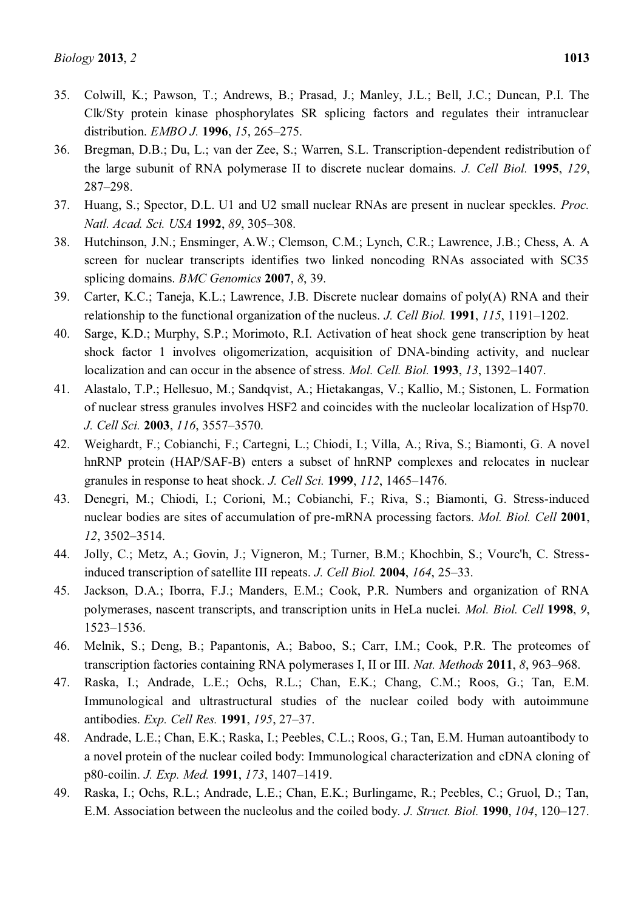35. Colwill, K.; Pawson, T.; Andrews, B.; Prasad, J.; Manley, J.L.; Bell, J.C.; Duncan, P.I. The Clk/Sty protein kinase phosphorylates SR splicing factors and regulates their intranuclear distribution. *EMBO J.* **1996**, *15*, 265–275.
36. Bregman, D.B.; Du, L.; van der Zee, S.; Warren, S.L. Transcription-dependent redistribution of the large subunit of RNA polymerase II to discrete nuclear domains. *J. Cell Biol.* **1995**, *129*, 287–298.
37. Huang, S.; Spector, D.L. U1 and U2 small nuclear RNAs are present in nuclear speckles. *Proc. Natl. Acad. Sci. USA* **1992**, *89*, 305–308.
38. Hutchinson, J.N.; Ensminger, A.W.; Clemson, C.M.; Lynch, C.R.; Lawrence, J.B.; Chess, A. A screen for nuclear transcripts identifies two linked noncoding RNAs associated with SC35 splicing domains. *BMC Genomics* **2007**, *8*, 39.
39. Carter, K.C.; Taneja, K.L.; Lawrence, J.B. Discrete nuclear domains of poly(A) RNA and their relationship to the functional organization of the nucleus. *J. Cell Biol.* **1991**, *115*, 1191–1202.
40. Sarge, K.D.; Murphy, S.P.; Morimoto, R.I. Activation of heat shock gene transcription by heat shock factor 1 involves oligomerization, acquisition of DNA-binding activity, and nuclear localization and can occur in the absence of stress. *Mol. Cell. Biol.* **1993**, *13*, 1392–1407.
41. Alastalo, T.P.; Hellesuo, M.; Sandqvist, A.; Hietakangas, V.; Kallio, M.; Sistonen, L. Formation of nuclear stress granules involves HSF2 and coincides with the nucleolar localization of Hsp70. *J. Cell Sci.* **2003**, *116*, 3557–3570.
42. Weighardt, F.; Cobianchi, F.; Cartegni, L.; Chiodi, I.; Villa, A.; Riva, S.; Biamonti, G. A novel hnRNP protein (HAP/SAF-B) enters a subset of hnRNP complexes and relocates in nuclear granules in response to heat shock. *J. Cell Sci.* **1999**, *112*, 1465–1476.
43. Denegri, M.; Chiodi, I.; Corioni, M.; Cobianchi, F.; Riva, S.; Biamonti, G. Stress-induced nuclear bodies are sites of accumulation of pre-mRNA processing factors. *Mol. Biol. Cell* **2001**, *12*, 3502–3514.
44. Jolly, C.; Metz, A.; Govin, J.; Vigneron, M.; Turner, B.M.; Khochbin, S.; Vourc'h, C. Stress-induced transcription of satellite III repeats. *J. Cell Biol.* **2004**, *164*, 25–33.
45. Jackson, D.A.; Iborra, F.J.; Manders, E.M.; Cook, P.R. Numbers and organization of RNA polymerases, nascent transcripts, and transcription units in HeLa nuclei. *Mol. Biol. Cell* **1998**, *9*, 1523–1536.
46. Melnik, S.; Deng, B.; Papantonis, A.; Baboo, S.; Carr, I.M.; Cook, P.R. The proteomes of transcription factories containing RNA polymerases I, II or III. *Nat. Methods* **2011**, *8*, 963–968.
47. Raska, I.; Andrade, L.E.; Ochs, R.L.; Chan, E.K.; Chang, C.M.; Roos, G.; Tan, E.M. Immunological and ultrastructural studies of the nuclear coiled body with autoimmune antibodies. *Exp. Cell Res.* **1991**, *195*, 27–37.
48. Andrade, L.E.; Chan, E.K.; Raska, I.; Peebles, C.L.; Roos, G.; Tan, E.M. Human autoantibody to a novel protein of the nuclear coiled body: Immunological characterization and cDNA cloning of p80-coilin. *J. Exp. Med.* **1991**, *173*, 1407–1419.
49. Raska, I.; Ochs, R.L.; Andrade, L.E.; Chan, E.K.; Burlingame, R.; Peebles, C.; Gruol, D.; Tan, E.M. Association between the nucleolus and the coiled body. *J. Struct. Biol.* **1990**, *104*, 120–127.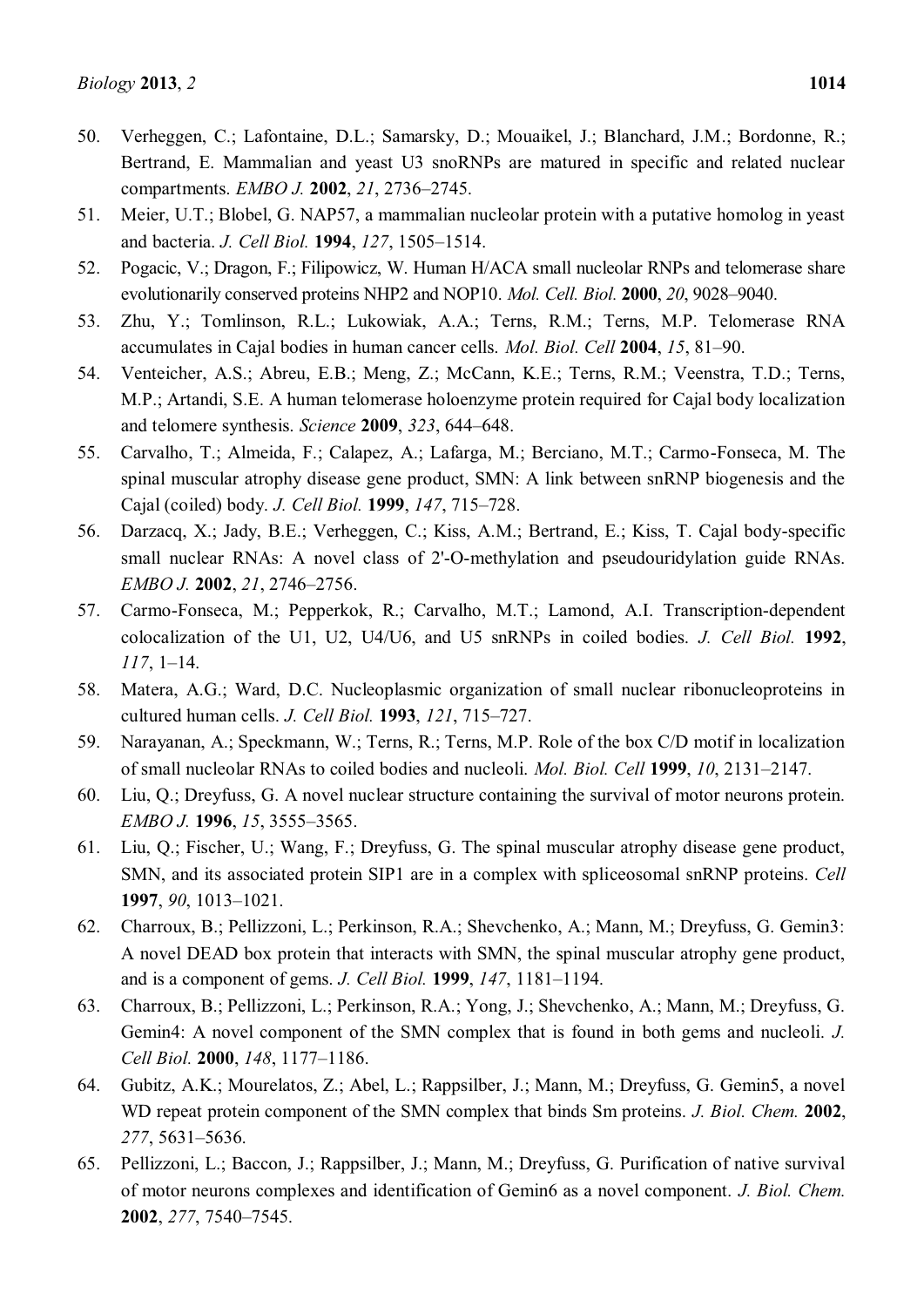50. Verheggen, C.; Lafontaine, D.L.; Samarsky, D.; Mouaikel, J.; Blanchard, J.M.; Bordonne, R.; Bertrand, E. Mammalian and yeast U3 snoRNPs are matured in specific and related nuclear compartments. *EMBO J.* **2002**, *21*, 2736–2745.
51. Meier, U.T.; Blobel, G. NAP57, a mammalian nucleolar protein with a putative homolog in yeast and bacteria. *J. Cell Biol.* **1994**, *127*, 1505–1514.
52. Pogacic, V.; Dragon, F.; Filipowicz, W. Human H/ACA small nucleolar RNPs and telomerase share evolutionarily conserved proteins NHP2 and NOP10. *Mol. Cell. Biol.* **2000**, *20*, 9028–9040.
53. Zhu, Y.; Tomlinson, R.L.; Lukowiak, A.A.; Terns, R.M.; Terns, M.P. Telomerase RNA accumulates in Cajal bodies in human cancer cells. *Mol. Biol. Cell* **2004**, *15*, 81–90.
54. Venteicher, A.S.; Abreu, E.B.; Meng, Z.; McCann, K.E.; Terns, R.M.; Veenstra, T.D.; Terns, M.P.; Artandi, S.E. A human telomerase holoenzyme protein required for Cajal body localization and telomere synthesis. *Science* **2009**, *323*, 644–648.
55. Carvalho, T.; Almeida, F.; Calapez, A.; Lafarga, M.; Berciano, M.T.; Carmo-Fonseca, M. The spinal muscular atrophy disease gene product, SMN: A link between snRNP biogenesis and the Cajal (coiled) body. *J. Cell Biol.* **1999**, *147*, 715–728.
56. Darzacq, X.; Jady, B.E.; Verheggen, C.; Kiss, A.M.; Bertrand, E.; Kiss, T. Cajal body-specific small nuclear RNAs: A novel class of 2'-O-methylation and pseudouridylation guide RNAs. *EMBO J.* **2002**, *21*, 2746–2756.
57. Carmo-Fonseca, M.; Pepperkok, R.; Carvalho, M.T.; Lamond, A.I. Transcription-dependent colocalization of the U1, U2, U4/U6, and U5 snRNPs in coiled bodies. *J. Cell Biol.* **1992**, *117*, 1–14.
58. Matera, A.G.; Ward, D.C. Nucleoplasmic organization of small nuclear ribonucleoproteins in cultured human cells. *J. Cell Biol.* **1993**, *121*, 715–727.
59. Narayanan, A.; Speckmann, W.; Terns, R.; Terns, M.P. Role of the box C/D motif in localization of small nucleolar RNAs to coiled bodies and nucleoli. *Mol. Biol. Cell* **1999**, *10*, 2131–2147.
60. Liu, Q.; Dreyfuss, G. A novel nuclear structure containing the survival of motor neurons protein. *EMBO J.* **1996**, *15*, 3555–3565.
61. Liu, Q.; Fischer, U.; Wang, F.; Dreyfuss, G. The spinal muscular atrophy disease gene product, SMN, and its associated protein SIP1 are in a complex with spliceosomal snRNP proteins. *Cell* **1997**, *90*, 1013–1021.
62. Charroux, B.; Pellizzoni, L.; Perkinson, R.A.; Shevchenko, A.; Mann, M.; Dreyfuss, G. Gemin3: A novel DEAD box protein that interacts with SMN, the spinal muscular atrophy gene product, and is a component of gems. *J. Cell Biol.* **1999**, *147*, 1181–1194.
63. Charroux, B.; Pellizzoni, L.; Perkinson, R.A.; Yong, J.; Shevchenko, A.; Mann, M.; Dreyfuss, G. Gemin4: A novel component of the SMN complex that is found in both gems and nucleoli. *J. Cell Biol.* **2000**, *148*, 1177–1186.
64. Gubitz, A.K.; Mourelatos, Z.; Abel, L.; Rappsilber, J.; Mann, M.; Dreyfuss, G. Gemin5, a novel WD repeat protein component of the SMN complex that binds Sm proteins. *J. Biol. Chem.* **2002**, *277*, 5631–5636.
65. Pellizzoni, L.; Baccon, J.; Rappsilber, J.; Mann, M.; Dreyfuss, G. Purification of native survival of motor neurons complexes and identification of Gemin6 as a novel component. *J. Biol. Chem.* **2002**, *277*, 7540–7545.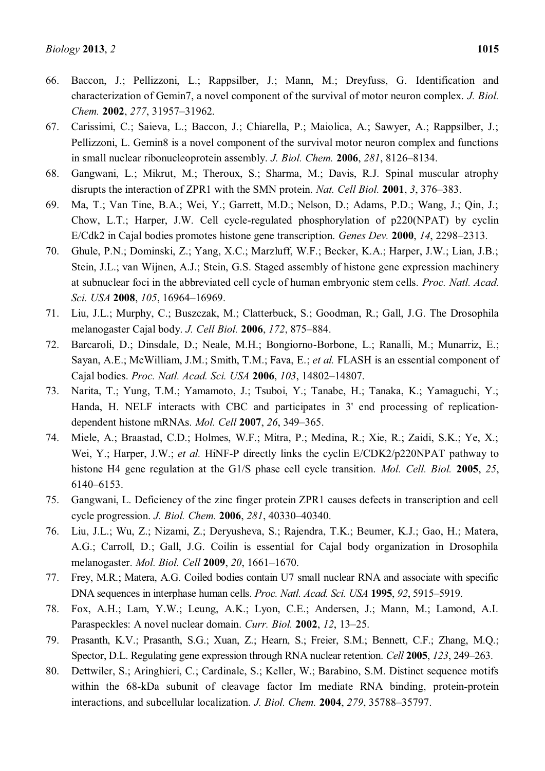66. Baccon, J.; Pellizzoni, L.; Rappsilber, J.; Mann, M.; Dreyfuss, G. Identification and characterization of Gemin7, a novel component of the survival of motor neuron complex. *J. Biol. Chem.* **2002**, *277*, 31957–31962.
67. Carissimi, C.; Saieva, L.; Baccon, J.; Chiarella, P.; Maiolica, A.; Sawyer, A.; Rappsilber, J.; Pellizzoni, L. Gemin8 is a novel component of the survival motor neuron complex and functions in small nuclear ribonucleoprotein assembly. *J. Biol. Chem.* **2006**, *281*, 8126–8134.
68. Gangwani, L.; Mikrut, M.; Theroux, S.; Sharma, M.; Davis, R.J. Spinal muscular atrophy disrupts the interaction of ZPR1 with the SMN protein. *Nat. Cell Biol.* **2001**, *3*, 376–383.
69. Ma, T.; Van Tine, B.A.; Wei, Y.; Garrett, M.D.; Nelson, D.; Adams, P.D.; Wang, J.; Qin, J.; Chow, L.T.; Harper, J.W. Cell cycle-regulated phosphorylation of p220(NPAT) by cyclin E/Cdk2 in Cajal bodies promotes histone gene transcription. *Genes Dev.* **2000**, *14*, 2298–2313.
70. Ghule, P.N.; Dominski, Z.; Yang, X.C.; Marzluff, W.F.; Becker, K.A.; Harper, J.W.; Lian, J.B.; Stein, J.L.; van Wijnen, A.J.; Stein, G.S. Staged assembly of histone gene expression machinery at subnuclear foci in the abbreviated cell cycle of human embryonic stem cells. *Proc. Natl. Acad. Sci. USA* **2008**, *105*, 16964–16969.
71. Liu, J.L.; Murphy, C.; Buszczak, M.; Clatterbuck, S.; Goodman, R.; Gall, J.G. The Drosophila melanogaster Cajal body. *J. Cell Biol.* **2006**, *172*, 875–884.
72. Barcaroli, D.; Dinsdale, D.; Neale, M.H.; Bongiorno-Borbone, L.; Ranalli, M.; Munarriz, E.; Sayan, A.E.; McWilliam, J.M.; Smith, T.M.; Fava, E.; *et al.* FLASH is an essential component of Cajal bodies. *Proc. Natl. Acad. Sci. USA* **2006**, *103*, 14802–14807.
73. Narita, T.; Yung, T.M.; Yamamoto, J.; Tsuboi, Y.; Tanabe, H.; Tanaka, K.; Yamaguchi, Y.; Handa, H. NELF interacts with CBC and participates in 3' end processing of replication-dependent histone mRNAs. *Mol. Cell* **2007**, *26*, 349–365.
74. Miele, A.; Braastad, C.D.; Holmes, W.F.; Mitra, P.; Medina, R.; Xie, R.; Zaidi, S.K.; Ye, X.; Wei, Y.; Harper, J.W.; *et al.* HiNF-P directly links the cyclin E/CDK2/p220NPAT pathway to histone H4 gene regulation at the G1/S phase cell cycle transition. *Mol. Cell. Biol.* **2005**, *25*, 6140–6153.
75. Gangwani, L. Deficiency of the zinc finger protein ZPR1 causes defects in transcription and cell cycle progression. *J. Biol. Chem.* **2006**, *281*, 40330–40340.
76. Liu, J.L.; Wu, Z.; Nizami, Z.; Deryusheva, S.; Rajendra, T.K.; Beumer, K.J.; Gao, H.; Matera, A.G.; Carroll, D.; Gall, J.G. Coilin is essential for Cajal body organization in Drosophila melanogaster. *Mol. Biol. Cell* **2009**, *20*, 1661–1670.
77. Frey, M.R.; Matera, A.G. Coiled bodies contain U7 small nuclear RNA and associate with specific DNA sequences in interphase human cells. *Proc. Natl. Acad. Sci. USA* **1995**, *92*, 5915–5919.
78. Fox, A.H.; Lam, Y.W.; Leung, A.K.; Lyon, C.E.; Andersen, J.; Mann, M.; Lamond, A.I. Paraspeckles: A novel nuclear domain. *Curr. Biol.* **2002**, *12*, 13–25.
79. Prasanth, K.V.; Prasanth, S.G.; Xuan, Z.; Hearn, S.; Freier, S.M.; Bennett, C.F.; Zhang, M.Q.; Spector, D.L. Regulating gene expression through RNA nuclear retention. *Cell* **2005**, *123*, 249–263.
80. Dettwiler, S.; Aringhieri, C.; Cardinale, S.; Keller, W.; Barabino, S.M. Distinct sequence motifs within the 68-kDa subunit of cleavage factor Im mediate RNA binding, protein-protein interactions, and subcellular localization. *J. Biol. Chem.* **2004**, *279*, 35788–35797.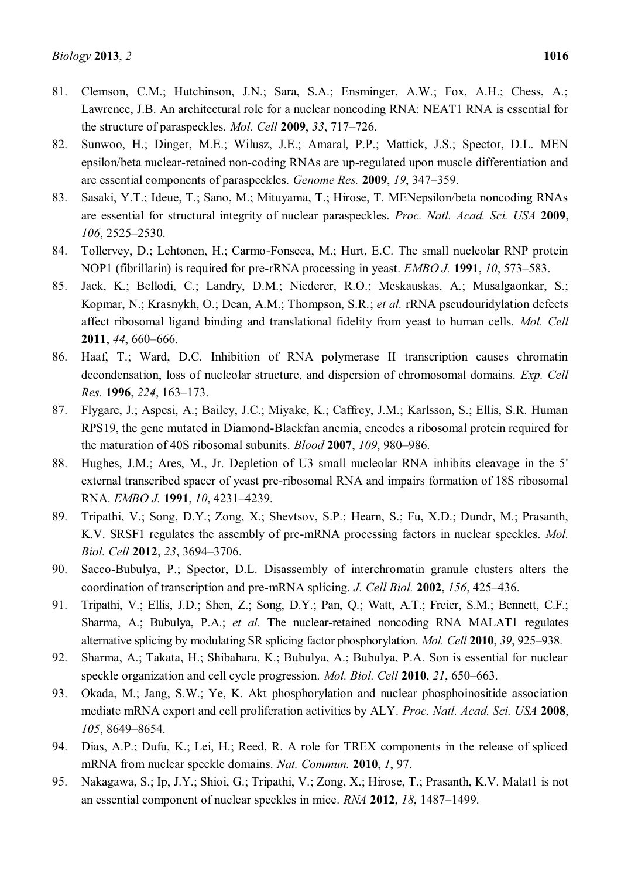81. Clemson, C.M.; Hutchinson, J.N.; Sara, S.A.; Ensminger, A.W.; Fox, A.H.; Chess, A.; Lawrence, J.B. An architectural role for a nuclear noncoding RNA: NEAT1 RNA is essential for the structure of paraspeckles. *Mol. Cell* **2009**, *33*, 717–726.
82. Sunwoo, H.; Dinger, M.E.; Wilusz, J.E.; Amaral, P.P.; Mattick, J.S.; Spector, D.L. MEN epsilon/beta nuclear-retained non-coding RNAs are up-regulated upon muscle differentiation and are essential components of paraspeckles. *Genome Res.* **2009**, *19*, 347–359.
83. Sasaki, Y.T.; Ideue, T.; Sano, M.; Mituyama, T.; Hirose, T. MENepsilon/beta noncoding RNAs are essential for structural integrity of nuclear paraspeckles. *Proc. Natl. Acad. Sci. USA* **2009**, *106*, 2525–2530.
84. Tollervey, D.; Lehtonen, H.; Carmo-Fonseca, M.; Hurt, E.C. The small nucleolar RNP protein NOP1 (fibrillarin) is required for pre-rRNA processing in yeast. *EMBO J.* **1991**, *10*, 573–583.
85. Jack, K.; Bellodi, C.; Landry, D.M.; Niederer, R.O.; Meskauskas, A.; Musalgaonkar, S.; Kopmar, N.; Krasnykh, O.; Dean, A.M.; Thompson, S.R.; *et al.* rRNA pseudouridylation defects affect ribosomal ligand binding and translational fidelity from yeast to human cells. *Mol. Cell* **2011**, *44*, 660–666.
86. Haaf, T.; Ward, D.C. Inhibition of RNA polymerase II transcription causes chromatin decondensation, loss of nucleolar structure, and dispersion of chromosomal domains. *Exp. Cell Res.* **1996**, *224*, 163–173.
87. Flygare, J.; Aspesi, A.; Bailey, J.C.; Miyake, K.; Caffrey, J.M.; Karlsson, S.; Ellis, S.R. Human RPS19, the gene mutated in Diamond-Blackfan anemia, encodes a ribosomal protein required for the maturation of 40S ribosomal subunits. *Blood* **2007**, *109*, 980–986.
88. Hughes, J.M.; Ares, M., Jr. Depletion of U3 small nucleolar RNA inhibits cleavage in the 5' external transcribed spacer of yeast pre-ribosomal RNA and impairs formation of 18S ribosomal RNA. *EMBO J.* **1991**, *10*, 4231–4239.
89. Tripathi, V.; Song, D.Y.; Zong, X.; Shevtsov, S.P.; Hearn, S.; Fu, X.D.; Dundr, M.; Prasanth, K.V. SRSF1 regulates the assembly of pre-mRNA processing factors in nuclear speckles. *Mol. Biol. Cell* **2012**, *23*, 3694–3706.
90. Sacco-Bubulya, P.; Spector, D.L. Disassembly of interchromatin granule clusters alters the coordination of transcription and pre-mRNA splicing. *J. Cell Biol.* **2002**, *156*, 425–436.
91. Tripathi, V.; Ellis, J.D.; Shen, Z.; Song, D.Y.; Pan, Q.; Watt, A.T.; Freier, S.M.; Bennett, C.F.; Sharma, A.; Bubulya, P.A.; *et al.* The nuclear-retained noncoding RNA MALAT1 regulates alternative splicing by modulating SR splicing factor phosphorylation. *Mol. Cell* **2010**, *39*, 925–938.
92. Sharma, A.; Takata, H.; Shibahara, K.; Bubulya, A.; Bubulya, P.A. Son is essential for nuclear speckle organization and cell cycle progression. *Mol. Biol. Cell* **2010**, *21*, 650–663.
93. Okada, M.; Jang, S.W.; Ye, K. Akt phosphorylation and nuclear phosphoinositide association mediate mRNA export and cell proliferation activities by ALY. *Proc. Natl. Acad. Sci. USA* **2008**, *105*, 8649–8654.
94. Dias, A.P.; Dufu, K.; Lei, H.; Reed, R. A role for TREX components in the release of spliced mRNA from nuclear speckle domains. *Nat. Commun.* **2010**, *1*, 97.
95. Nakagawa, S.; Ip, J.Y.; Shioi, G.; Tripathi, V.; Zong, X.; Hirose, T.; Prasanth, K.V. Malat1 is not an essential component of nuclear speckles in mice. *RNA* **2012**, *18*, 1487–1499.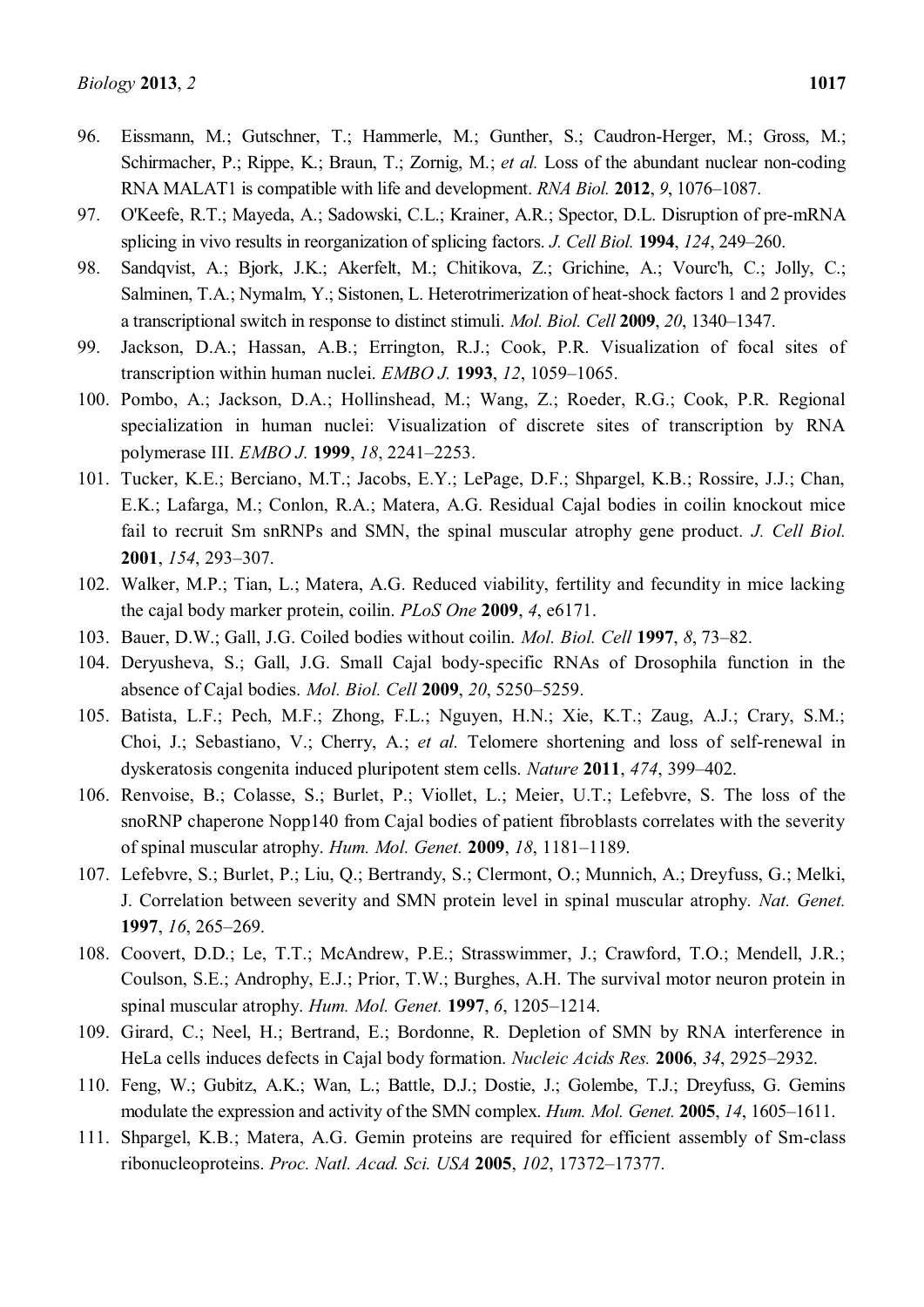96. Eissmann, M.; Gutschner, T.; Hammerle, M.; Gunther, S.; Caudron-Herger, M.; Gross, M.; Schirmacher, P.; Rippe, K.; Braun, T.; Zornig, M.; *et al.* Loss of the abundant nuclear non-coding RNA MALAT1 is compatible with life and development. *RNA Biol.* **2012**, *9*, 1076–1087.
97. O'Keefe, R.T.; Mayeda, A.; Sadowski, C.L.; Krainer, A.R.; Spector, D.L. Disruption of pre-mRNA splicing in vivo results in reorganization of splicing factors. *J. Cell Biol.* **1994**, *124*, 249–260.
98. Sandqvist, A.; Bjork, J.K.; Akerfelt, M.; Chitikova, Z.; Grichine, A.; Vourc'h, C.; Jolly, C.; Salminen, T.A.; Nymalm, Y.; Sistonen, L. Heterotrimerization of heat-shock factors 1 and 2 provides a transcriptional switch in response to distinct stimuli. *Mol. Biol. Cell* **2009**, *20*, 1340–1347.
99. Jackson, D.A.; Hassan, A.B.; Errington, R.J.; Cook, P.R. Visualization of focal sites of transcription within human nuclei. *EMBO J.* **1993**, *12*, 1059–1065.
100. Pombo, A.; Jackson, D.A.; Hollinshead, M.; Wang, Z.; Roeder, R.G.; Cook, P.R. Regional specialization in human nuclei: Visualization of discrete sites of transcription by RNA polymerase III. *EMBO J.* **1999**, *18*, 2241–2253.
101. Tucker, K.E.; Berciano, M.T.; Jacobs, E.Y.; LePage, D.F.; Shpargel, K.B.; Rossire, J.J.; Chan, E.K.; Lafarga, M.; Conlon, R.A.; Matera, A.G. Residual Cajal bodies in coilin knockout mice fail to recruit Sm snRNPs and SMN, the spinal muscular atrophy gene product. *J. Cell Biol.* **2001**, *154*, 293–307.
102. Walker, M.P.; Tian, L.; Matera, A.G. Reduced viability, fertility and fecundity in mice lacking the cajal body marker protein, coilin. *PLoS One* **2009**, *4*, e6171.
103. Bauer, D.W.; Gall, J.G. Coiled bodies without coilin. *Mol. Biol. Cell* **1997**, *8*, 73–82.
104. Deryusheva, S.; Gall, J.G. Small Cajal body-specific RNAs of Drosophila function in the absence of Cajal bodies. *Mol. Biol. Cell* **2009**, *20*, 5250–5259.
105. Batista, L.F.; Pech, M.F.; Zhong, F.L.; Nguyen, H.N.; Xie, K.T.; Zaug, A.J.; Crary, S.M.; Choi, J.; Sebastiano, V.; Cherry, A.; *et al.* Telomere shortening and loss of self-renewal in dyskeratosis congenita induced pluripotent stem cells. *Nature* **2011**, *474*, 399–402.
106. Renvoise, B.; Colasse, S.; Burlet, P.; Viollet, L.; Meier, U.T.; Lefebvre, S. The loss of the snoRNP chaperone Nopp140 from Cajal bodies of patient fibroblasts correlates with the severity of spinal muscular atrophy. *Hum. Mol. Genet.* **2009**, *18*, 1181–1189.
107. Lefebvre, S.; Burlet, P.; Liu, Q.; Bertrandy, S.; Clermont, O.; Munnich, A.; Dreyfuss, G.; Melki, J. Correlation between severity and SMN protein level in spinal muscular atrophy. *Nat. Genet.* **1997**, *16*, 265–269.
108. Coovert, D.D.; Le, T.T.; McAndrew, P.E.; Strasswimmer, J.; Crawford, T.O.; Mendell, J.R.; Coulson, S.E.; Androphy, E.J.; Prior, T.W.; Burghes, A.H. The survival motor neuron protein in spinal muscular atrophy. *Hum. Mol. Genet.* **1997**, *6*, 1205–1214.
109. Girard, C.; Neel, H.; Bertrand, E.; Bordonne, R. Depletion of SMN by RNA interference in HeLa cells induces defects in Cajal body formation. *Nucleic Acids Res.* **2006**, *34*, 2925–2932.
110. Feng, W.; Gubitz, A.K.; Wan, L.; Battle, D.J.; Dostie, J.; Golembe, T.J.; Dreyfuss, G. Gemins modulate the expression and activity of the SMN complex. *Hum. Mol. Genet.* **2005**, *14*, 1605–1611.
111. Shpargel, K.B.; Matera, A.G. Gemin proteins are required for efficient assembly of Sm-class ribonucleoproteins. *Proc. Natl. Acad. Sci. USA* **2005**, *102*, 17372–17377.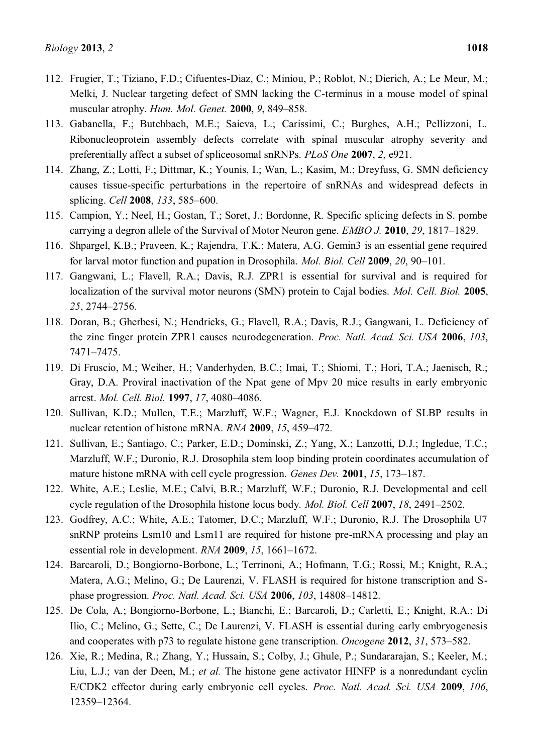112. Frugier, T.; Tiziano, F.D.; Cifuentes-Diaz, C.; Miniou, P.; Roblot, N.; Dierich, A.; Le Meur, M.; Melki, J. Nuclear targeting defect of SMN lacking the C-terminus in a mouse model of spinal muscular atrophy. *Hum. Mol. Genet.* **2000**, *9*, 849–858.
113. Gabanella, F.; Butchbach, M.E.; Saieva, L.; Carissimi, C.; Burghes, A.H.; Pellizzoni, L. Ribonucleoprotein assembly defects correlate with spinal muscular atrophy severity and preferentially affect a subset of spliceosomal snRNPs. *PLoS One* **2007**, *2*, e921.
114. Zhang, Z.; Lotti, F.; Dittmar, K.; Younis, I.; Wan, L.; Kasim, M.; Dreyfuss, G. SMN deficiency causes tissue-specific perturbations in the repertoire of snRNAs and widespread defects in splicing. *Cell* **2008**, *133*, 585–600.
115. Campion, Y.; Neel, H.; Gostan, T.; Soret, J.; Bordonne, R. Specific splicing defects in S. pombe carrying a degron allele of the Survival of Motor Neuron gene. *EMBO J.* **2010**, *29*, 1817–1829.
116. Shpargel, K.B.; Praveen, K.; Rajendra, T.K.; Matera, A.G. Gemin3 is an essential gene required for larval motor function and pupation in Drosophila. *Mol. Biol. Cell* **2009**, *20*, 90–101.
117. Gangwani, L.; Flavell, R.A.; Davis, R.J. ZPR1 is essential for survival and is required for localization of the survival motor neurons (SMN) protein to Cajal bodies. *Mol. Cell. Biol.* **2005**, *25*, 2744–2756.
118. Doran, B.; Gherbesi, N.; Hendricks, G.; Flavell, R.A.; Davis, R.J.; Gangwani, L. Deficiency of the zinc finger protein ZPR1 causes neurodegeneration. *Proc. Natl. Acad. Sci. USA* **2006**, *103*, 7471–7475.
119. Di Fruscio, M.; Weiher, H.; Vanderhyden, B.C.; Imai, T.; Shiomi, T.; Hori, T.A.; Jaenisch, R.; Gray, D.A. Proviral inactivation of the Npat gene of Mpv 20 mice results in early embryonic arrest. *Mol. Cell. Biol.* **1997**, *17*, 4080–4086.
120. Sullivan, K.D.; Mullen, T.E.; Marzluff, W.F.; Wagner, E.J. Knockdown of SLBP results in nuclear retention of histone mRNA. *RNA* **2009**, *15*, 459–472.
121. Sullivan, E.; Santiago, C.; Parker, E.D.; Dominski, Z.; Yang, X.; Lanzotti, D.J.; Ingledue, T.C.; Marzluff, W.F.; Duronio, R.J. Drosophila stem loop binding protein coordinates accumulation of mature histone mRNA with cell cycle progression. *Genes Dev.* **2001**, *15*, 173–187.
122. White, A.E.; Leslie, M.E.; Calvi, B.R.; Marzluff, W.F.; Duronio, R.J. Developmental and cell cycle regulation of the Drosophila histone locus body. *Mol. Biol. Cell* **2007**, *18*, 2491–2502.
123. Godfrey, A.C.; White, A.E.; Tatomer, D.C.; Marzluff, W.F.; Duronio, R.J. The Drosophila U7 snRNP proteins Lsm10 and Lsm11 are required for histone pre-mRNA processing and play an essential role in development. *RNA* **2009**, *15*, 1661–1672.
124. Barcaroli, D.; Bongiorno-Borbone, L.; Terrinoni, A.; Hofmann, T.G.; Rossi, M.; Knight, R.A.; Matera, A.G.; Melino, G.; De Laurenzi, V. FLASH is required for histone transcription and S-phase progression. *Proc. Natl. Acad. Sci. USA* **2006**, *103*, 14808–14812.
125. De Cola, A.; Bongiorno-Borbone, L.; Bianchi, E.; Barcaroli, D.; Carletti, E.; Knight, R.A.; Di Ilio, C.; Melino, G.; Sette, C.; De Laurenzi, V. FLASH is essential during early embryogenesis and cooperates with p73 to regulate histone gene transcription. *Oncogene* **2012**, *31*, 573–582.
126. Xie, R.; Medina, R.; Zhang, Y.; Hussain, S.; Colby, J.; Ghule, P.; Sundararajan, S.; Keeler, M.; Liu, L.J.; van der Deen, M.; *et al.* The histone gene activator HINFP is a nonredundant cyclin E/CDK2 effector during early embryonic cell cycles. *Proc. Natl. Acad. Sci. USA* **2009**, *106*, 12359–12364.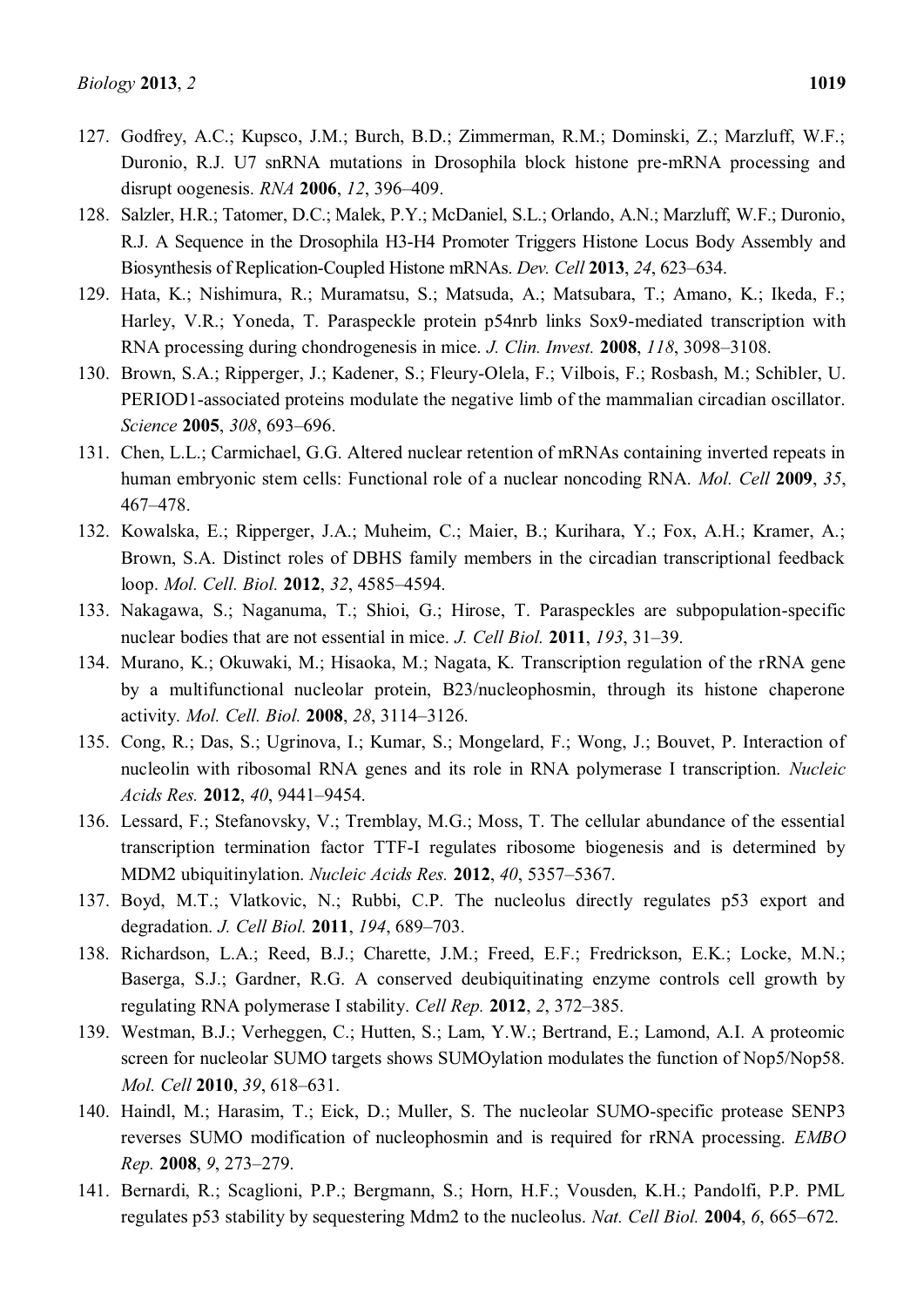127. Godfrey, A.C.; Kupsco, J.M.; Burch, B.D.; Zimmerman, R.M.; Dominski, Z.; Marzluff, W.F.; Duronio, R.J. U7 snRNA mutations in Drosophila block histone pre-mRNA processing and disrupt oogenesis. *RNA* **2006**, *12*, 396–409.
128. Salzler, H.R.; Tatomer, D.C.; Malek, P.Y.; McDaniel, S.L.; Orlando, A.N.; Marzluff, W.F.; Duronio, R.J. A Sequence in the Drosophila H3-H4 Promoter Triggers Histone Locus Body Assembly and Biosynthesis of Replication-Coupled Histone mRNAs. *Dev. Cell* **2013**, *24*, 623–634.
129. Hata, K.; Nishimura, R.; Muramatsu, S.; Matsuda, A.; Matsubara, T.; Amano, K.; Ikeda, F.; Harley, V.R.; Yoneda, T. Paraspeckle protein p54nrb links Sox9-mediated transcription with RNA processing during chondrogenesis in mice. *J. Clin. Invest.* **2008**, *118*, 3098–3108.
130. Brown, S.A.; Ripperger, J.; Kadener, S.; Fleury-Olela, F.; Vilbois, F.; Rosbash, M.; Schibler, U. PERIOD1-associated proteins modulate the negative limb of the mammalian circadian oscillator. *Science* **2005**, *308*, 693–696.
131. Chen, L.L.; Carmichael, G.G. Altered nuclear retention of mRNAs containing inverted repeats in human embryonic stem cells: Functional role of a nuclear noncoding RNA. *Mol. Cell* **2009**, *35*, 467–478.
132. Kowalska, E.; Ripperger, J.A.; Muheim, C.; Maier, B.; Kurihara, Y.; Fox, A.H.; Kramer, A.; Brown, S.A. Distinct roles of DBHS family members in the circadian transcriptional feedback loop. *Mol. Cell. Biol.* **2012**, *32*, 4585–4594.
133. Nakagawa, S.; Naganuma, T.; Shioi, G.; Hirose, T. Paraspeckles are subpopulation-specific nuclear bodies that are not essential in mice. *J. Cell Biol.* **2011**, *193*, 31–39.
134. Murano, K.; Okuwaki, M.; Hisaoka, M.; Nagata, K. Transcription regulation of the rRNA gene by a multifunctional nucleolar protein, B23/nucleophosmin, through its histone chaperone activity. *Mol. Cell. Biol.* **2008**, *28*, 3114–3126.
135. Cong, R.; Das, S.; Ugrinova, I.; Kumar, S.; Mongelard, F.; Wong, J.; Bouvet, P. Interaction of nucleolin with ribosomal RNA genes and its role in RNA polymerase I transcription. *Nucleic Acids Res.* **2012**, *40*, 9441–9454.
136. Lessard, F.; Stefanovsky, V.; Tremblay, M.G.; Moss, T. The cellular abundance of the essential transcription termination factor TTF-I regulates ribosome biogenesis and is determined by MDM2 ubiquitinylation. *Nucleic Acids Res.* **2012**, *40*, 5357–5367.
137. Boyd, M.T.; Vlatkovic, N.; Rubbi, C.P. The nucleolus directly regulates p53 export and degradation. *J. Cell Biol.* **2011**, *194*, 689–703.
138. Richardson, L.A.; Reed, B.J.; Charette, J.M.; Freed, E.F.; Fredrickson, E.K.; Locke, M.N.; Baserga, S.J.; Gardner, R.G. A conserved deubiquitinating enzyme controls cell growth by regulating RNA polymerase I stability. *Cell Rep.* **2012**, *2*, 372–385.
139. Westman, B.J.; Verheggen, C.; Hutten, S.; Lam, Y.W.; Bertrand, E.; Lamond, A.I. A proteomic screen for nucleolar SUMO targets shows SUMOylation modulates the function of Nop5/Nop58. *Mol. Cell* **2010**, *39*, 618–631.
140. Haindl, M.; Harasim, T.; Eick, D.; Muller, S. The nucleolar SUMO-specific protease SENP3 reverses SUMO modification of nucleophosmin and is required for rRNA processing. *EMBO Rep.* **2008**, *9*, 273–279.
141. Bernardi, R.; Scaglioni, P.P.; Bergmann, S.; Horn, H.F.; Vousden, K.H.; Pandolfi, P.P. PML regulates p53 stability by sequestering Mdm2 to the nucleolus. *Nat. Cell Biol.* **2004**, *6*, 665–672.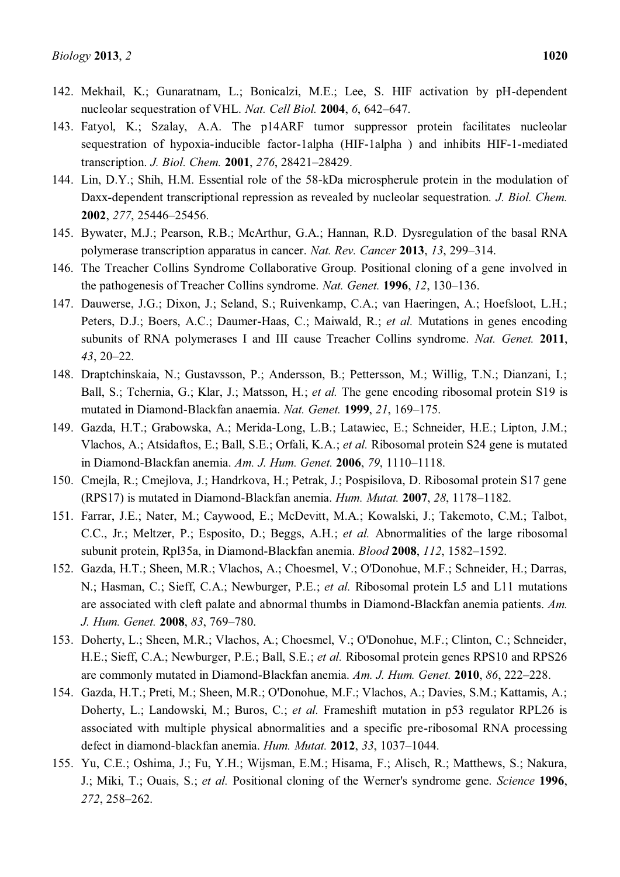142. Mekhail, K.; Gunaratnam, L.; Bonicalzi, M.E.; Lee, S. HIF activation by pH-dependent nucleolar sequestration of VHL. *Nat. Cell Biol.* **2004**, *6*, 642–647.
143. Fatyol, K.; Szalay, A.A. The p14ARF tumor suppressor protein facilitates nucleolar sequestration of hypoxia-inducible factor-1alpha (HIF-1alpha ) and inhibits HIF-1-mediated transcription. *J. Biol. Chem.* **2001**, *276*, 28421–28429.
144. Lin, D.Y.; Shih, H.M. Essential role of the 58-kDa microspherule protein in the modulation of Daxx-dependent transcriptional repression as revealed by nucleolar sequestration. *J. Biol. Chem.* **2002**, *277*, 25446–25456.
145. Bywater, M.J.; Pearson, R.B.; McArthur, G.A.; Hannan, R.D. Dysregulation of the basal RNA polymerase transcription apparatus in cancer. *Nat. Rev. Cancer* **2013**, *13*, 299–314.
146. The Treacher Collins Syndrome Collaborative Group. Positional cloning of a gene involved in the pathogenesis of Treacher Collins syndrome. *Nat. Genet.* **1996**, *12*, 130–136.
147. Dauwerse, J.G.; Dixon, J.; Seland, S.; Ruivenkamp, C.A.; van Haeringen, A.; Hoefsloot, L.H.; Peters, D.J.; Boers, A.C.; Daumer-Haas, C.; Maiwald, R.; *et al.* Mutations in genes encoding subunits of RNA polymerases I and III cause Treacher Collins syndrome. *Nat. Genet.* **2011**, *43*, 20–22.
148. Draptchinskaia, N.; Gustavsson, P.; Andersson, B.; Pettersson, M.; Willig, T.N.; Dianzani, I.; Ball, S.; Tchernia, G.; Klar, J.; Matsson, H.; *et al.* The gene encoding ribosomal protein S19 is mutated in Diamond-Blackfan anaemia. *Nat. Genet.* **1999**, *21*, 169–175.
149. Gazda, H.T.; Grabowska, A.; Merida-Long, L.B.; Latawiec, E.; Schneider, H.E.; Lipton, J.M.; Vlachos, A.; Atsidaftos, E.; Ball, S.E.; Orfali, K.A.; *et al.* Ribosomal protein S24 gene is mutated in Diamond-Blackfan anemia. *Am. J. Hum. Genet.* **2006**, *79*, 1110–1118.
150. Cmejla, R.; Cmejlova, J.; Handrkova, H.; Petrak, J.; Pospisilova, D. Ribosomal protein S17 gene (RPS17) is mutated in Diamond-Blackfan anemia. *Hum. Mutat.* **2007**, *28*, 1178–1182.
151. Farrar, J.E.; Nater, M.; Caywood, E.; McDevitt, M.A.; Kowalski, J.; Takemoto, C.M.; Talbot, C.C., Jr.; Meltzer, P.; Esposito, D.; Beggs, A.H.; *et al.* Abnormalities of the large ribosomal subunit protein, Rpl35a, in Diamond-Blackfan anemia. *Blood* **2008**, *112*, 1582–1592.
152. Gazda, H.T.; Sheen, M.R.; Vlachos, A.; Choesmel, V.; O'Donohue, M.F.; Schneider, H.; Darras, N.; Hasman, C.; Sieff, C.A.; Newburger, P.E.; *et al.* Ribosomal protein L5 and L11 mutations are associated with cleft palate and abnormal thumbs in Diamond-Blackfan anemia patients. *Am. J. Hum. Genet.* **2008**, *83*, 769–780.
153. Doherty, L.; Sheen, M.R.; Vlachos, A.; Choesmel, V.; O'Donohue, M.F.; Clinton, C.; Schneider, H.E.; Sieff, C.A.; Newburger, P.E.; Ball, S.E.; *et al.* Ribosomal protein genes RPS10 and RPS26 are commonly mutated in Diamond-Blackfan anemia. *Am. J. Hum. Genet.* **2010**, *86*, 222–228.
154. Gazda, H.T.; Preti, M.; Sheen, M.R.; O'Donohue, M.F.; Vlachos, A.; Davies, S.M.; Kattamis, A.; Doherty, L.; Landowski, M.; Buros, C.; *et al.* Frameshift mutation in p53 regulator RPL26 is associated with multiple physical abnormalities and a specific pre-ribosomal RNA processing defect in diamond-blackfan anemia. *Hum. Mutat.* **2012**, *33*, 1037–1044.
155. Yu, C.E.; Oshima, J.; Fu, Y.H.; Wijsman, E.M.; Hisama, F.; Alisch, R.; Matthews, S.; Nakura, J.; Miki, T.; Ouais, S.; *et al.* Positional cloning of the Werner's syndrome gene. *Science* **1996**, *272*, 258–262.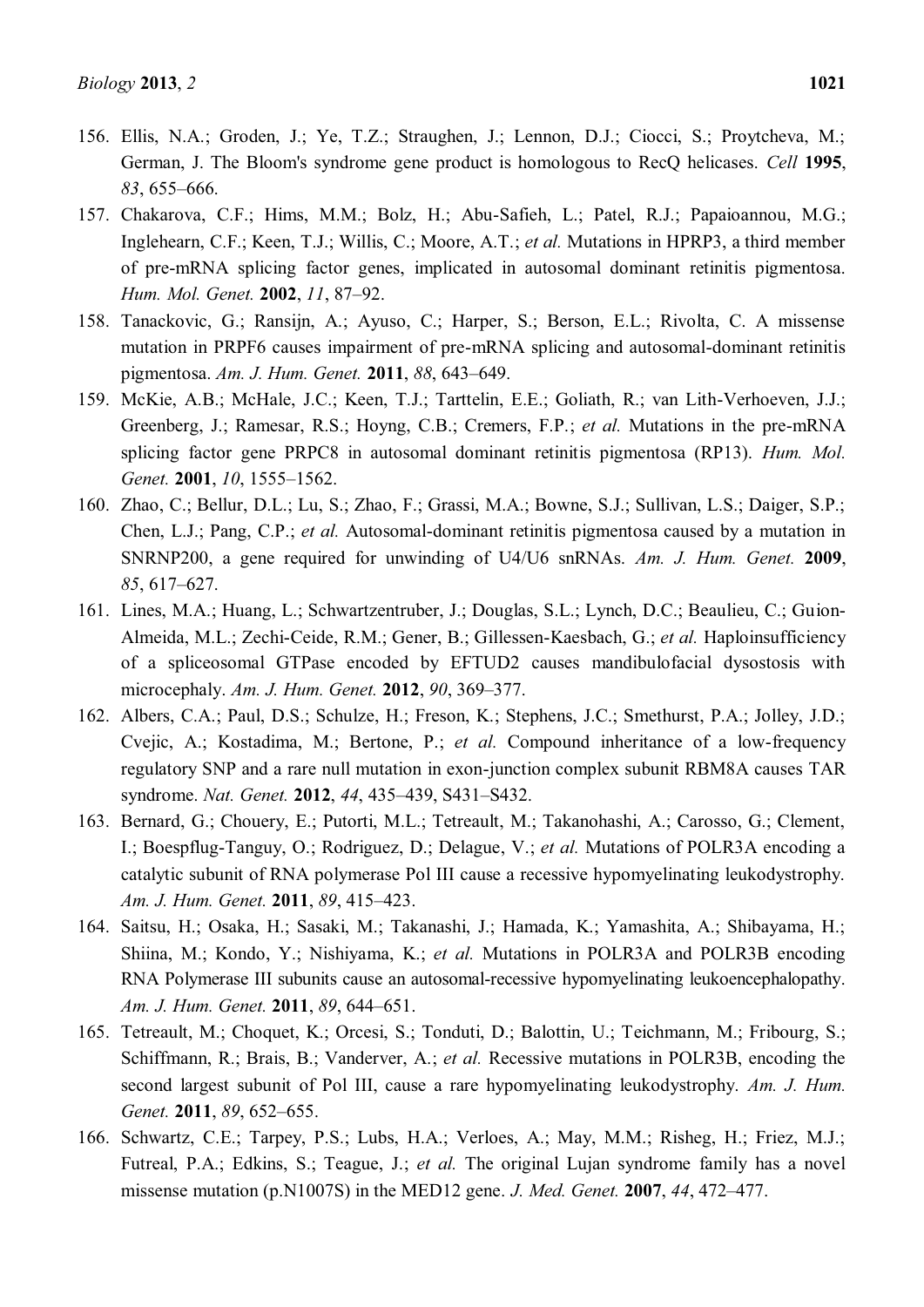156. Ellis, N.A.; Groden, J.; Ye, T.Z.; Straughen, J.; Lennon, D.J.; Ciocci, S.; Proytcheva, M.; German, J. The Bloom's syndrome gene product is homologous to RecQ helicases. *Cell* **1995**, *83*, 655–666.
157. Chakarova, C.F.; Hims, M.M.; Bolz, H.; Abu-Safieh, L.; Patel, R.J.; Papaioannou, M.G.; Inglehearn, C.F.; Keen, T.J.; Willis, C.; Moore, A.T.; *et al.* Mutations in HPRP3, a third member of pre-mRNA splicing factor genes, implicated in autosomal dominant retinitis pigmentosa. *Hum. Mol. Genet.* **2002**, *11*, 87–92.
158. Tanackovic, G.; Ransijn, A.; Ayuso, C.; Harper, S.; Berson, E.L.; Rivolta, C. A missense mutation in PRPF6 causes impairment of pre-mRNA splicing and autosomal-dominant retinitis pigmentosa. *Am. J. Hum. Genet.* **2011**, *88*, 643–649.
159. McKie, A.B.; McHale, J.C.; Keen, T.J.; Tarttelin, E.E.; Goliath, R.; van Lith-Verhoeven, J.J.; Greenberg, J.; Ramesar, R.S.; Hoyng, C.B.; Cremers, F.P.; *et al.* Mutations in the pre-mRNA splicing factor gene PRPC8 in autosomal dominant retinitis pigmentosa (RP13). *Hum. Mol. Genet.* **2001**, *10*, 1555–1562.
160. Zhao, C.; Bellur, D.L.; Lu, S.; Zhao, F.; Grassi, M.A.; Bowne, S.J.; Sullivan, L.S.; Daiger, S.P.; Chen, L.J.; Pang, C.P.; *et al.* Autosomal-dominant retinitis pigmentosa caused by a mutation in SNRNP200, a gene required for unwinding of U4/U6 snRNAs. *Am. J. Hum. Genet.* **2009**, *85*, 617–627.
161. Lines, M.A.; Huang, L.; Schwartzentruber, J.; Douglas, S.L.; Lynch, D.C.; Beaulieu, C.; Guion-Almeida, M.L.; Zechi-Ceide, R.M.; Gener, B.; Gillessen-Kaesbach, G.; *et al.* Haploinsufficiency of a spliceosomal GTPase encoded by EFTUD2 causes mandibulofacial dysostosis with microcephaly. *Am. J. Hum. Genet.* **2012**, *90*, 369–377.
162. Albers, C.A.; Paul, D.S.; Schulze, H.; Freson, K.; Stephens, J.C.; Smethurst, P.A.; Jolley, J.D.; Cvejic, A.; Kostadima, M.; Bertone, P.; *et al.* Compound inheritance of a low-frequency regulatory SNP and a rare null mutation in exon-junction complex subunit RBM8A causes TAR syndrome. *Nat. Genet.* **2012**, *44*, 435–439, S431–S432.
163. Bernard, G.; Chouery, E.; Putorti, M.L.; Tetreault, M.; Takanohashi, A.; Carosso, G.; Clement, I.; Boespflug-Tanguy, O.; Rodriguez, D.; Delague, V.; *et al.* Mutations of POLR3A encoding a catalytic subunit of RNA polymerase Pol III cause a recessive hypomyelinating leukodystrophy. *Am. J. Hum. Genet.* **2011**, *89*, 415–423.
164. Saitsu, H.; Osaka, H.; Sasaki, M.; Takanashi, J.; Hamada, K.; Yamashita, A.; Shibayama, H.; Shiina, M.; Kondo, Y.; Nishiyama, K.; *et al.* Mutations in POLR3A and POLR3B encoding RNA Polymerase III subunits cause an autosomal-recessive hypomyelinating leukoencephalopathy. *Am. J. Hum. Genet.* **2011**, *89*, 644–651.
165. Tetreault, M.; Choquet, K.; Orcesi, S.; Tonduti, D.; Balottin, U.; Teichmann, M.; Fribourg, S.; Schiffmann, R.; Brais, B.; Vanderver, A.; *et al.* Recessive mutations in POLR3B, encoding the second largest subunit of Pol III, cause a rare hypomyelinating leukodystrophy. *Am. J. Hum. Genet.* **2011**, *89*, 652–655.
166. Schwartz, C.E.; Tarpey, P.S.; Lubs, H.A.; Verloes, A.; May, M.M.; Risheg, H.; Friez, M.J.; Futreal, P.A.; Edkins, S.; Teague, J.; *et al.* The original Lujan syndrome family has a novel missense mutation (p.N1007S) in the MED12 gene. *J. Med. Genet.* **2007**, *44*, 472–477.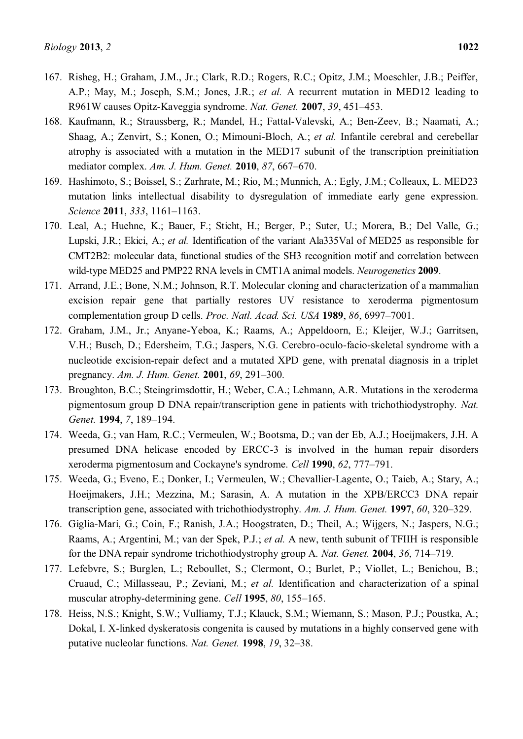167. Risheg, H.; Graham, J.M., Jr.; Clark, R.D.; Rogers, R.C.; Opitz, J.M.; Moeschler, J.B.; Peiffer, A.P.; May, M.; Joseph, S.M.; Jones, J.R.; *et al.* A recurrent mutation in MED12 leading to R961W causes Opitz-Kaveggia syndrome. *Nat. Genet.* **2007**, *39*, 451–453.
168. Kaufmann, R.; Straussberg, R.; Mandel, H.; Fattal-Valevski, A.; Ben-Zeev, B.; Naamati, A.; Shaag, A.; Zenvirt, S.; Konen, O.; Mimouni-Bloch, A.; *et al.* Infantile cerebral and cerebellar atrophy is associated with a mutation in the MED17 subunit of the transcription preinitiation mediator complex. *Am. J. Hum. Genet.* **2010**, *87*, 667–670.
169. Hashimoto, S.; Boissel, S.; Zarhrate, M.; Rio, M.; Munnich, A.; Egly, J.M.; Colleaux, L. MED23 mutation links intellectual disability to dysregulation of immediate early gene expression. *Science* **2011**, *333*, 1161–1163.
170. Leal, A.; Huehne, K.; Bauer, F.; Sticht, H.; Berger, P.; Suter, U.; Morera, B.; Del Valle, G.; Lupski, J.R.; Ekici, A.; *et al.* Identification of the variant Ala335Val of MED25 as responsible for CMT2B2: molecular data, functional studies of the SH3 recognition motif and correlation between wild-type MED25 and PMP22 RNA levels in CMT1A animal models. *Neurogenetics* **2009**.
171. Arrand, J.E.; Bone, N.M.; Johnson, R.T. Molecular cloning and characterization of a mammalian excision repair gene that partially restores UV resistance to xeroderma pigmentosum complementation group D cells. *Proc. Natl. Acad. Sci. USA* **1989**, *86*, 6997–7001.
172. Graham, J.M., Jr.; Anyane-Yeboa, K.; Raams, A.; Appeldoorn, E.; Kleijer, W.J.; Garritsen, V.H.; Busch, D.; Edersheim, T.G.; Jaspers, N.G. Cerebro-oculo-facio-skeletal syndrome with a nucleotide excision-repair defect and a mutated XPD gene, with prenatal diagnosis in a triplet pregnancy. *Am. J. Hum. Genet.* **2001**, *69*, 291–300.
173. Broughton, B.C.; Steingrimsdottir, H.; Weber, C.A.; Lehmann, A.R. Mutations in the xeroderma pigmentosum group D DNA repair/transcription gene in patients with trichothiodystrophy. *Nat. Genet.* **1994**, *7*, 189–194.
174. Weeda, G.; van Ham, R.C.; Vermeulen, W.; Bootsma, D.; van der Eb, A.J.; Hoeijmakers, J.H. A presumed DNA helicase encoded by ERCC-3 is involved in the human repair disorders xeroderma pigmentosum and Cockayne's syndrome. *Cell* **1990**, *62*, 777–791.
175. Weeda, G.; Eveno, E.; Donker, I.; Vermeulen, W.; Chevallier-Lagente, O.; Taieb, A.; Stary, A.; Hoeijmakers, J.H.; Mezzina, M.; Sarasin, A. A mutation in the XPB/ERCC3 DNA repair transcription gene, associated with trichothiodystrophy. *Am. J. Hum. Genet.* **1997**, *60*, 320–329.
176. Giglia-Mari, G.; Coin, F.; Ranish, J.A.; Hoogstraten, D.; Theil, A.; Wijgers, N.; Jaspers, N.G.; Raams, A.; Argentini, M.; van der Spek, P.J.; *et al.* A new, tenth subunit of TFIIH is responsible for the DNA repair syndrome trichothiodystrophy group A. *Nat. Genet.* **2004**, *36*, 714–719.
177. Lefebvre, S.; Burglen, L.; Reboullet, S.; Clermont, O.; Burlet, P.; Viollet, L.; Benichou, B.; Cruaud, C.; Millasseau, P.; Zeviani, M.; *et al.* Identification and characterization of a spinal muscular atrophy-determining gene. *Cell* **1995**, *80*, 155–165.
178. Heiss, N.S.; Knight, S.W.; Vulliamy, T.J.; Klauck, S.M.; Wiemann, S.; Mason, P.J.; Poustka, A.; Dokal, I. X-linked dyskeratosis congenita is caused by mutations in a highly conserved gene with putative nucleolar functions. *Nat. Genet.* **1998**, *19*, 32–38.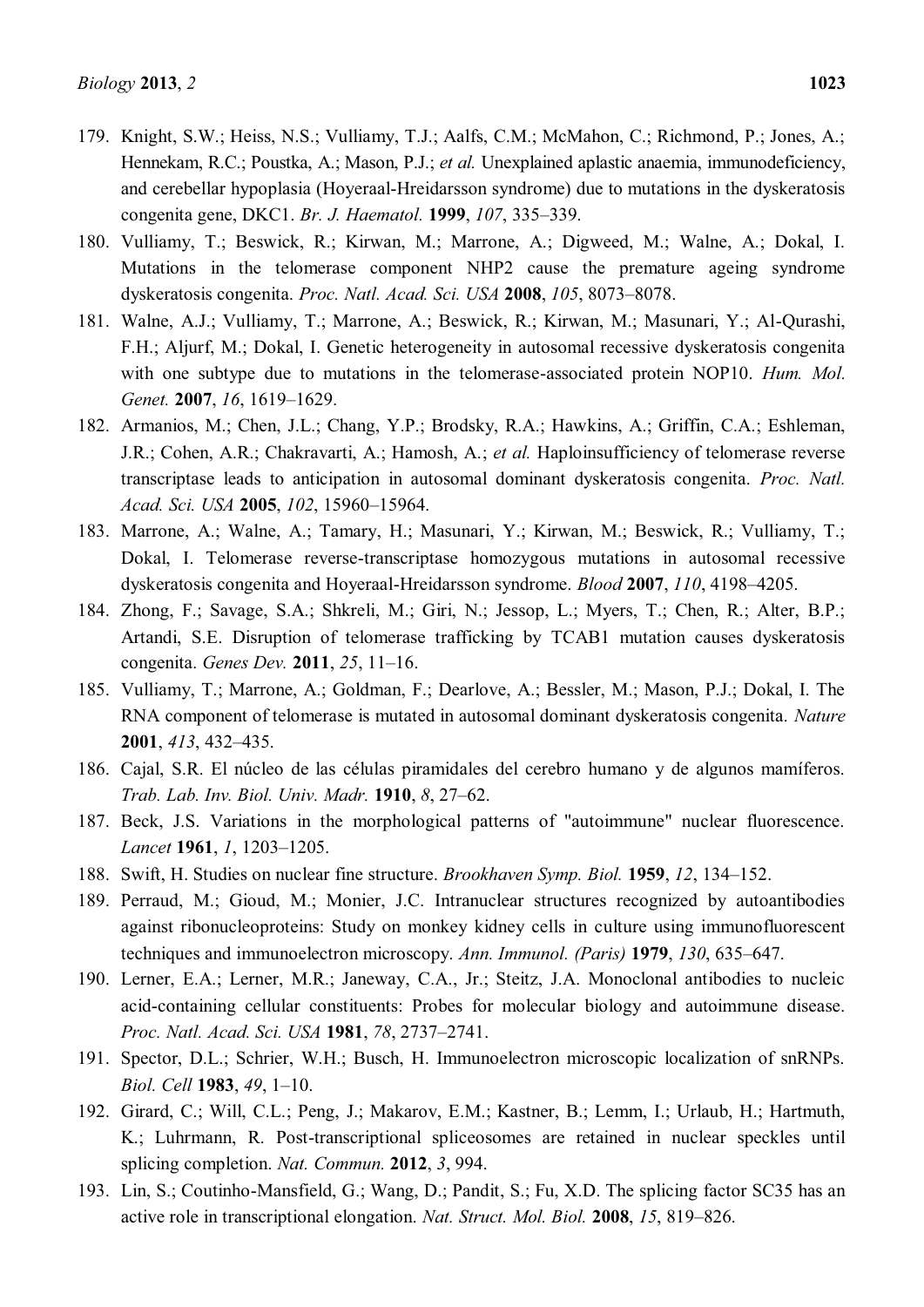179. Knight, S.W.; Heiss, N.S.; Vulliamy, T.J.; Aalfs, C.M.; McMahon, C.; Richmond, P.; Jones, A.; Hennekam, R.C.; Poustka, A.; Mason, P.J.; *et al.* Unexplained aplastic anaemia, immunodeficiency, and cerebellar hypoplasia (Hoyeraal-Hreidarsson syndrome) due to mutations in the dyskeratosis congenita gene, DKC1. *Br. J. Haematol.* **1999**, *107*, 335–339.
180. Vulliamy, T.; Beswick, R.; Kirwan, M.; Marrone, A.; Digweed, M.; Walne, A.; Dokal, I. Mutations in the telomerase component NHP2 cause the premature ageing syndrome dyskeratosis congenita. *Proc. Natl. Acad. Sci. USA* **2008**, *105*, 8073–8078.
181. Walne, A.J.; Vulliamy, T.; Marrone, A.; Beswick, R.; Kirwan, M.; Masunari, Y.; Al-Qurashi, F.H.; Aljurf, M.; Dokal, I. Genetic heterogeneity in autosomal recessive dyskeratosis congenita with one subtype due to mutations in the telomerase-associated protein NOP10. *Hum. Mol. Genet.* **2007**, *16*, 1619–1629.
182. Armanios, M.; Chen, J.L.; Chang, Y.P.; Brodsky, R.A.; Hawkins, A.; Griffin, C.A.; Eshleman, J.R.; Cohen, A.R.; Chakravarti, A.; Hamosh, A.; *et al.* Haploinsufficiency of telomerase reverse transcriptase leads to anticipation in autosomal dominant dyskeratosis congenita. *Proc. Natl. Acad. Sci. USA* **2005**, *102*, 15960–15964.
183. Marrone, A.; Walne, A.; Tamary, H.; Masunari, Y.; Kirwan, M.; Beswick, R.; Vulliamy, T.; Dokal, I. Telomerase reverse-transcriptase homozygous mutations in autosomal recessive dyskeratosis congenita and Hoyeraal-Hreidarsson syndrome. *Blood* **2007**, *110*, 4198–4205.
184. Zhong, F.; Savage, S.A.; Shkreli, M.; Giri, N.; Jessop, L.; Myers, T.; Chen, R.; Alter, B.P.; Artandi, S.E. Disruption of telomerase trafficking by TCAB1 mutation causes dyskeratosis congenita. *Genes Dev.* **2011**, *25*, 11–16.
185. Vulliamy, T.; Marrone, A.; Goldman, F.; Dearlove, A.; Bessler, M.; Mason, P.J.; Dokal, I. The RNA component of telomerase is mutated in autosomal dominant dyskeratosis congenita. *Nature* **2001**, *413*, 432–435.
186. Cajal, S.R. El núcleo de las células piramidales del cerebro humano y de algunos mamíferos. *Trab. Lab. Inv. Biol. Univ. Madr.* **1910**, *8*, 27–62.
187. Beck, J.S. Variations in the morphological patterns of "autoimmune" nuclear fluorescence. *Lancet* **1961**, *1*, 1203–1205.
188. Swift, H. Studies on nuclear fine structure. *Brookhaven Symp. Biol.* **1959**, *12*, 134–152.
189. Perraud, M.; Gioud, M.; Monier, J.C. Intranuclear structures recognized by autoantibodies against ribonucleoproteins: Study on monkey kidney cells in culture using immunofluorescent techniques and immunoelectron microscopy. *Ann. Immunol. (Paris)* **1979**, *130*, 635–647.
190. Lerner, E.A.; Lerner, M.R.; Janeway, C.A., Jr.; Steitz, J.A. Monoclonal antibodies to nucleic acid-containing cellular constituents: Probes for molecular biology and autoimmune disease. *Proc. Natl. Acad. Sci. USA* **1981**, *78*, 2737–2741.
191. Spector, D.L.; Schrier, W.H.; Busch, H. Immunoelectron microscopic localization of snRNPs. *Biol. Cell* **1983**, *49*, 1–10.
192. Girard, C.; Will, C.L.; Peng, J.; Makarov, E.M.; Kastner, B.; Lemm, I.; Urlaub, H.; Hartmuth, K.; Luhrmann, R. Post-transcriptional spliceosomes are retained in nuclear speckles until splicing completion. *Nat. Commun.* **2012**, *3*, 994.
193. Lin, S.; Coutinho-Mansfield, G.; Wang, D.; Pandit, S.; Fu, X.D. The splicing factor SC35 has an active role in transcriptional elongation. *Nat. Struct. Mol. Biol.* **2008**, *15*, 819–826.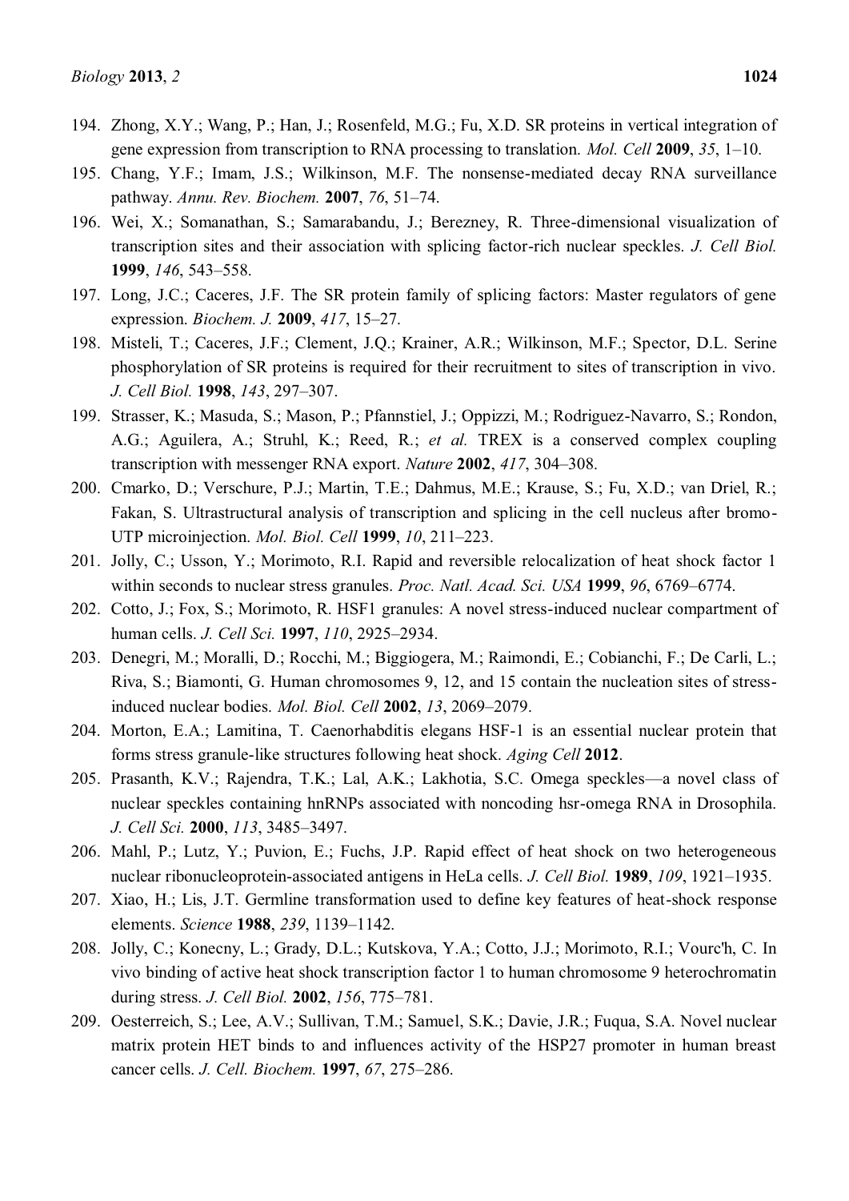194. Zhong, X.Y.; Wang, P.; Han, J.; Rosenfeld, M.G.; Fu, X.D. SR proteins in vertical integration of gene expression from transcription to RNA processing to translation. *Mol. Cell* **2009**, *35*, 1–10.
195. Chang, Y.F.; Imam, J.S.; Wilkinson, M.F. The nonsense-mediated decay RNA surveillance pathway. *Annu. Rev. Biochem.* **2007**, *76*, 51–74.
196. Wei, X.; Somanathan, S.; Samarabandu, J.; Berezney, R. Three-dimensional visualization of transcription sites and their association with splicing factor-rich nuclear speckles. *J. Cell Biol.* **1999**, *146*, 543–558.
197. Long, J.C.; Caceres, J.F. The SR protein family of splicing factors: Master regulators of gene expression. *Biochem. J.* **2009**, *417*, 15–27.
198. Misteli, T.; Caceres, J.F.; Clement, J.Q.; Krainer, A.R.; Wilkinson, M.F.; Spector, D.L. Serine phosphorylation of SR proteins is required for their recruitment to sites of transcription in vivo. *J. Cell Biol.* **1998**, *143*, 297–307.
199. Strasser, K.; Masuda, S.; Mason, P.; Pfannstiel, J.; Oppizzi, M.; Rodriguez-Navarro, S.; Rondon, A.G.; Aguilera, A.; Struhl, K.; Reed, R.; *et al.* TREX is a conserved complex coupling transcription with messenger RNA export. *Nature* **2002**, *417*, 304–308.
200. Cmarko, D.; Verschure, P.J.; Martin, T.E.; Dahmus, M.E.; Krause, S.; Fu, X.D.; van Driel, R.; Fakan, S. Ultrastructural analysis of transcription and splicing in the cell nucleus after bromo-UTP microinjection. *Mol. Biol. Cell* **1999**, *10*, 211–223.
201. Jolly, C.; Usson, Y.; Morimoto, R.I. Rapid and reversible relocalization of heat shock factor 1 within seconds to nuclear stress granules. *Proc. Natl. Acad. Sci. USA* **1999**, *96*, 6769–6774.
202. Cotto, J.; Fox, S.; Morimoto, R. HSF1 granules: A novel stress-induced nuclear compartment of human cells. *J. Cell Sci.* **1997**, *110*, 2925–2934.
203. Denegri, M.; Moralli, D.; Rocchi, M.; Biggiogera, M.; Raimondi, E.; Cobianchi, F.; De Carli, L.; Riva, S.; Biamonti, G. Human chromosomes 9, 12, and 15 contain the nucleation sites of stress-induced nuclear bodies. *Mol. Biol. Cell* **2002**, *13*, 2069–2079.
204. Morton, E.A.; Lamitina, T. Caenorhabditis elegans HSF-1 is an essential nuclear protein that forms stress granule-like structures following heat shock. *Aging Cell* **2012**.
205. Prasanth, K.V.; Rajendra, T.K.; Lal, A.K.; Lakhotia, S.C. Omega speckles—a novel class of nuclear speckles containing hnRNPs associated with noncoding hsr-omega RNA in Drosophila. *J. Cell Sci.* **2000**, *113*, 3485–3497.
206. Mahl, P.; Lutz, Y.; Puvion, E.; Fuchs, J.P. Rapid effect of heat shock on two heterogeneous nuclear ribonucleoprotein-associated antigens in HeLa cells. *J. Cell Biol.* **1989**, *109*, 1921–1935.
207. Xiao, H.; Lis, J.T. Germline transformation used to define key features of heat-shock response elements. *Science* **1988**, *239*, 1139–1142.
208. Jolly, C.; Konecny, L.; Grady, D.L.; Kutskova, Y.A.; Cotto, J.J.; Morimoto, R.I.; Vourc'h, C. In vivo binding of active heat shock transcription factor 1 to human chromosome 9 heterochromatin during stress. *J. Cell Biol.* **2002**, *156*, 775–781.
209. Oesterreich, S.; Lee, A.V.; Sullivan, T.M.; Samuel, S.K.; Davie, J.R.; Fuqua, S.A. Novel nuclear matrix protein HET binds to and influences activity of the HSP27 promoter in human breast cancer cells. *J. Cell. Biochem.* **1997**, *67*, 275–286.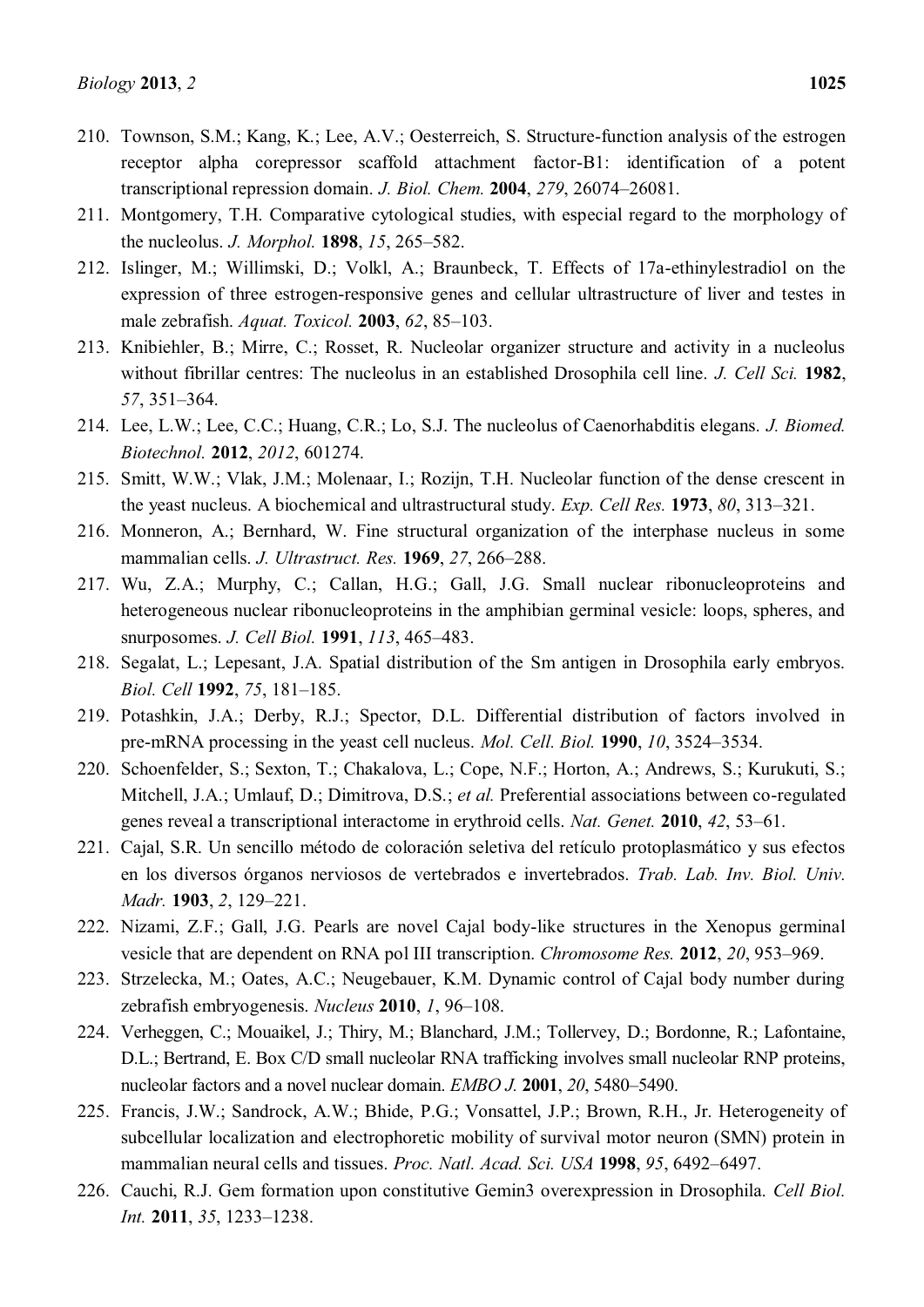210. Townson, S.M.; Kang, K.; Lee, A.V.; Oesterreich, S. Structure-function analysis of the estrogen receptor alpha corepressor scaffold attachment factor-B1: identification of a potent transcriptional repression domain. *J. Biol. Chem.* **2004**, *279*, 26074–26081.
211. Montgomery, T.H. Comparative cytological studies, with especial regard to the morphology of the nucleolus. *J. Morphol.* **1898**, *15*, 265–582.
212. Islinger, M.; Willimski, D.; Volkl, A.; Braunbeck, T. Effects of 17a-ethinylestradiol on the expression of three estrogen-responsive genes and cellular ultrastructure of liver and testes in male zebrafish. *Aquat. Toxicol.* **2003**, *62*, 85–103.
213. Knibiehler, B.; Mirre, C.; Rosset, R. Nucleolar organizer structure and activity in a nucleolus without fibrillar centres: The nucleolus in an established Drosophila cell line. *J. Cell Sci.* **1982**, *57*, 351–364.
214. Lee, L.W.; Lee, C.C.; Huang, C.R.; Lo, S.J. The nucleolus of Caenorhabditis elegans. *J. Biomed. Biotechnol.* **2012**, *2012*, 601274.
215. Smitt, W.W.; Vlak, J.M.; Molenaar, I.; Rozijn, T.H. Nucleolar function of the dense crescent in the yeast nucleus. A biochemical and ultrastructural study. *Exp. Cell Res.* **1973**, *80*, 313–321.
216. Monneron, A.; Bernhard, W. Fine structural organization of the interphase nucleus in some mammalian cells. *J. Ultrastruct. Res.* **1969**, *27*, 266–288.
217. Wu, Z.A.; Murphy, C.; Callan, H.G.; Gall, J.G. Small nuclear ribonucleoproteins and heterogeneous nuclear ribonucleoproteins in the amphibian germinal vesicle: loops, spheres, and snurposomes. *J. Cell Biol.* **1991**, *113*, 465–483.
218. Segalat, L.; Lepesant, J.A. Spatial distribution of the Sm antigen in Drosophila early embryos. *Biol. Cell* **1992**, *75*, 181–185.
219. Potashkin, J.A.; Derby, R.J.; Spector, D.L. Differential distribution of factors involved in pre-mRNA processing in the yeast cell nucleus. *Mol. Cell. Biol.* **1990**, *10*, 3524–3534.
220. Schoenfelder, S.; Sexton, T.; Chakalova, L.; Cope, N.F.; Horton, A.; Andrews, S.; Kurukuti, S.; Mitchell, J.A.; Umlauf, D.; Dimitrova, D.S.; *et al.* Preferential associations between co-regulated genes reveal a transcriptional interactome in erythroid cells. *Nat. Genet.* **2010**, *42*, 53–61.
221. Cajal, S.R. Un sencillo método de coloración seletiva del retículo protoplasmático y sus efectos en los diversos órganos nerviosos de vertebrados e invertebrados. *Trab. Lab. Inv. Biol. Univ. Madr.* **1903**, *2*, 129–221.
222. Nizami, Z.F.; Gall, J.G. Pearls are novel Cajal body-like structures in the Xenopus germinal vesicle that are dependent on RNA pol III transcription. *Chromosome Res.* **2012**, *20*, 953–969.
223. Strzelecka, M.; Oates, A.C.; Neugebauer, K.M. Dynamic control of Cajal body number during zebrafish embryogenesis. *Nucleus* **2010**, *1*, 96–108.
224. Verheggen, C.; Mouaikel, J.; Thiry, M.; Blanchard, J.M.; Tollervey, D.; Bordonne, R.; Lafontaine, D.L.; Bertrand, E. Box C/D small nucleolar RNA trafficking involves small nucleolar RNP proteins, nucleolar factors and a novel nuclear domain. *EMBO J.* **2001**, *20*, 5480–5490.
225. Francis, J.W.; Sandrock, A.W.; Bhide, P.G.; Vonsattel, J.P.; Brown, R.H., Jr. Heterogeneity of subcellular localization and electrophoretic mobility of survival motor neuron (SMN) protein in mammalian neural cells and tissues. *Proc. Natl. Acad. Sci. USA* **1998**, *95*, 6492–6497.
226. Cauchi, R.J. Gem formation upon constitutive Gemin3 overexpression in Drosophila. *Cell Biol. Int.* **2011**, *35*, 1233–1238.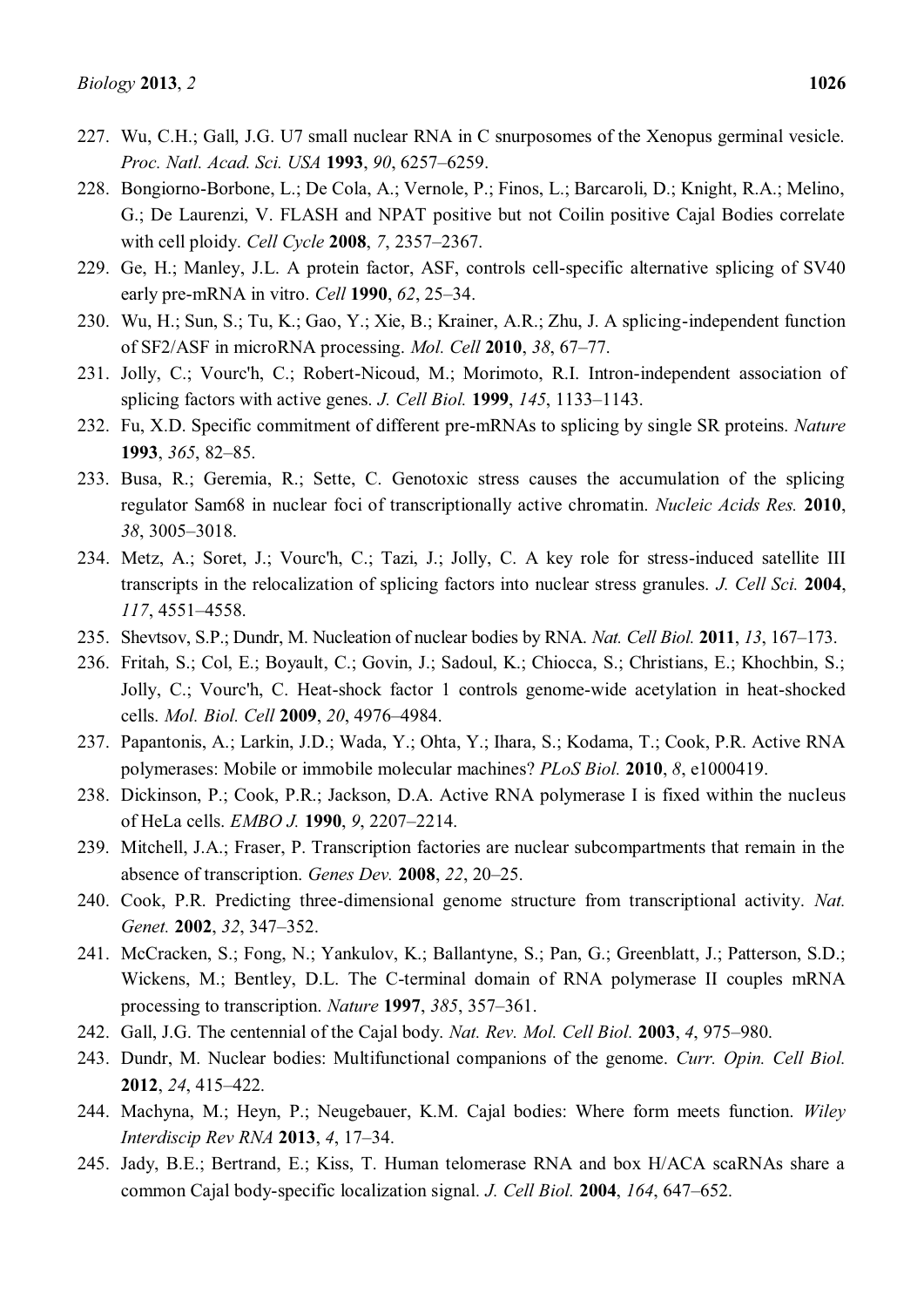227. Wu, C.H.; Gall, J.G. U7 small nuclear RNA in C snurposomes of the Xenopus germinal vesicle. *Proc. Natl. Acad. Sci. USA* **1993**, *90*, 6257–6259.
228. Bongiorno-Borbone, L.; De Cola, A.; Vernole, P.; Finos, L.; Barcaroli, D.; Knight, R.A.; Melino, G.; De Laurenzi, V. FLASH and NPAT positive but not Coilin positive Cajal Bodies correlate with cell ploidy. *Cell Cycle* **2008**, *7*, 2357–2367.
229. Ge, H.; Manley, J.L. A protein factor, ASF, controls cell-specific alternative splicing of SV40 early pre-mRNA in vitro. *Cell* **1990**, *62*, 25–34.
230. Wu, H.; Sun, S.; Tu, K.; Gao, Y.; Xie, B.; Krainer, A.R.; Zhu, J. A splicing-independent function of SF2/ASF in microRNA processing. *Mol. Cell* **2010**, *38*, 67–77.
231. Jolly, C.; Vourc'h, C.; Robert-Nicoud, M.; Morimoto, R.I. Intron-independent association of splicing factors with active genes. *J. Cell Biol.* **1999**, *145*, 1133–1143.
232. Fu, X.D. Specific commitment of different pre-mRNAs to splicing by single SR proteins. *Nature* **1993**, *365*, 82–85.
233. Busa, R.; Geremia, R.; Sette, C. Genotoxic stress causes the accumulation of the splicing regulator Sam68 in nuclear foci of transcriptionally active chromatin. *Nucleic Acids Res.* **2010**, *38*, 3005–3018.
234. Metz, A.; Soret, J.; Vourc'h, C.; Tazi, J.; Jolly, C. A key role for stress-induced satellite III transcripts in the relocalization of splicing factors into nuclear stress granules. *J. Cell Sci.* **2004**, *117*, 4551–4558.
235. Shevtsov, S.P.; Dundr, M. Nucleation of nuclear bodies by RNA. *Nat. Cell Biol.* **2011**, *13*, 167–173.
236. Fritah, S.; Col, E.; Boyault, C.; Govin, J.; Sadoul, K.; Chiocca, S.; Christians, E.; Khochbin, S.; Jolly, C.; Vourc'h, C. Heat-shock factor 1 controls genome-wide acetylation in heat-shocked cells. *Mol. Biol. Cell* **2009**, *20*, 4976–4984.
237. Papantonis, A.; Larkin, J.D.; Wada, Y.; Ohta, Y.; Ihara, S.; Kodama, T.; Cook, P.R. Active RNA polymerases: Mobile or immobile molecular machines? *PLoS Biol.* **2010**, *8*, e1000419.
238. Dickinson, P.; Cook, P.R.; Jackson, D.A. Active RNA polymerase I is fixed within the nucleus of HeLa cells. *EMBO J.* **1990**, *9*, 2207–2214.
239. Mitchell, J.A.; Fraser, P. Transcription factories are nuclear subcompartments that remain in the absence of transcription. *Genes Dev.* **2008**, *22*, 20–25.
240. Cook, P.R. Predicting three-dimensional genome structure from transcriptional activity. *Nat. Genet.* **2002**, *32*, 347–352.
241. McCracken, S.; Fong, N.; Yankulov, K.; Ballantyne, S.; Pan, G.; Greenblatt, J.; Patterson, S.D.; Wickens, M.; Bentley, D.L. The C-terminal domain of RNA polymerase II couples mRNA processing to transcription. *Nature* **1997**, *385*, 357–361.
242. Gall, J.G. The centennial of the Cajal body. *Nat. Rev. Mol. Cell Biol.* **2003**, *4*, 975–980.
243. Dundr, M. Nuclear bodies: Multifunctional companions of the genome. *Curr. Opin. Cell Biol.* **2012**, *24*, 415–422.
244. Machyna, M.; Heyn, P.; Neugebauer, K.M. Cajal bodies: Where form meets function. *Wiley Interdiscip Rev RNA* **2013**, *4*, 17–34.
245. Jady, B.E.; Bertrand, E.; Kiss, T. Human telomerase RNA and box H/ACA scaRNAs share a common Cajal body-specific localization signal. *J. Cell Biol.* **2004**, *164*, 647–652.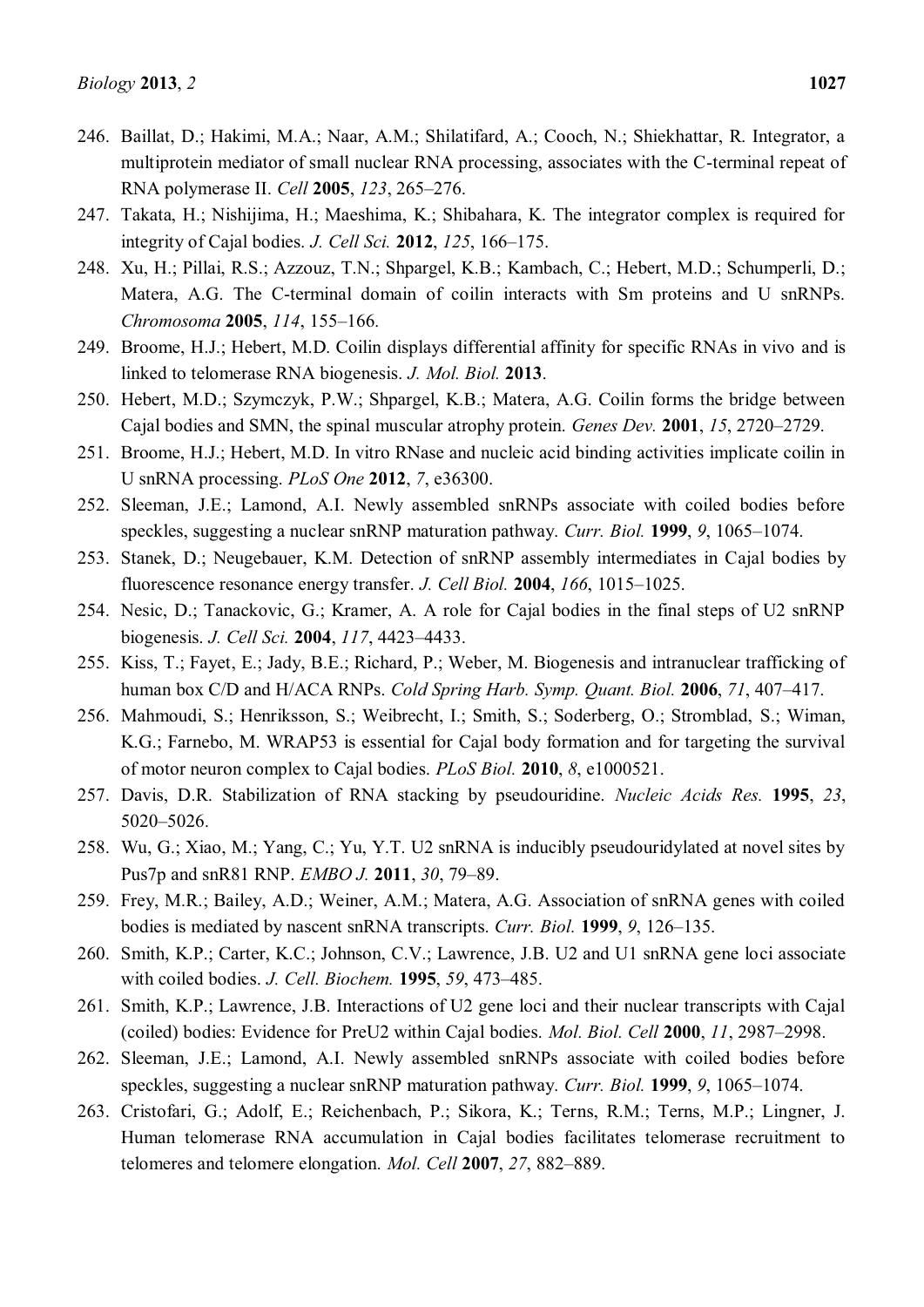246. Baillat, D.; Hakimi, M.A.; Naar, A.M.; Shilatifard, A.; Cooch, N.; Shiekhattar, R. Integrator, a multiprotein mediator of small nuclear RNA processing, associates with the C-terminal repeat of RNA polymerase II. *Cell* **2005**, *123*, 265–276.
247. Takata, H.; Nishijima, H.; Maeshima, K.; Shibahara, K. The integrator complex is required for integrity of Cajal bodies. *J. Cell Sci.* **2012**, *125*, 166–175.
248. Xu, H.; Pillai, R.S.; Azzouz, T.N.; Shpargel, K.B.; Kambach, C.; Hebert, M.D.; Schumperli, D.; Matera, A.G. The C-terminal domain of coilin interacts with Sm proteins and U snRNPs. *Chromosoma* **2005**, *114*, 155–166.
249. Broome, H.J.; Hebert, M.D. Coilin displays differential affinity for specific RNAs in vivo and is linked to telomerase RNA biogenesis. *J. Mol. Biol.* **2013**.
250. Hebert, M.D.; Szymczyk, P.W.; Shpargel, K.B.; Matera, A.G. Coilin forms the bridge between Cajal bodies and SMN, the spinal muscular atrophy protein. *Genes Dev.* **2001**, *15*, 2720–2729.
251. Broome, H.J.; Hebert, M.D. In vitro RNase and nucleic acid binding activities implicate coilin in U snRNA processing. *PLoS One* **2012**, *7*, e36300.
252. Sleeman, J.E.; Lamond, A.I. Newly assembled snRNPs associate with coiled bodies before speckles, suggesting a nuclear snRNP maturation pathway. *Curr. Biol.* **1999**, *9*, 1065–1074.
253. Stanek, D.; Neugebauer, K.M. Detection of snRNP assembly intermediates in Cajal bodies by fluorescence resonance energy transfer. *J. Cell Biol.* **2004**, *166*, 1015–1025.
254. Nesic, D.; Tanackovic, G.; Kramer, A. A role for Cajal bodies in the final steps of U2 snRNP biogenesis. *J. Cell Sci.* **2004**, *117*, 4423–4433.
255. Kiss, T.; Fayet, E.; Jady, B.E.; Richard, P.; Weber, M. Biogenesis and intranuclear trafficking of human box C/D and H/ACA RNPs. *Cold Spring Harb. Symp. Quant. Biol.* **2006**, *71*, 407–417.
256. Mahmoudi, S.; Henriksson, S.; Weibrecht, I.; Smith, S.; Soderberg, O.; Stromblad, S.; Wiman, K.G.; Farnebo, M. WRAP53 is essential for Cajal body formation and for targeting the survival of motor neuron complex to Cajal bodies. *PLoS Biol.* **2010**, *8*, e1000521.
257. Davis, D.R. Stabilization of RNA stacking by pseudouridine. *Nucleic Acids Res.* **1995**, *23*, 5020–5026.
258. Wu, G.; Xiao, M.; Yang, C.; Yu, Y.T. U2 snRNA is inducibly pseudouridylated at novel sites by Pus7p and snR81 RNP. *EMBO J.* **2011**, *30*, 79–89.
259. Frey, M.R.; Bailey, A.D.; Weiner, A.M.; Matera, A.G. Association of snRNA genes with coiled bodies is mediated by nascent snRNA transcripts. *Curr. Biol.* **1999**, *9*, 126–135.
260. Smith, K.P.; Carter, K.C.; Johnson, C.V.; Lawrence, J.B. U2 and U1 snRNA gene loci associate with coiled bodies. *J. Cell. Biochem.* **1995**, *59*, 473–485.
261. Smith, K.P.; Lawrence, J.B. Interactions of U2 gene loci and their nuclear transcripts with Cajal (coiled) bodies: Evidence for PreU2 within Cajal bodies. *Mol. Biol. Cell* **2000**, *11*, 2987–2998.
262. Sleeman, J.E.; Lamond, A.I. Newly assembled snRNPs associate with coiled bodies before speckles, suggesting a nuclear snRNP maturation pathway. *Curr. Biol.* **1999**, *9*, 1065–1074.
263. Cristofari, G.; Adolf, E.; Reichenbach, P.; Sikora, K.; Terns, R.M.; Terns, M.P.; Lingner, J. Human telomerase RNA accumulation in Cajal bodies facilitates telomerase recruitment to telomeres and telomere elongation. *Mol. Cell* **2007**, *27*, 882–889.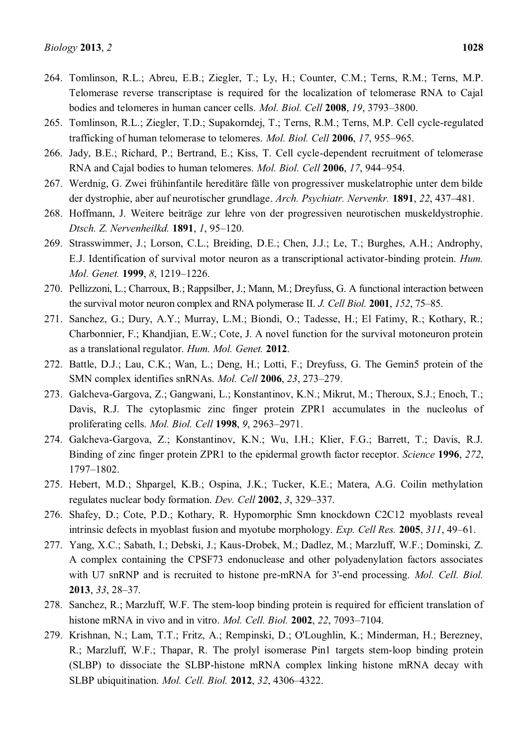264. Tomlinson, R.L.; Abreu, E.B.; Ziegler, T.; Ly, H.; Counter, C.M.; Terns, R.M.; Terns, M.P. Telomerase reverse transcriptase is required for the localization of telomerase RNA to Cajal bodies and telomeres in human cancer cells. *Mol. Biol. Cell* **2008**, *19*, 3793–3800.
265. Tomlinson, R.L.; Ziegler, T.D.; Supakorndej, T.; Terns, R.M.; Terns, M.P. Cell cycle-regulated trafficking of human telomerase to telomeres. *Mol. Biol. Cell* **2006**, *17*, 955–965.
266. Jady, B.E.; Richard, P.; Bertrand, E.; Kiss, T. Cell cycle-dependent recruitment of telomerase RNA and Cajal bodies to human telomeres. *Mol. Biol. Cell* **2006**, *17*, 944–954.
267. Werdnig, G. Zwei frühinfantile hereditäre fälle von progressiver muskelatrophie unter dem bilde der dystrophie, aber auf neurotischer grundlage. *Arch. Psychiatr. Nervenkr.* **1891**, *22*, 437–481.
268. Hoffmann, J. Weitere beiträge zur lehre von der progressiven neurotischen muskeldystrophie. *Dtsch. Z. Nervenheilkd.* **1891**, *1*, 95–120.
269. Strasswimmer, J.; Lorson, C.L.; Breiding, D.E.; Chen, J.J.; Le, T.; Burghes, A.H.; Androphy, E.J. Identification of survival motor neuron as a transcriptional activator-binding protein. *Hum. Mol. Genet.* **1999**, *8*, 1219–1226.
270. Pellizzoni, L.; Charroux, B.; Rappsilber, J.; Mann, M.; Dreyfuss, G. A functional interaction between the survival motor neuron complex and RNA polymerase II. *J. Cell Biol.* **2001**, *152*, 75–85.
271. Sanchez, G.; Dury, A.Y.; Murray, L.M.; Biondi, O.; Tadesse, H.; El Fatimy, R.; Kothary, R.; Charbonnier, F.; Khandjian, E.W.; Cote, J. A novel function for the survival motoneuron protein as a translational regulator. *Hum. Mol. Genet.* **2012**.
272. Battle, D.J.; Lau, C.K.; Wan, L.; Deng, H.; Lotti, F.; Dreyfuss, G. The Gemin5 protein of the SMN complex identifies snRNAs. *Mol. Cell* **2006**, *23*, 273–279.
273. Galcheva-Gargova, Z.; Gangwani, L.; Konstantinov, K.N.; Mikrut, M.; Theroux, S.J.; Enoch, T.; Davis, R.J. The cytoplasmic zinc finger protein ZPR1 accumulates in the nucleolus of proliferating cells. *Mol. Biol. Cell* **1998**, *9*, 2963–2971.
274. Galcheva-Gargova, Z.; Konstantinov, K.N.; Wu, I.H.; Klier, F.G.; Barrett, T.; Davis, R.J. Binding of zinc finger protein ZPR1 to the epidermal growth factor receptor. *Science* **1996**, *272*, 1797–1802.
275. Hebert, M.D.; Shpargel, K.B.; Ospina, J.K.; Tucker, K.E.; Matera, A.G. Coilin methylation regulates nuclear body formation. *Dev. Cell* **2002**, *3*, 329–337.
276. Shafey, D.; Cote, P.D.; Kothary, R. Hypomorphic Smn knockdown C2C12 myoblasts reveal intrinsic defects in myoblast fusion and myotube morphology. *Exp. Cell Res.* **2005**, *311*, 49–61.
277. Yang, X.C.; Sabath, I.; Debski, J.; Kaus-Drobek, M.; Dadlez, M.; Marzluff, W.F.; Dominski, Z. A complex containing the CPSF73 endonuclease and other polyadenylation factors associates with U7 snRNP and is recruited to histone pre-mRNA for 3'-end processing. *Mol. Cell. Biol.* **2013**, *33*, 28–37.
278. Sanchez, R.; Marzluff, W.F. The stem-loop binding protein is required for efficient translation of histone mRNA in vivo and in vitro. *Mol. Cell. Biol.* **2002**, *22*, 7093–7104.
279. Krishnan, N.; Lam, T.T.; Fritz, A.; Rempinski, D.; O'Loughlin, K.; Minderman, H.; Berezney, R.; Marzluff, W.F.; Thapar, R. The prolyl isomerase Pin1 targets stem-loop binding protein (SLBP) to dissociate the SLBP-histone mRNA complex linking histone mRNA decay with SLBP ubiquitination. *Mol. Cell. Biol.* **2012**, *32*, 4306–4322.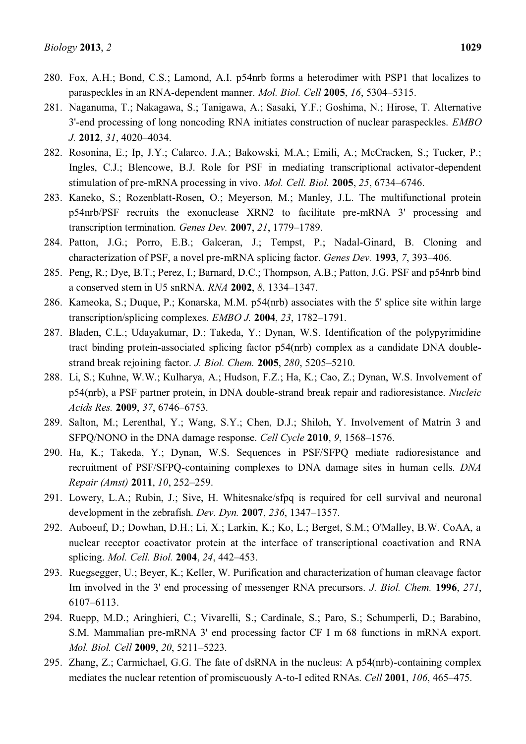280. Fox, A.H.; Bond, C.S.; Lamond, A.I. p54nrb forms a heterodimer with PSP1 that localizes to paraspeckles in an RNA-dependent manner. *Mol. Biol. Cell* **2005**, *16*, 5304–5315.
281. Naganuma, T.; Nakagawa, S.; Tanigawa, A.; Sasaki, Y.F.; Goshima, N.; Hirose, T. Alternative 3'-end processing of long noncoding RNA initiates construction of nuclear paraspeckles. *EMBO J.* **2012**, *31*, 4020–4034.
282. Rosonina, E.; Ip, J.Y.; Calarco, J.A.; Bakowski, M.A.; Emili, A.; McCracken, S.; Tucker, P.; Ingles, C.J.; Blencowe, B.J. Role for PSF in mediating transcriptional activator-dependent stimulation of pre-mRNA processing in vivo. *Mol. Cell. Biol.* **2005**, *25*, 6734–6746.
283. Kaneko, S.; Rozenblatt-Rosen, O.; Meyerson, M.; Manley, J.L. The multifunctional protein p54nrb/PSF recruits the exonuclease XRN2 to facilitate pre-mRNA 3' processing and transcription termination. *Genes Dev.* **2007**, *21*, 1779–1789.
284. Patton, J.G.; Porro, E.B.; Galceran, J.; Tempst, P.; Nadal-Ginard, B. Cloning and characterization of PSF, a novel pre-mRNA splicing factor. *Genes Dev.* **1993**, *7*, 393–406.
285. Peng, R.; Dye, B.T.; Perez, I.; Barnard, D.C.; Thompson, A.B.; Patton, J.G. PSF and p54nrb bind a conserved stem in U5 snRNA. *RNA* **2002**, *8*, 1334–1347.
286. Kameoka, S.; Duque, P.; Konarska, M.M. p54(nrb) associates with the 5' splice site within large transcription/splicing complexes. *EMBO J.* **2004**, *23*, 1782–1791.
287. Bladen, C.L.; Udayakumar, D.; Takeda, Y.; Dynan, W.S. Identification of the polypyrimidine tract binding protein-associated splicing factor p54(nrb) complex as a candidate DNA double-strand break rejoining factor. *J. Biol. Chem.* **2005**, *280*, 5205–5210.
288. Li, S.; Kuhne, W.W.; Kulharya, A.; Hudson, F.Z.; Ha, K.; Cao, Z.; Dynan, W.S. Involvement of p54(nrb), a PSF partner protein, in DNA double-strand break repair and radioresistance. *Nucleic Acids Res.* **2009**, *37*, 6746–6753.
289. Salton, M.; Lerenthal, Y.; Wang, S.Y.; Chen, D.J.; Shiloh, Y. Involvement of Matrin 3 and SFPQ/NONO in the DNA damage response. *Cell Cycle* **2010**, *9*, 1568–1576.
290. Ha, K.; Takeda, Y.; Dynan, W.S. Sequences in PSF/SFPQ mediate radioresistance and recruitment of PSF/SFPQ-containing complexes to DNA damage sites in human cells. *DNA Repair (Amst)* **2011**, *10*, 252–259.
291. Lowery, L.A.; Rubin, J.; Sive, H. Whitesnake/sfpq is required for cell survival and neuronal development in the zebrafish. *Dev. Dyn.* **2007**, *236*, 1347–1357.
292. Auboeuf, D.; Dowhan, D.H.; Li, X.; Larkin, K.; Ko, L.; Berget, S.M.; O'Malley, B.W. CoAA, a nuclear receptor coactivator protein at the interface of transcriptional coactivation and RNA splicing. *Mol. Cell. Biol.* **2004**, *24*, 442–453.
293. Ruegsegger, U.; Beyer, K.; Keller, W. Purification and characterization of human cleavage factor Im involved in the 3' end processing of messenger RNA precursors. *J. Biol. Chem.* **1996**, *271*, 6107–6113.
294. Ruepp, M.D.; Aringhieri, C.; Vivarelli, S.; Cardinale, S.; Paro, S.; Schumperli, D.; Barabino, S.M. Mammalian pre-mRNA 3' end processing factor CF I m 68 functions in mRNA export. *Mol. Biol. Cell* **2009**, *20*, 5211–5223.
295. Zhang, Z.; Carmichael, G.G. The fate of dsRNA in the nucleus: A p54(nrb)-containing complex mediates the nuclear retention of promiscuously A-to-I edited RNAs. *Cell* **2001**, *106*, 465–475.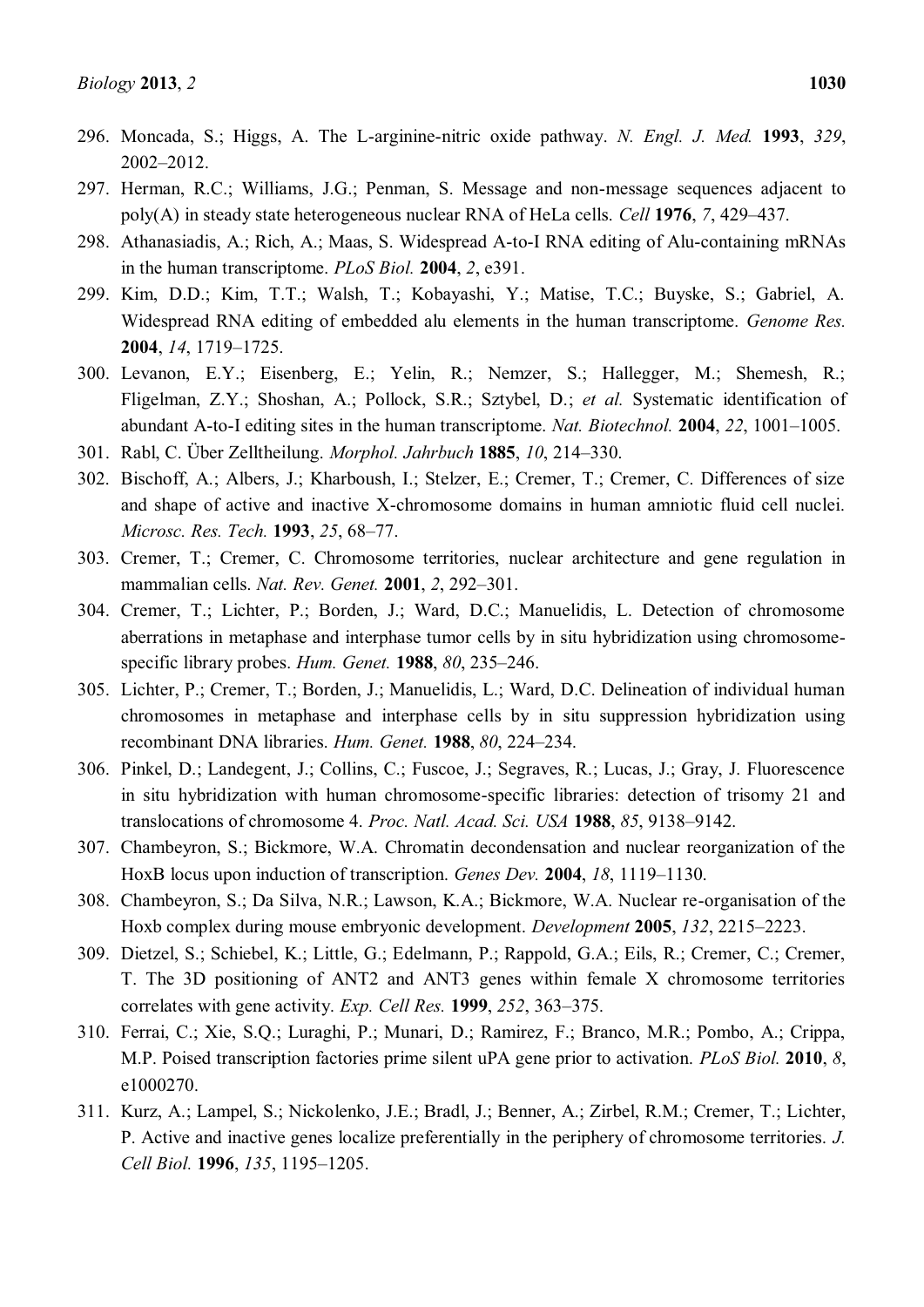296. Moncada, S.; Higgs, A. The L-arginine-nitric oxide pathway. *N. Engl. J. Med.* **1993**, *329*, 2002–2012.
297. Herman, R.C.; Williams, J.G.; Penman, S. Message and non-message sequences adjacent to poly(A) in steady state heterogeneous nuclear RNA of HeLa cells. *Cell* **1976**, *7*, 429–437.
298. Athanasiadis, A.; Rich, A.; Maas, S. Widespread A-to-I RNA editing of Alu-containing mRNAs in the human transcriptome. *PLoS Biol.* **2004**, *2*, e391.
299. Kim, D.D.; Kim, T.T.; Walsh, T.; Kobayashi, Y.; Matise, T.C.; Buyske, S.; Gabriel, A. Widespread RNA editing of embedded alu elements in the human transcriptome. *Genome Res.* **2004**, *14*, 1719–1725.
300. Levanon, E.Y.; Eisenberg, E.; Yelin, R.; Nemzer, S.; Hallegger, M.; Shemesh, R.; Fligelman, Z.Y.; Shoshan, A.; Pollock, S.R.; Sztybel, D.; *et al.* Systematic identification of abundant A-to-I editing sites in the human transcriptome. *Nat. Biotechnol.* **2004**, *22*, 1001–1005.
301. Rabl, C. Über Zelltheilung. *Morphol. Jahrbuch* **1885**, *10*, 214–330.
302. Bischoff, A.; Albers, J.; Kharboush, I.; Stelzer, E.; Cremer, T.; Cremer, C. Differences of size and shape of active and inactive X-chromosome domains in human amniotic fluid cell nuclei. *Microsc. Res. Tech.* **1993**, *25*, 68–77.
303. Cremer, T.; Cremer, C. Chromosome territories, nuclear architecture and gene regulation in mammalian cells. *Nat. Rev. Genet.* **2001**, *2*, 292–301.
304. Cremer, T.; Lichter, P.; Borden, J.; Ward, D.C.; Manuelidis, L. Detection of chromosome aberrations in metaphase and interphase tumor cells by in situ hybridization using chromosome-specific library probes. *Hum. Genet.* **1988**, *80*, 235–246.
305. Lichter, P.; Cremer, T.; Borden, J.; Manuelidis, L.; Ward, D.C. Delineation of individual human chromosomes in metaphase and interphase cells by in situ suppression hybridization using recombinant DNA libraries. *Hum. Genet.* **1988**, *80*, 224–234.
306. Pinkel, D.; Landegent, J.; Collins, C.; Fuscoe, J.; Segraves, R.; Lucas, J.; Gray, J. Fluorescence in situ hybridization with human chromosome-specific libraries: detection of trisomy 21 and translocations of chromosome 4. *Proc. Natl. Acad. Sci. USA* **1988**, *85*, 9138–9142.
307. Chambeyron, S.; Bickmore, W.A. Chromatin decondensation and nuclear reorganization of the HoxB locus upon induction of transcription. *Genes Dev.* **2004**, *18*, 1119–1130.
308. Chambeyron, S.; Da Silva, N.R.; Lawson, K.A.; Bickmore, W.A. Nuclear re-organisation of the Hoxb complex during mouse embryonic development. *Development* **2005**, *132*, 2215–2223.
309. Dietzel, S.; Schiebel, K.; Little, G.; Edelmann, P.; Rappold, G.A.; Eils, R.; Cremer, C.; Cremer, T. The 3D positioning of ANT2 and ANT3 genes within female X chromosome territories correlates with gene activity. *Exp. Cell Res.* **1999**, *252*, 363–375.
310. Ferrai, C.; Xie, S.Q.; Luraghi, P.; Munari, D.; Ramirez, F.; Branco, M.R.; Pombo, A.; Crippa, M.P. Poised transcription factories prime silent uPA gene prior to activation. *PLoS Biol.* **2010**, *8*, e1000270.
311. Kurz, A.; Lampel, S.; Nickolenko, J.E.; Bradl, J.; Benner, A.; Zirbel, R.M.; Cremer, T.; Lichter, P. Active and inactive genes localize preferentially in the periphery of chromosome territories. *J. Cell Biol.* **1996**, *135*, 1195–1205.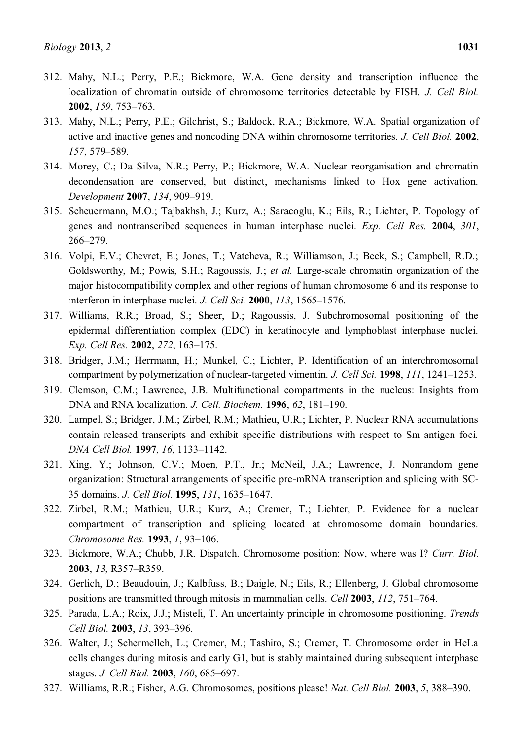312. Mahy, N.L.; Perry, P.E.; Bickmore, W.A. Gene density and transcription influence the localization of chromatin outside of chromosome territories detectable by FISH. *J. Cell Biol.* **2002**, *159*, 753–763.
313. Mahy, N.L.; Perry, P.E.; Gilchrist, S.; Baldock, R.A.; Bickmore, W.A. Spatial organization of active and inactive genes and noncoding DNA within chromosome territories. *J. Cell Biol.* **2002**, *157*, 579–589.
314. Morey, C.; Da Silva, N.R.; Perry, P.; Bickmore, W.A. Nuclear reorganisation and chromatin decondensation are conserved, but distinct, mechanisms linked to Hox gene activation. *Development* **2007**, *134*, 909–919.
315. Scheuermann, M.O.; Tajbakhsh, J.; Kurz, A.; Saracoglu, K.; Eils, R.; Lichter, P. Topology of genes and nontranscribed sequences in human interphase nuclei. *Exp. Cell Res.* **2004**, *301*, 266–279.
316. Volpi, E.V.; Chevret, E.; Jones, T.; Vatcheva, R.; Williamson, J.; Beck, S.; Campbell, R.D.; Goldsworthy, M.; Powis, S.H.; Ragoussis, J.; *et al.* Large-scale chromatin organization of the major histocompatibility complex and other regions of human chromosome 6 and its response to interferon in interphase nuclei. *J. Cell Sci.* **2000**, *113*, 1565–1576.
317. Williams, R.R.; Broad, S.; Sheer, D.; Ragoussis, J. Subchromosomal positioning of the epidermal differentiation complex (EDC) in keratinocyte and lymphoblast interphase nuclei. *Exp. Cell Res.* **2002**, *272*, 163–175.
318. Bridger, J.M.; Herrmann, H.; Munkel, C.; Lichter, P. Identification of an interchromosomal compartment by polymerization of nuclear-targeted vimentin. *J. Cell Sci.* **1998**, *111*, 1241–1253.
319. Clemson, C.M.; Lawrence, J.B. Multifunctional compartments in the nucleus: Insights from DNA and RNA localization. *J. Cell. Biochem.* **1996**, *62*, 181–190.
320. Lampel, S.; Bridger, J.M.; Zirbel, R.M.; Mathieu, U.R.; Lichter, P. Nuclear RNA accumulations contain released transcripts and exhibit specific distributions with respect to Sm antigen foci. *DNA Cell Biol.* **1997**, *16*, 1133–1142.
321. Xing, Y.; Johnson, C.V.; Moen, P.T., Jr.; McNeil, J.A.; Lawrence, J. Nonrandom gene organization: Structural arrangements of specific pre-mRNA transcription and splicing with SC-35 domains. *J. Cell Biol.* **1995**, *131*, 1635–1647.
322. Zirbel, R.M.; Mathieu, U.R.; Kurz, A.; Cremer, T.; Lichter, P. Evidence for a nuclear compartment of transcription and splicing located at chromosome domain boundaries. *Chromosome Res.* **1993**, *1*, 93–106.
323. Bickmore, W.A.; Chubb, J.R. Dispatch. Chromosome position: Now, where was I? *Curr. Biol.* **2003**, *13*, R357–R359.
324. Gerlich, D.; Beaudouin, J.; Kalbfuss, B.; Daigle, N.; Eils, R.; Ellenberg, J. Global chromosome positions are transmitted through mitosis in mammalian cells. *Cell* **2003**, *112*, 751–764.
325. Parada, L.A.; Roix, J.J.; Misteli, T. An uncertainty principle in chromosome positioning. *Trends Cell Biol.* **2003**, *13*, 393–396.
326. Walter, J.; Schermelleh, L.; Cremer, M.; Tashiro, S.; Cremer, T. Chromosome order in HeLa cells changes during mitosis and early G1, but is stably maintained during subsequent interphase stages. *J. Cell Biol.* **2003**, *160*, 685–697.
327. Williams, R.R.; Fisher, A.G. Chromosomes, positions please! *Nat. Cell Biol.* **2003**, *5*, 388–390.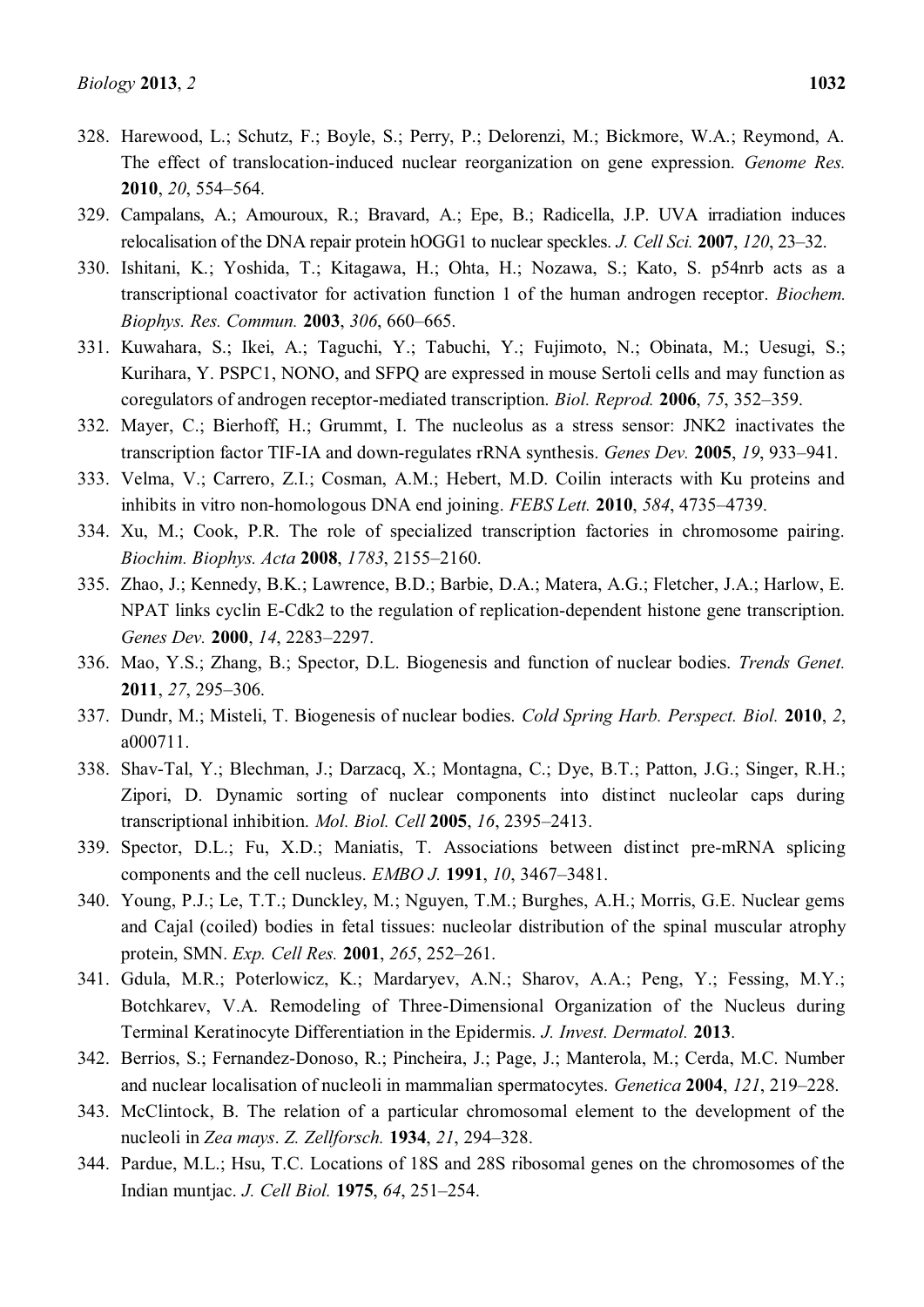328. Harewood, L.; Schutz, F.; Boyle, S.; Perry, P.; Delorenzi, M.; Bickmore, W.A.; Reymond, A. The effect of translocation-induced nuclear reorganization on gene expression. *Genome Res.* **2010**, *20*, 554–564.
329. Campalans, A.; Amouroux, R.; Bravard, A.; Epe, B.; Radicella, J.P. UVA irradiation induces relocalisation of the DNA repair protein hOGG1 to nuclear speckles. *J. Cell Sci.* **2007**, *120*, 23–32.
330. Ishitani, K.; Yoshida, T.; Kitagawa, H.; Ohta, H.; Nozawa, S.; Kato, S. p54nrb acts as a transcriptional coactivator for activation function 1 of the human androgen receptor. *Biochem. Biophys. Res. Commun.* **2003**, *306*, 660–665.
331. Kuwahara, S.; Ikei, A.; Taguchi, Y.; Tabuchi, Y.; Fujimoto, N.; Obinata, M.; Uesugi, S.; Kurihara, Y. PSPC1, NONO, and SFPQ are expressed in mouse Sertoli cells and may function as coregulators of androgen receptor-mediated transcription. *Biol. Reprod.* **2006**, *75*, 352–359.
332. Mayer, C.; Bierhoff, H.; Grummt, I. The nucleolus as a stress sensor: JNK2 inactivates the transcription factor TIF-IA and down-regulates rRNA synthesis. *Genes Dev.* **2005**, *19*, 933–941.
333. Velma, V.; Carrero, Z.I.; Cosman, A.M.; Hebert, M.D. Coilin interacts with Ku proteins and inhibits in vitro non-homologous DNA end joining. *FEBS Lett.* **2010**, *584*, 4735–4739.
334. Xu, M.; Cook, P.R. The role of specialized transcription factories in chromosome pairing. *Biochim. Biophys. Acta* **2008**, *1783*, 2155–2160.
335. Zhao, J.; Kennedy, B.K.; Lawrence, B.D.; Barbie, D.A.; Matera, A.G.; Fletcher, J.A.; Harlow, E. NPAT links cyclin E-Cdk2 to the regulation of replication-dependent histone gene transcription. *Genes Dev.* **2000**, *14*, 2283–2297.
336. Mao, Y.S.; Zhang, B.; Spector, D.L. Biogenesis and function of nuclear bodies. *Trends Genet.* **2011**, *27*, 295–306.
337. Dundr, M.; Misteli, T. Biogenesis of nuclear bodies. *Cold Spring Harb. Perspect. Biol.* **2010**, *2*, a000711.
338. Shav-Tal, Y.; Blechman, J.; Darzacq, X.; Montagna, C.; Dye, B.T.; Patton, J.G.; Singer, R.H.; Zipori, D. Dynamic sorting of nuclear components into distinct nucleolar caps during transcriptional inhibition. *Mol. Biol. Cell* **2005**, *16*, 2395–2413.
339. Spector, D.L.; Fu, X.D.; Maniatis, T. Associations between distinct pre-mRNA splicing components and the cell nucleus. *EMBO J.* **1991**, *10*, 3467–3481.
340. Young, P.J.; Le, T.T.; Dunckley, M.; Nguyen, T.M.; Burghes, A.H.; Morris, G.E. Nuclear gems and Cajal (coiled) bodies in fetal tissues: nucleolar distribution of the spinal muscular atrophy protein, SMN. *Exp. Cell Res.* **2001**, *265*, 252–261.
341. Gdula, M.R.; Poterlowicz, K.; Mardaryev, A.N.; Sharov, A.A.; Peng, Y.; Fessing, M.Y.; Botchkarev, V.A. Remodeling of Three-Dimensional Organization of the Nucleus during Terminal Keratinocyte Differentiation in the Epidermis. *J. Invest. Dermatol.* **2013**.
342. Berrios, S.; Fernandez-Donoso, R.; Pincheira, J.; Page, J.; Manterola, M.; Cerda, M.C. Number and nuclear localisation of nucleoli in mammalian spermatocytes. *Genetica* **2004**, *121*, 219–228.
343. McClintock, B. The relation of a particular chromosomal element to the development of the nucleoli in *Zea mays*. *Z. Zellforsch.* **1934**, *21*, 294–328.
344. Pardue, M.L.; Hsu, T.C. Locations of 18S and 28S ribosomal genes on the chromosomes of the Indian muntjac. *J. Cell Biol.* **1975**, *64*, 251–254.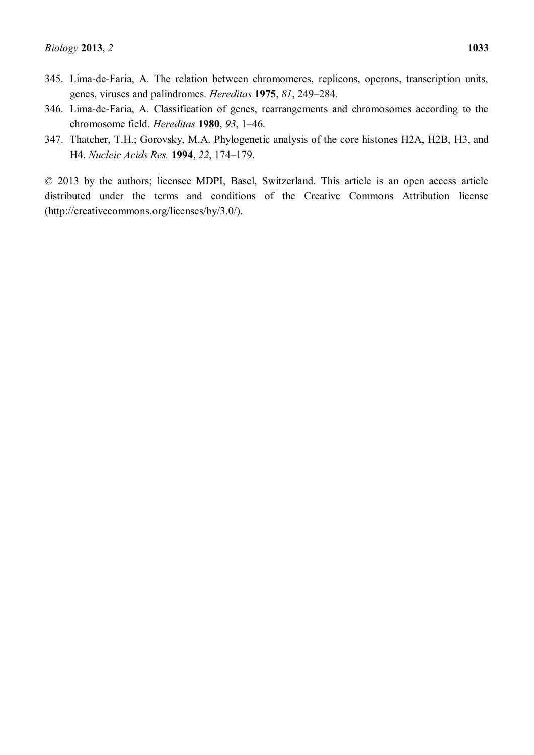345. Lima-de-Faria, A. The relation between chromomeres, replicons, operons, transcription units, genes, viruses and palindromes. *Hereditas* **1975**, *81*, 249–284.
346. Lima-de-Faria, A. Classification of genes, rearrangements and chromosomes according to the chromosome field. *Hereditas* **1980**, *93*, 1–46.
347. Thatcher, T.H.; Gorovsky, M.A. Phylogenetic analysis of the core histones H2A, H2B, H3, and H4. *Nucleic Acids Res.* **1994**, *22*, 174–179.

© 2013 by the authors; licensee MDPI, Basel, Switzerland. This article is an open access article distributed under the terms and conditions of the Creative Commons Attribution license (http://creativecommons.org/licenses/by/3.0/).